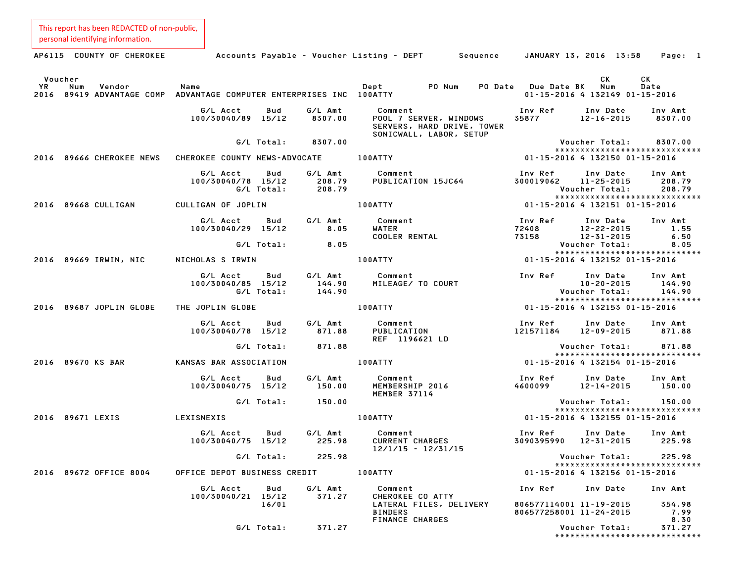This report has been REDACTED of non-public, personal identifying information.

AP6115 COUNTY OF CHEROKEE    Accounts Payable - Voucher Listing - DEPT    Sequence    JANUARY 13, 2016 13:58

| Voucher YR | Num | Vendor | Name | Dept | PO Num | PO Date | Due Date | BK | CK Num | CK Date |
|---|---|---|---|---|---|---|---|---|---|---|
| 2016 | 89419 | ADVANTAGE COMP | ADVANTAGE COMPUTER ENTERPRISES INC | 100ATTY | | | 01-15-2016 | 4 | 132149 | 01-15-2016 |

| G/L Acct | Bud | G/L Amt | Comment | Inv Ref | Inv Date | Inv Amt |
|---|---|---|---|---|---|---|
| 100/30040/89 | 15/12 | 8307.00 | POOL 7 SERVER, WINDOWS SERVERS, HARD DRIVE, TOWER SONICWALL, LABOR, SETUP | 35877 | 12-16-2015 | 8307.00 |
| G/L Total: | | 8307.00 | | | Voucher Total: | 8307.00 |

| Voucher YR | Num | Vendor | Name | Dept | PO Num | PO Date | Due Date | BK | CK Num | CK Date |
|---|---|---|---|---|---|---|---|---|---|---|
| 2016 | 89666 | CHEROKEE NEWS | CHEROKEE COUNTY NEWS-ADVOCATE | 100ATTY | | | 01-15-2016 | 4 | 132150 | 01-15-2016 |

| G/L Acct | Bud | G/L Amt | Comment | Inv Ref | Inv Date | Inv Amt |
|---|---|---|---|---|---|---|
| 100/30040/78 | 15/12 | 208.79 | PUBLICATION 15JC64 | 300019062 | 11-25-2015 | 208.79 |
| G/L Total: | | 208.79 | | | Voucher Total: | 208.79 |

| Voucher YR | Num | Vendor | Name | Dept | PO Num | PO Date | Due Date | BK | CK Num | CK Date |
|---|---|---|---|---|---|---|---|---|---|---|
| 2016 | 89668 | CULLIGAN | CULLIGAN OF JOPLIN | 100ATTY | | | 01-15-2016 | 4 | 132151 | 01-15-2016 |

| G/L Acct | Bud | G/L Amt | Comment | Inv Ref | Inv Date | Inv Amt |
|---|---|---|---|---|---|---|
| 100/30040/29 | 15/12 | 8.05 | WATER | 72408 | 12-22-2015 | 1.55 |
| | | | COOLER RENTAL | 73158 | 12-31-2015 | 6.50 |
| G/L Total: | | 8.05 | | | Voucher Total: | 8.05 |

| Voucher YR | Num | Vendor | Name | Dept | PO Num | PO Date | Due Date | BK | CK Num | CK Date |
|---|---|---|---|---|---|---|---|---|---|---|
| 2016 | 89669 | IRWIN, NIC | NICHOLAS S IRWIN | 100ATTY | | | 01-15-2016 | 4 | 132152 | 01-15-2016 |

| G/L Acct | Bud | G/L Amt | Comment | Inv Ref | Inv Date | Inv Amt |
|---|---|---|---|---|---|---|
| 100/30040/85 | 15/12 | 144.90 | MILEAGE/ TO COURT | | 10-20-2015 | 144.90 |
| G/L Total: | | 144.90 | | | Voucher Total: | 144.90 |

| Voucher YR | Num | Vendor | Name | Dept | PO Num | PO Date | Due Date | BK | CK Num | CK Date |
|---|---|---|---|---|---|---|---|---|---|---|
| 2016 | 89687 | JOPLIN GLOBE | THE JOPLIN GLOBE | 100ATTY | | | 01-15-2016 | 4 | 132153 | 01-15-2016 |

| G/L Acct | Bud | G/L Amt | Comment | Inv Ref | Inv Date | Inv Amt |
|---|---|---|---|---|---|---|
| 100/30040/78 | 15/12 | 871.88 | PUBLICATION REF 1196621 LD | 121571184 | 12-09-2015 | 871.88 |
| G/L Total: | | 871.88 | | | Voucher Total: | 871.88 |

| Voucher YR | Num | Vendor | Name | Dept | PO Num | PO Date | Due Date | BK | CK Num | CK Date |
|---|---|---|---|---|---|---|---|---|---|---|
| 2016 | 89670 | KS BAR | KANSAS BAR ASSOCIATION | 100ATTY | | | 01-15-2016 | 4 | 132154 | 01-15-2016 |

| G/L Acct | Bud | G/L Amt | Comment | Inv Ref | Inv Date | Inv Amt |
|---|---|---|---|---|---|---|
| 100/30040/75 | 15/12 | 150.00 | MEMBERSHIP 2016 MEMBER 37114 | 4600099 | 12-14-2015 | 150.00 |
| G/L Total: | | 150.00 | | | Voucher Total: | 150.00 |

| Voucher YR | Num | Vendor | Name | Dept | PO Num | PO Date | Due Date | BK | CK Num | CK Date |
|---|---|---|---|---|---|---|---|---|---|---|
| 2016 | 89671 | LEXIS | LEXISNEXIS | 100ATTY | | | 01-15-2016 | 4 | 132155 | 01-15-2016 |

| G/L Acct | Bud | G/L Amt | Comment | Inv Ref | Inv Date | Inv Amt |
|---|---|---|---|---|---|---|
| 100/30040/75 | 15/12 | 225.98 | CURRENT CHARGES 12/1/15 - 12/31/15 | 3090395990 | 12-31-2015 | 225.98 |
| G/L Total: | | 225.98 | | | Voucher Total: | 225.98 |

| Voucher YR | Num | Vendor | Name | Dept | PO Num | PO Date | Due Date | BK | CK Num | CK Date |
|---|---|---|---|---|---|---|---|---|---|---|
| 2016 | 89672 | OFFICE 8004 | OFFICE DEPOT BUSINESS CREDIT | 100ATTY | | | 01-15-2016 | 4 | 132156 | 01-15-2016 |

| G/L Acct | Bud | G/L Amt | Comment | Inv Ref | Inv Date | Inv Amt |
|---|---|---|---|---|---|---|
| 100/30040/21 | 15/12 | 371.27 | CHEROKEE CO ATTY | | | |
| | 16/01 | | LATERAL FILES, DELIVERY | 806577114001 | 11-19-2015 | 354.98 |
| | | | BINDERS | 806577258001 | 11-24-2015 | 7.99 |
| | | | FINANCE CHARGES | | | 8.30 |
| G/L Total: | | 371.27 | | | Voucher Total: | 371.27 |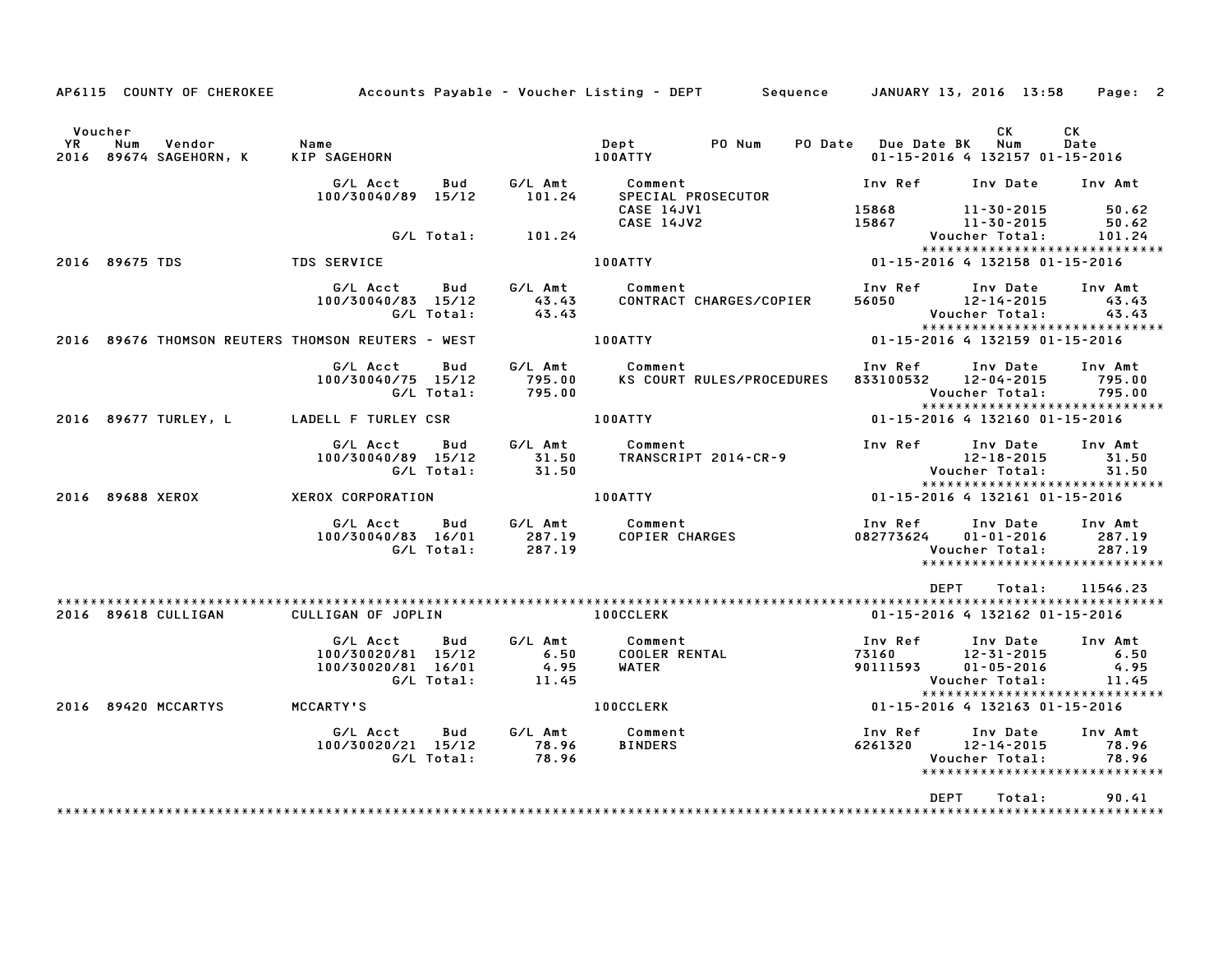AP6115 COUNTY OF CHEROKEE — Accounts Payable - Voucher Listing - DEPT — Sequence — JANUARY 13, 2016 13:58

| Voucher YR | Num | Vendor | Name | Dept | PO Num | PO Date | Due Date | BK | CK Num | CK Date |
|---|---|---|---|---|---|---|---|---|---|---|
| 2016 | 89674 | SAGEHORN, K | KIP SAGEHORN | 100ATTY | | | 01-15-2016 | 4 | 132157 | 01-15-2016 |

| G/L Acct | Bud | G/L Amt | Comment | Inv Ref | Inv Date | Inv Amt |
|---|---|---|---|---|---|---|
| 100/30040/89 | 15/12 | 101.24 | SPECIAL PROSECUTOR | | | |
| | | | CASE 14JV1 | 15868 | 11-30-2015 | 50.62 |
| | | | CASE 14JV2 | 15867 | 11-30-2015 | 50.62 |
| | G/L Total: | 101.24 | | | Voucher Total: | 101.24 |

| Voucher YR | Num | Vendor | Name | Dept | Due Date | BK | CK Num | CK Date |
|---|---|---|---|---|---|---|---|---|
| 2016 | 89675 | TDS | TDS SERVICE | 100ATTY | 01-15-2016 | 4 | 132158 | 01-15-2016 |

| G/L Acct | Bud | G/L Amt | Comment | Inv Ref | Inv Date | Inv Amt |
|---|---|---|---|---|---|---|
| 100/30040/83 | 15/12 | 43.43 | CONTRACT CHARGES/COPIER | 56050 | 12-14-2015 | 43.43 |
| | G/L Total: | 43.43 | | | Voucher Total: | 43.43 |

| Voucher YR | Num | Vendor | Name | Dept | Due Date | BK | CK Num | CK Date |
|---|---|---|---|---|---|---|---|---|
| 2016 | 89676 | THOMSON REUTERS | THOMSON REUTERS - WEST | 100ATTY | 01-15-2016 | 4 | 132159 | 01-15-2016 |

| G/L Acct | Bud | G/L Amt | Comment | Inv Ref | Inv Date | Inv Amt |
|---|---|---|---|---|---|---|
| 100/30040/75 | 15/12 | 795.00 | KS COURT RULES/PROCEDURES | 833100532 | 12-04-2015 | 795.00 |
| | G/L Total: | 795.00 | | | Voucher Total: | 795.00 |

| Voucher YR | Num | Vendor | Name | Dept | Due Date | BK | CK Num | CK Date |
|---|---|---|---|---|---|---|---|---|
| 2016 | 89677 | TURLEY, L | LADELL F TURLEY CSR | 100ATTY | 01-15-2016 | 4 | 132160 | 01-15-2016 |

| G/L Acct | Bud | G/L Amt | Comment | Inv Ref | Inv Date | Inv Amt |
|---|---|---|---|---|---|---|
| 100/30040/89 | 15/12 | 31.50 | TRANSCRIPT 2014-CR-9 | | 12-18-2015 | 31.50 |
| | G/L Total: | 31.50 | | | Voucher Total: | 31.50 |

| Voucher YR | Num | Vendor | Name | Dept | Due Date | BK | CK Num | CK Date |
|---|---|---|---|---|---|---|---|---|
| 2016 | 89688 | XEROX | XEROX CORPORATION | 100ATTY | 01-15-2016 | 4 | 132161 | 01-15-2016 |

| G/L Acct | Bud | G/L Amt | Comment | Inv Ref | Inv Date | Inv Amt |
|---|---|---|---|---|---|---|
| 100/30040/83 | 16/01 | 287.19 | COPIER CHARGES | 082773624 | 01-01-2016 | 287.19 |
| | G/L Total: | 287.19 | | | Voucher Total: | 287.19 |

DEPT Total: 11546.23

| Voucher YR | Num | Vendor | Name | Dept | Due Date | BK | CK Num | CK Date |
|---|---|---|---|---|---|---|---|---|
| 2016 | 89618 | CULLIGAN | CULLIGAN OF JOPLIN | 100CCLERK | 01-15-2016 | 4 | 132162 | 01-15-2016 |

| G/L Acct | Bud | G/L Amt | Comment | Inv Ref | Inv Date | Inv Amt |
|---|---|---|---|---|---|---|
| 100/30020/81 | 15/12 | 6.50 | COOLER RENTAL | 73160 | 12-31-2015 | 6.50 |
| 100/30020/81 | 16/01 | 4.95 | WATER | 90111593 | 01-05-2016 | 4.95 |
| | G/L Total: | 11.45 | | | Voucher Total: | 11.45 |

| Voucher YR | Num | Vendor | Name | Dept | Due Date | BK | CK Num | CK Date |
|---|---|---|---|---|---|---|---|---|
| 2016 | 89420 | MCCARTYS | MCCARTY'S | 100CCLERK | 01-15-2016 | 4 | 132163 | 01-15-2016 |

| G/L Acct | Bud | G/L Amt | Comment | Inv Ref | Inv Date | Inv Amt |
|---|---|---|---|---|---|---|
| 100/30020/21 | 15/12 | 78.96 | BINDERS | 6261320 | 12-14-2015 | 78.96 |
| | G/L Total: | 78.96 | | | Voucher Total: | 78.96 |

DEPT Total: 90.41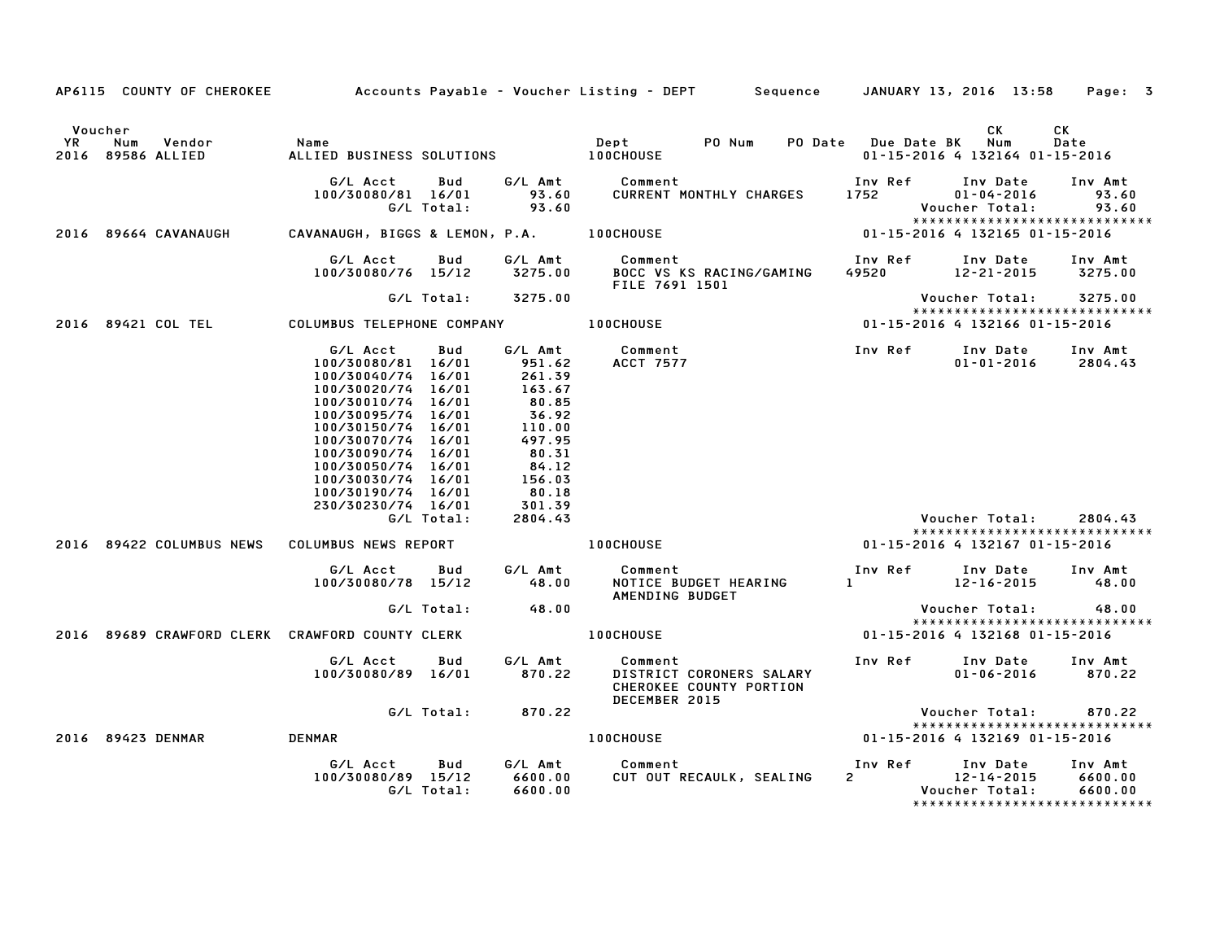AP6115 COUNTY OF CHEROKEE — Accounts Payable - Voucher Listing - DEPT — Sequence — JANUARY 13, 2016 13:58 — Page: 3

| Voucher YR | Num | Vendor | Name | Dept | PO Num | PO Date | Due Date | BK | CK Num | CK Date |
|---|---|---|---|---|---|---|---|---|---|---|
| 2016 | 89586 | ALLIED | ALLIED BUSINESS SOLUTIONS | 100CHOUSE | | | 01-15-2016 | 4 | 132164 | 01-15-2016 |

| G/L Acct | Bud | G/L Amt | Comment | Inv Ref | Inv Date | Inv Amt |
|---|---|---|---|---|---|---|
| 100/30080/81 | 16/01 | 93.60 | CURRENT MONTHLY CHARGES | 1752 | 01-04-2016 | 93.60 |
| | G/L Total: | 93.60 | | | Voucher Total: | 93.60 |

******************************

| Voucher YR | Num | Vendor | Name | Dept | PO Num | PO Date | Due Date | BK | CK Num | CK Date |
|---|---|---|---|---|---|---|---|---|---|---|
| 2016 | 89664 | CAVANAUGH | CAVANAUGH, BIGGS & LEMON, P.A. | 100CHOUSE | | | 01-15-2016 | 4 | 132165 | 01-15-2016 |

| G/L Acct | Bud | G/L Amt | Comment | Inv Ref | Inv Date | Inv Amt |
|---|---|---|---|---|---|---|
| 100/30080/76 | 15/12 | 3275.00 | BOCC VS KS RACING/GAMING FILE 7691 1501 | 49520 | 12-21-2015 | 3275.00 |
| | G/L Total: | 3275.00 | | | Voucher Total: | 3275.00 |

******************************

| Voucher YR | Num | Vendor | Name | Dept | PO Num | PO Date | Due Date | BK | CK Num | CK Date |
|---|---|---|---|---|---|---|---|---|---|---|
| 2016 | 89421 | COL TEL | COLUMBUS TELEPHONE COMPANY | 100CHOUSE | | | 01-15-2016 | 4 | 132166 | 01-15-2016 |

| G/L Acct | Bud | G/L Amt | Comment | Inv Ref | Inv Date | Inv Amt |
|---|---|---|---|---|---|---|
| 100/30080/81 | 16/01 | 951.62 | ACCT 7577 | | 01-01-2016 | 2804.43 |
| 100/30040/74 | 16/01 | 261.39 | | | | |
| 100/30020/74 | 16/01 | 163.67 | | | | |
| 100/30010/74 | 16/01 | 80.85 | | | | |
| 100/30095/74 | 16/01 | 36.92 | | | | |
| 100/30150/74 | 16/01 | 110.00 | | | | |
| 100/30070/74 | 16/01 | 497.95 | | | | |
| 100/30090/74 | 16/01 | 80.31 | | | | |
| 100/30050/74 | 16/01 | 84.12 | | | | |
| 100/30030/74 | 16/01 | 156.03 | | | | |
| 100/30190/74 | 16/01 | 80.18 | | | | |
| 230/30230/74 | 16/01 | 301.39 | | | | |
| | G/L Total: | 2804.43 | | | Voucher Total: | 2804.43 |

******************************

| Voucher YR | Num | Vendor | Name | Dept | PO Num | PO Date | Due Date | BK | CK Num | CK Date |
|---|---|---|---|---|---|---|---|---|---|---|
| 2016 | 89422 | COLUMBUS NEWS | COLUMBUS NEWS REPORT | 100CHOUSE | | | 01-15-2016 | 4 | 132167 | 01-15-2016 |

| G/L Acct | Bud | G/L Amt | Comment | Inv Ref | Inv Date | Inv Amt |
|---|---|---|---|---|---|---|
| 100/30080/78 | 15/12 | 48.00 | NOTICE BUDGET HEARING AMENDING BUDGET | 1 | 12-16-2015 | 48.00 |
| | G/L Total: | 48.00 | | | Voucher Total: | 48.00 |

******************************

| Voucher YR | Num | Vendor | Name | Dept | PO Num | PO Date | Due Date | BK | CK Num | CK Date |
|---|---|---|---|---|---|---|---|---|---|---|
| 2016 | 89689 | CRAWFORD CLERK | CRAWFORD COUNTY CLERK | 100CHOUSE | | | 01-15-2016 | 4 | 132168 | 01-15-2016 |

| G/L Acct | Bud | G/L Amt | Comment | Inv Ref | Inv Date | Inv Amt |
|---|---|---|---|---|---|---|
| 100/30080/89 | 16/01 | 870.22 | DISTRICT CORONERS SALARY CHEROKEE COUNTY PORTION DECEMBER 2015 | | 01-06-2016 | 870.22 |
| | G/L Total: | 870.22 | | | Voucher Total: | 870.22 |

******************************

| Voucher YR | Num | Vendor | Name | Dept | PO Num | PO Date | Due Date | BK | CK Num | CK Date |
|---|---|---|---|---|---|---|---|---|---|---|
| 2016 | 89423 | DENMAR | DENMAR | 100CHOUSE | | | 01-15-2016 | 4 | 132169 | 01-15-2016 |

| G/L Acct | Bud | G/L Amt | Comment | Inv Ref | Inv Date | Inv Amt |
|---|---|---|---|---|---|---|
| 100/30080/89 | 15/12 | 6600.00 | CUT OUT RECAULK, SEALING | 2 | 12-14-2015 | 6600.00 |
| | G/L Total: | 6600.00 | | | Voucher Total: | 6600.00 |

******************************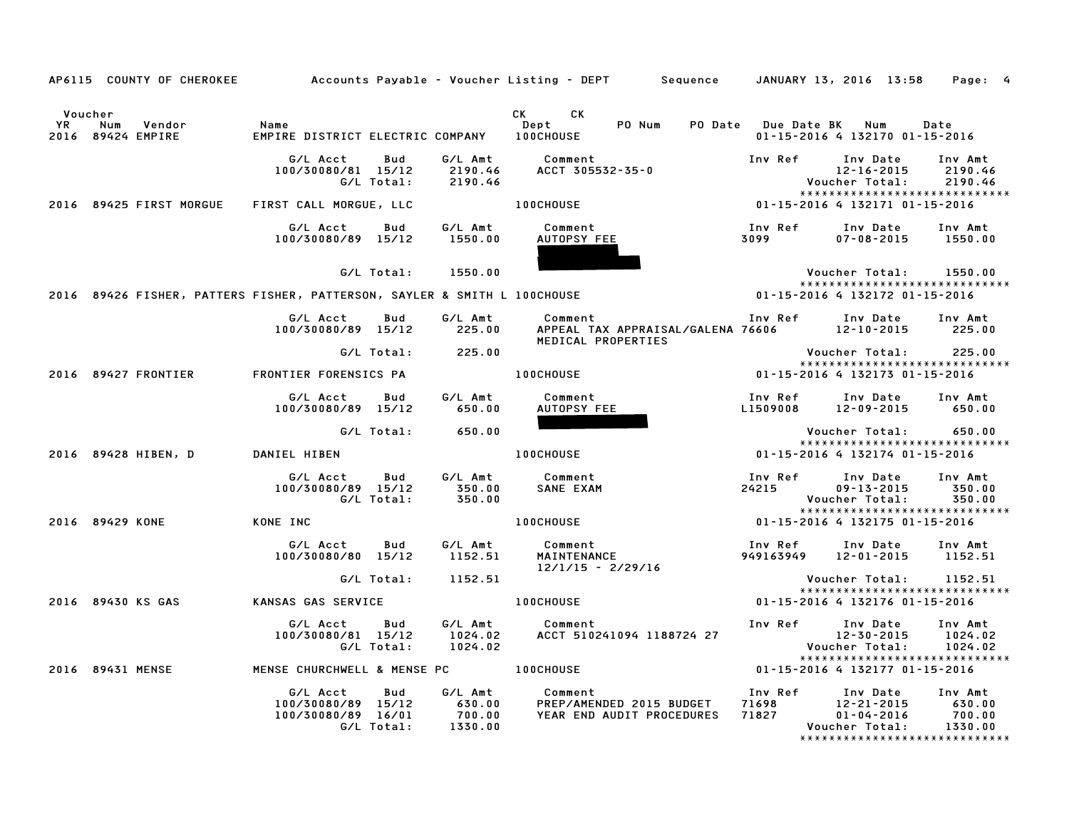AP6115 COUNTY OF CHEROKEE — Accounts Payable - Voucher Listing - DEPT — Sequence — JANUARY 13, 2016 13:58

| Voucher YR | Num | Vendor | Name | CK Dept | PO Num | PO Date | Due Date | CK BK | Num | Date |
|---|---|---|---|---|---|---|---|---|---|---|
| 2016 | 89424 | EMPIRE | EMPIRE DISTRICT ELECTRIC COMPANY | 100CHOUSE | | | 01-15-2016 | 4 | 132170 | 01-15-2016 |

| G/L Acct | Bud | G/L Amt | Comment | Inv Ref | Inv Date | Inv Amt |
|---|---|---|---|---|---|---|
| 100/30080/81 | 15/12 | 2190.46 | ACCT 305532-35-0 | | 12-16-2015 | 2190.46 |
| | G/L Total: | 2190.46 | | | Voucher Total: | 2190.46 |

| Voucher YR | Num | Vendor | Name | CK Dept | PO Num | PO Date | Due Date | CK BK | Num | Date |
|---|---|---|---|---|---|---|---|---|---|---|
| 2016 | 89425 | FIRST MORGUE | FIRST CALL MORGUE, LLC | 100CHOUSE | | | 01-15-2016 | 4 | 132171 | 01-15-2016 |

| G/L Acct | Bud | G/L Amt | Comment | Inv Ref | Inv Date | Inv Amt |
|---|---|---|---|---|---|---|
| 100/30080/89 | 15/12 | 1550.00 | AUTOPSY FEE | 3099 | 07-08-2015 | 1550.00 |
| | G/L Total: | 1550.00 | | | Voucher Total: | 1550.00 |

| Voucher YR | Num | Vendor | Name | CK Dept | PO Num | PO Date | Due Date | CK BK | Num | Date |
|---|---|---|---|---|---|---|---|---|---|---|
| 2016 | 89426 | FISHER, PATTERS | FISHER, PATTERSON, SAYLER & SMITH L | 100CHOUSE | | | 01-15-2016 | 4 | 132172 | 01-15-2016 |

| G/L Acct | Bud | G/L Amt | Comment | Inv Ref | Inv Date | Inv Amt |
|---|---|---|---|---|---|---|
| 100/30080/89 | 15/12 | 225.00 | APPEAL TAX APPRAISAL/GALENA MEDICAL PROPERTIES | 76606 | 12-10-2015 | 225.00 |
| | G/L Total: | 225.00 | | | Voucher Total: | 225.00 |

| Voucher YR | Num | Vendor | Name | CK Dept | PO Num | PO Date | Due Date | CK BK | Num | Date |
|---|---|---|---|---|---|---|---|---|---|---|
| 2016 | 89427 | FRONTIER | FRONTIER FORENSICS PA | 100CHOUSE | | | 01-15-2016 | 4 | 132173 | 01-15-2016 |

| G/L Acct | Bud | G/L Amt | Comment | Inv Ref | Inv Date | Inv Amt |
|---|---|---|---|---|---|---|
| 100/30080/89 | 15/12 | 650.00 | AUTOPSY FEE | L1509008 | 12-09-2015 | 650.00 |
| | G/L Total: | 650.00 | | | Voucher Total: | 650.00 |

| Voucher YR | Num | Vendor | Name | CK Dept | PO Num | PO Date | Due Date | CK BK | Num | Date |
|---|---|---|---|---|---|---|---|---|---|---|
| 2016 | 89428 | HIBEN, D | DANIEL HIBEN | 100CHOUSE | | | 01-15-2016 | 4 | 132174 | 01-15-2016 |

| G/L Acct | Bud | G/L Amt | Comment | Inv Ref | Inv Date | Inv Amt |
|---|---|---|---|---|---|---|
| 100/30080/89 | 15/12 | 350.00 | SANE EXAM | 24215 | 09-13-2015 | 350.00 |
| | G/L Total: | 350.00 | | | Voucher Total: | 350.00 |

| Voucher YR | Num | Vendor | Name | CK Dept | PO Num | PO Date | Due Date | CK BK | Num | Date |
|---|---|---|---|---|---|---|---|---|---|---|
| 2016 | 89429 | KONE | KONE INC | 100CHOUSE | | | 01-15-2016 | 4 | 132175 | 01-15-2016 |

| G/L Acct | Bud | G/L Amt | Comment | Inv Ref | Inv Date | Inv Amt |
|---|---|---|---|---|---|---|
| 100/30080/80 | 15/12 | 1152.51 | MAINTENANCE 12/1/15 - 2/29/16 | 949163949 | 12-01-2015 | 1152.51 |
| | G/L Total: | 1152.51 | | | Voucher Total: | 1152.51 |

| Voucher YR | Num | Vendor | Name | CK Dept | PO Num | PO Date | Due Date | CK BK | Num | Date |
|---|---|---|---|---|---|---|---|---|---|---|
| 2016 | 89430 | KS GAS | KANSAS GAS SERVICE | 100CHOUSE | | | 01-15-2016 | 4 | 132176 | 01-15-2016 |

| G/L Acct | Bud | G/L Amt | Comment | Inv Ref | Inv Date | Inv Amt |
|---|---|---|---|---|---|---|
| 100/30080/81 | 15/12 | 1024.02 | ACCT 510241094 1188724 27 | | 12-30-2015 | 1024.02 |
| | G/L Total: | 1024.02 | | | Voucher Total: | 1024.02 |

| Voucher YR | Num | Vendor | Name | CK Dept | PO Num | PO Date | Due Date | CK BK | Num | Date |
|---|---|---|---|---|---|---|---|---|---|---|
| 2016 | 89431 | MENSE | MENSE CHURCHWELL & MENSE PC | 100CHOUSE | | | 01-15-2016 | 4 | 132177 | 01-15-2016 |

| G/L Acct | Bud | G/L Amt | Comment | Inv Ref | Inv Date | Inv Amt |
|---|---|---|---|---|---|---|
| 100/30080/89 | 15/12 | 630.00 | PREP/AMENDED 2015 BUDGET | 71698 | 12-21-2015 | 630.00 |
| 100/30080/89 | 16/01 | 700.00 | YEAR END AUDIT PROCEDURES | 71827 | 01-04-2016 | 700.00 |
| | G/L Total: | 1330.00 | | | Voucher Total: | 1330.00 |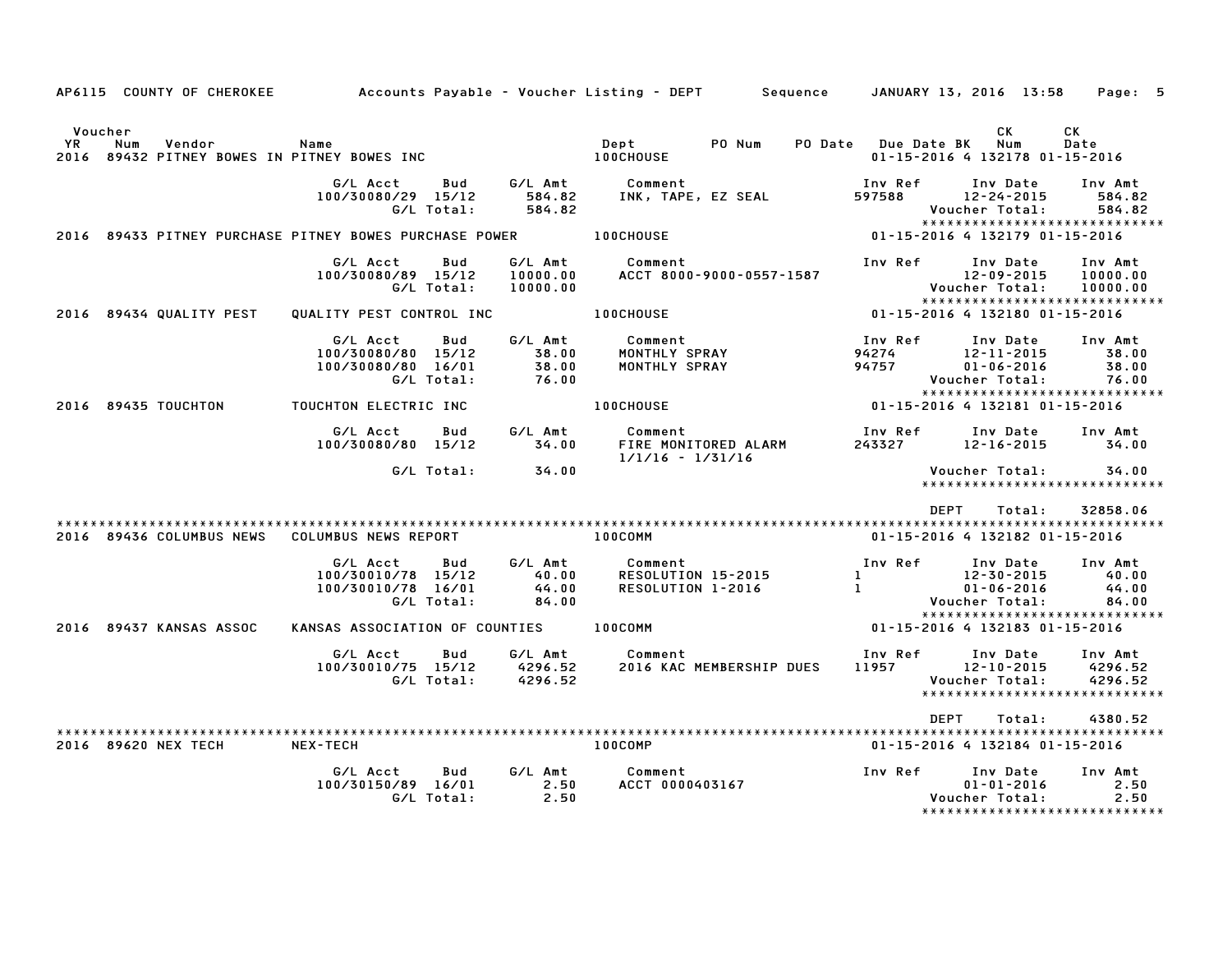AP6115 COUNTY OF CHEROKEE — Accounts Payable - Voucher Listing - DEPT — Sequence — JANUARY 13, 2016 13:58

| Voucher YR | Num | Vendor | Name | Dept | PO Num | PO Date | Due Date | BK | CK Num | CK Date |
|---|---|---|---|---|---|---|---|---|---|---|
| 2016 | 89432 | PITNEY BOWES IN | PITNEY BOWES INC | 100CHOUSE | | | 01-15-2016 | 4 | 132178 | 01-15-2016 |

| G/L Acct | Bud | G/L Amt | Comment | Inv Ref | Inv Date | Inv Amt |
|---|---|---|---|---|---|---|
| 100/30080/29 | 15/12 | 584.82 | INK, TAPE, EZ SEAL | 597588 | 12-24-2015 | 584.82 |
| | G/L Total: | 584.82 | | | Voucher Total: | 584.82 |

| Voucher YR | Num | Vendor | Name | Dept | PO Num | PO Date | Due Date | BK | CK Num | CK Date |
|---|---|---|---|---|---|---|---|---|---|---|
| 2016 | 89433 | PITNEY PURCHASE | PITNEY BOWES PURCHASE POWER | 100CHOUSE | | | 01-15-2016 | 4 | 132179 | 01-15-2016 |

| G/L Acct | Bud | G/L Amt | Comment | Inv Ref | Inv Date | Inv Amt |
|---|---|---|---|---|---|---|
| 100/30080/89 | 15/12 | 10000.00 | ACCT 8000-9000-0557-1587 | | 12-09-2015 | 10000.00 |
| | G/L Total: | 10000.00 | | | Voucher Total: | 10000.00 |

| Voucher YR | Num | Vendor | Name | Dept | PO Num | PO Date | Due Date | BK | CK Num | CK Date |
|---|---|---|---|---|---|---|---|---|---|---|
| 2016 | 89434 | QUALITY PEST | QUALITY PEST CONTROL INC | 100CHOUSE | | | 01-15-2016 | 4 | 132180 | 01-15-2016 |

| G/L Acct | Bud | G/L Amt | Comment | Inv Ref | Inv Date | Inv Amt |
|---|---|---|---|---|---|---|
| 100/30080/80 | 15/12 | 38.00 | MONTHLY SPRAY | 94274 | 12-11-2015 | 38.00 |
| 100/30080/80 | 16/01 | 38.00 | MONTHLY SPRAY | 94757 | 01-06-2016 | 38.00 |
| | G/L Total: | 76.00 | | | Voucher Total: | 76.00 |

| Voucher YR | Num | Vendor | Name | Dept | PO Num | PO Date | Due Date | BK | CK Num | CK Date |
|---|---|---|---|---|---|---|---|---|---|---|
| 2016 | 89435 | TOUCHTON | TOUCHTON ELECTRIC INC | 100CHOUSE | | | 01-15-2016 | 4 | 132181 | 01-15-2016 |

| G/L Acct | Bud | G/L Amt | Comment | Inv Ref | Inv Date | Inv Amt |
|---|---|---|---|---|---|---|
| 100/30080/80 | 15/12 | 34.00 | FIRE MONITORED ALARM 1/1/16 - 1/31/16 | 243327 | 12-16-2015 | 34.00 |
| | G/L Total: | 34.00 | | | Voucher Total: | 34.00 |

DEPT Total: 32858.06

| Voucher YR | Num | Vendor | Name | Dept | PO Num | PO Date | Due Date | BK | CK Num | CK Date |
|---|---|---|---|---|---|---|---|---|---|---|
| 2016 | 89436 | COLUMBUS NEWS | COLUMBUS NEWS REPORT | 100COMM | | | 01-15-2016 | 4 | 132182 | 01-15-2016 |

| G/L Acct | Bud | G/L Amt | Comment | Inv Ref | Inv Date | Inv Amt |
|---|---|---|---|---|---|---|
| 100/30010/78 | 15/12 | 40.00 | RESOLUTION 15-2015 | 1 | 12-30-2015 | 40.00 |
| 100/30010/78 | 16/01 | 44.00 | RESOLUTION 1-2016 | 1 | 01-06-2016 | 44.00 |
| | G/L Total: | 84.00 | | | Voucher Total: | 84.00 |

| Voucher YR | Num | Vendor | Name | Dept | PO Num | PO Date | Due Date | BK | CK Num | CK Date |
|---|---|---|---|---|---|---|---|---|---|---|
| 2016 | 89437 | KANSAS ASSOC | KANSAS ASSOCIATION OF COUNTIES | 100COMM | | | 01-15-2016 | 4 | 132183 | 01-15-2016 |

| G/L Acct | Bud | G/L Amt | Comment | Inv Ref | Inv Date | Inv Amt |
|---|---|---|---|---|---|---|
| 100/30010/75 | 15/12 | 4296.52 | 2016 KAC MEMBERSHIP DUES | 11957 | 12-10-2015 | 4296.52 |
| | G/L Total: | 4296.52 | | | Voucher Total: | 4296.52 |

DEPT Total: 4380.52

| Voucher YR | Num | Vendor | Name | Dept | PO Num | PO Date | Due Date | BK | CK Num | CK Date |
|---|---|---|---|---|---|---|---|---|---|---|
| 2016 | 89620 | NEX TECH | NEX-TECH | 100COMP | | | 01-15-2016 | 4 | 132184 | 01-15-2016 |

| G/L Acct | Bud | G/L Amt | Comment | Inv Ref | Inv Date | Inv Amt |
|---|---|---|---|---|---|---|
| 100/30150/89 | 16/01 | 2.50 | ACCT 0000403167 | | 01-01-2016 | 2.50 |
| | G/L Total: | 2.50 | | | Voucher Total: | 2.50 |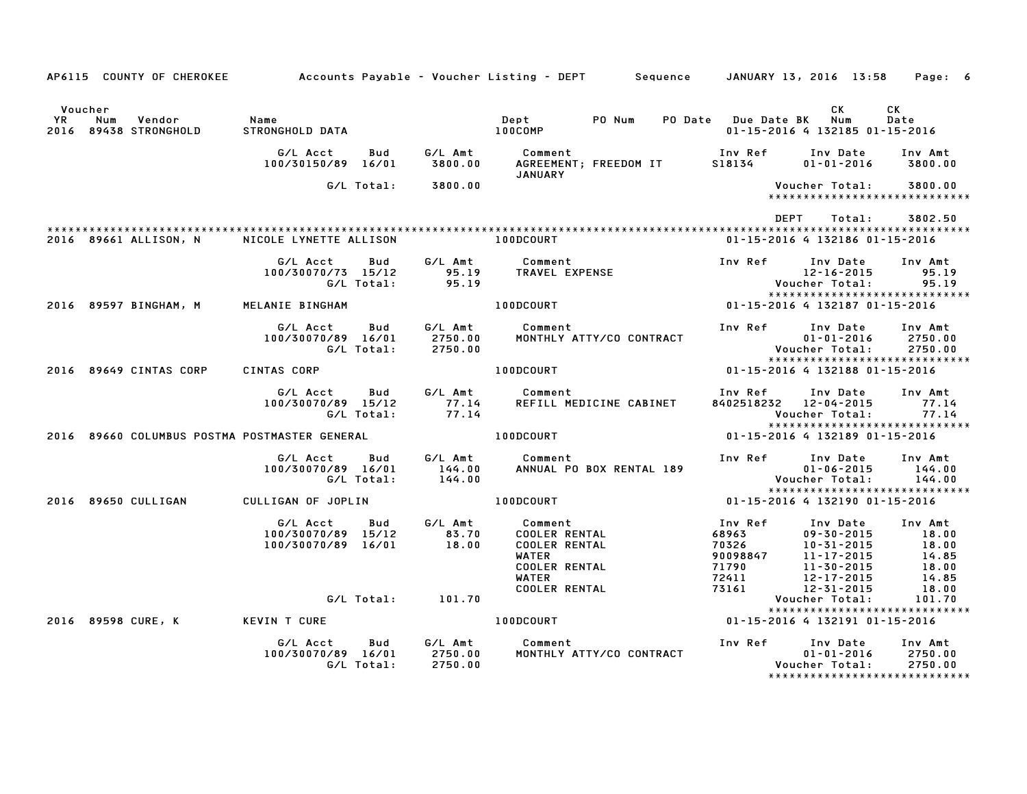AP6115 COUNTY OF CHEROKEE — Accounts Payable - Voucher Listing - DEPT — Sequence — JANUARY 13, 2016 13:58

| Voucher YR | Num | Vendor | Name | Dept | PO Num | PO Date | Due Date | BK | CK Num | CK Date |
|---|---|---|---|---|---|---|---|---|---|---|
| 2016 | 89438 | STRONGHOLD | STRONGHOLD DATA | 100COMP | | | 01-15-2016 | 4 | 132185 | 01-15-2016 |

| G/L Acct | Bud | G/L Amt | Comment | Inv Ref | Inv Date | Inv Amt |
|---|---|---|---|---|---|---|
| 100/30150/89 | 16/01 | 3800.00 | AGREEMENT; FREEDOM IT JANUARY | S18134 | 01-01-2016 | 3800.00 |
| | G/L Total: | 3800.00 | | | Voucher Total: | 3800.00 |

DEPT Total: 3802.50

| Voucher YR | Num | Vendor | Name | Dept | PO Num | PO Date | Due Date | BK | CK Num | CK Date |
|---|---|---|---|---|---|---|---|---|---|---|
| 2016 | 89661 | ALLISON, N | NICOLE LYNETTE ALLISON | 100DCOURT | | | 01-15-2016 | 4 | 132186 | 01-15-2016 |

| G/L Acct | Bud | G/L Amt | Comment | Inv Ref | Inv Date | Inv Amt |
|---|---|---|---|---|---|---|
| 100/30070/73 | 15/12 | 95.19 | TRAVEL EXPENSE | | 12-16-2015 | 95.19 |
| | G/L Total: | 95.19 | | | Voucher Total: | 95.19 |

| Voucher YR | Num | Vendor | Name | Dept | PO Num | PO Date | Due Date | BK | CK Num | CK Date |
|---|---|---|---|---|---|---|---|---|---|---|
| 2016 | 89597 | BINGHAM, M | MELANIE BINGHAM | 100DCOURT | | | 01-15-2016 | 4 | 132187 | 01-15-2016 |

| G/L Acct | Bud | G/L Amt | Comment | Inv Ref | Inv Date | Inv Amt |
|---|---|---|---|---|---|---|
| 100/30070/89 | 16/01 | 2750.00 | MONTHLY ATTY/CO CONTRACT | | 01-01-2016 | 2750.00 |
| | G/L Total: | 2750.00 | | | Voucher Total: | 2750.00 |

| Voucher YR | Num | Vendor | Name | Dept | PO Num | PO Date | Due Date | BK | CK Num | CK Date |
|---|---|---|---|---|---|---|---|---|---|---|
| 2016 | 89649 | CINTAS CORP | CINTAS CORP | 100DCOURT | | | 01-15-2016 | 4 | 132188 | 01-15-2016 |

| G/L Acct | Bud | G/L Amt | Comment | Inv Ref | Inv Date | Inv Amt |
|---|---|---|---|---|---|---|
| 100/30070/89 | 15/12 | 77.14 | REFILL MEDICINE CABINET | 8402518232 | 12-04-2015 | 77.14 |
| | G/L Total: | 77.14 | | | Voucher Total: | 77.14 |

| Voucher YR | Num | Vendor | Name | Dept | PO Num | PO Date | Due Date | BK | CK Num | CK Date |
|---|---|---|---|---|---|---|---|---|---|---|
| 2016 | 89660 | COLUMBUS POSTMA | POSTMASTER GENERAL | 100DCOURT | | | 01-15-2016 | 4 | 132189 | 01-15-2016 |

| G/L Acct | Bud | G/L Amt | Comment | Inv Ref | Inv Date | Inv Amt |
|---|---|---|---|---|---|---|
| 100/30070/89 | 16/01 | 144.00 | ANNUAL PO BOX RENTAL 189 | | 01-06-2015 | 144.00 |
| | G/L Total: | 144.00 | | | Voucher Total: | 144.00 |

| Voucher YR | Num | Vendor | Name | Dept | PO Num | PO Date | Due Date | BK | CK Num | CK Date |
|---|---|---|---|---|---|---|---|---|---|---|
| 2016 | 89650 | CULLIGAN | CULLIGAN OF JOPLIN | 100DCOURT | | | 01-15-2016 | 4 | 132190 | 01-15-2016 |

| G/L Acct | Bud | G/L Amt | Comment | Inv Ref | Inv Date | Inv Amt |
|---|---|---|---|---|---|---|
| 100/30070/89 | 15/12 | 83.70 | COOLER RENTAL | 68963 | 09-30-2015 | 18.00 |
| 100/30070/89 | 16/01 | 18.00 | COOLER RENTAL | 70326 | 10-31-2015 | 18.00 |
| | | | WATER | 90098847 | 11-17-2015 | 14.85 |
| | | | COOLER RENTAL | 71790 | 11-30-2015 | 18.00 |
| | | | WATER | 72411 | 12-17-2015 | 14.85 |
| | | | COOLER RENTAL | 73161 | 12-31-2015 | 18.00 |
| | G/L Total: | 101.70 | | | Voucher Total: | 101.70 |

| Voucher YR | Num | Vendor | Name | Dept | PO Num | PO Date | Due Date | BK | CK Num | CK Date |
|---|---|---|---|---|---|---|---|---|---|---|
| 2016 | 89598 | CURE, K | KEVIN T CURE | 100DCOURT | | | 01-15-2016 | 4 | 132191 | 01-15-2016 |

| G/L Acct | Bud | G/L Amt | Comment | Inv Ref | Inv Date | Inv Amt |
|---|---|---|---|---|---|---|
| 100/30070/89 | 16/01 | 2750.00 | MONTHLY ATTY/CO CONTRACT | | 01-01-2016 | 2750.00 |
| | G/L Total: | 2750.00 | | | Voucher Total: | 2750.00 |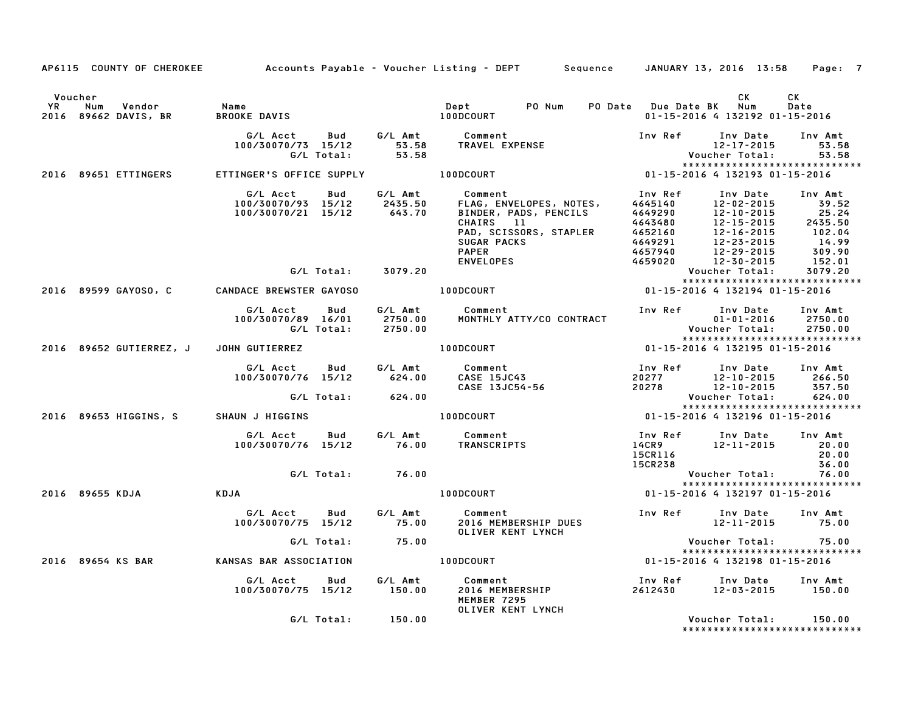AP6115 COUNTY OF CHEROKEE — Accounts Payable - Voucher Listing - DEPT — Sequence — JANUARY 13, 2016 13:58

| Voucher YR | Num | Vendor | Name | Dept | PO Num | PO Date | Due Date | BK | CK Num | CK Date |
|---|---|---|---|---|---|---|---|---|---|---|
| 2016 | 89662 | DAVIS, BR | BROOKE DAVIS | 100DCOURT | | | 01-15-2016 | 4 | 132192 | 01-15-2016 |

| G/L Acct | Bud | G/L Amt | Comment | Inv Ref | Inv Date | Inv Amt |
|---|---|---|---|---|---|---|
| 100/30070/73 | 15/12 | 53.58 | TRAVEL EXPENSE | | 12-17-2015 | 53.58 |
| | G/L Total: | 53.58 | | | Voucher Total: | 53.58 |

*****************************

| Voucher YR | Num | Vendor | Name | Dept | PO Num | PO Date | Due Date | BK | CK Num | CK Date |
|---|---|---|---|---|---|---|---|---|---|---|
| 2016 | 89651 | ETTINGERS | ETTINGER'S OFFICE SUPPLY | 100DCOURT | | | 01-15-2016 | 4 | 132193 | 01-15-2016 |

| G/L Acct | Bud | G/L Amt | Comment | Inv Ref | Inv Date | Inv Amt |
|---|---|---|---|---|---|---|
| 100/30070/93 | 15/12 | 2435.50 | FLAG, ENVELOPES, NOTES, | 4645140 | 12-02-2015 | 39.52 |
| 100/30070/21 | 15/12 | 643.70 | BINDER, PADS, PENCILS | 4649290 | 12-10-2015 | 25.24 |
| | | | CHAIRS 11 | 4643480 | 12-15-2015 | 2435.50 |
| | | | PAD, SCISSORS, STAPLER | 4652160 | 12-16-2015 | 102.04 |
| | | | SUGAR PACKS | 4649291 | 12-23-2015 | 14.99 |
| | | | PAPER | 4657940 | 12-29-2015 | 309.90 |
| | | | ENVELOPES | 4659020 | 12-30-2015 | 152.01 |
| | G/L Total: | 3079.20 | | | Voucher Total: | 3079.20 |

*****************************

| Voucher YR | Num | Vendor | Name | Dept | PO Num | PO Date | Due Date | BK | CK Num | CK Date |
|---|---|---|---|---|---|---|---|---|---|---|
| 2016 | 89599 | GAYOSO, C | CANDACE BREWSTER GAYOSO | 100DCOURT | | | 01-15-2016 | 4 | 132194 | 01-15-2016 |

| G/L Acct | Bud | G/L Amt | Comment | Inv Ref | Inv Date | Inv Amt |
|---|---|---|---|---|---|---|
| 100/30070/89 | 16/01 | 2750.00 | MONTHLY ATTY/CO CONTRACT | | 01-01-2016 | 2750.00 |
| | G/L Total: | 2750.00 | | | Voucher Total: | 2750.00 |

*****************************

| Voucher YR | Num | Vendor | Name | Dept | PO Num | PO Date | Due Date | BK | CK Num | CK Date |
|---|---|---|---|---|---|---|---|---|---|---|
| 2016 | 89652 | GUTIERREZ, J | JOHN GUTIERREZ | 100DCOURT | | | 01-15-2016 | 4 | 132195 | 01-15-2016 |

| G/L Acct | Bud | G/L Amt | Comment | Inv Ref | Inv Date | Inv Amt |
|---|---|---|---|---|---|---|
| 100/30070/76 | 15/12 | 624.00 | CASE 15JC43 | 20277 | 12-10-2015 | 266.50 |
| | | | CASE 13JC54-56 | 20278 | 12-10-2015 | 357.50 |
| | G/L Total: | 624.00 | | | Voucher Total: | 624.00 |

*****************************

| Voucher YR | Num | Vendor | Name | Dept | PO Num | PO Date | Due Date | BK | CK Num | CK Date |
|---|---|---|---|---|---|---|---|---|---|---|
| 2016 | 89653 | HIGGINS, S | SHAUN J HIGGINS | 100DCOURT | | | 01-15-2016 | 4 | 132196 | 01-15-2016 |

| G/L Acct | Bud | G/L Amt | Comment | Inv Ref | Inv Date | Inv Amt |
|---|---|---|---|---|---|---|
| 100/30070/76 | 15/12 | 76.00 | TRANSCRIPTS | 14CR9 | 12-11-2015 | 20.00 |
| | | | | 15CR116 | | 20.00 |
| | | | | 15CR238 | | 36.00 |
| | G/L Total: | 76.00 | | | Voucher Total: | 76.00 |

*****************************

| Voucher YR | Num | Vendor | Name | Dept | PO Num | PO Date | Due Date | BK | CK Num | CK Date |
|---|---|---|---|---|---|---|---|---|---|---|
| 2016 | 89655 | KDJA | KDJA | 100DCOURT | | | 01-15-2016 | 4 | 132197 | 01-15-2016 |

| G/L Acct | Bud | G/L Amt | Comment | Inv Ref | Inv Date | Inv Amt |
|---|---|---|---|---|---|---|
| 100/30070/75 | 15/12 | 75.00 | 2016 MEMBERSHIP DUES | | 12-11-2015 | 75.00 |
| | | | OLIVER KENT LYNCH | | | |
| | G/L Total: | 75.00 | | | Voucher Total: | 75.00 |

*****************************

| Voucher YR | Num | Vendor | Name | Dept | PO Num | PO Date | Due Date | BK | CK Num | CK Date |
|---|---|---|---|---|---|---|---|---|---|---|
| 2016 | 89654 | KS BAR | KANSAS BAR ASSOCIATION | 100DCOURT | | | 01-15-2016 | 4 | 132198 | 01-15-2016 |

| G/L Acct | Bud | G/L Amt | Comment | Inv Ref | Inv Date | Inv Amt |
|---|---|---|---|---|---|---|
| 100/30070/75 | 15/12 | 150.00 | 2016 MEMBERSHIP | 2612430 | 12-03-2015 | 150.00 |
| | | | MEMBER 7295 | | | |
| | | | OLIVER KENT LYNCH | | | |
| | G/L Total: | 150.00 | | | Voucher Total: | 150.00 |

*****************************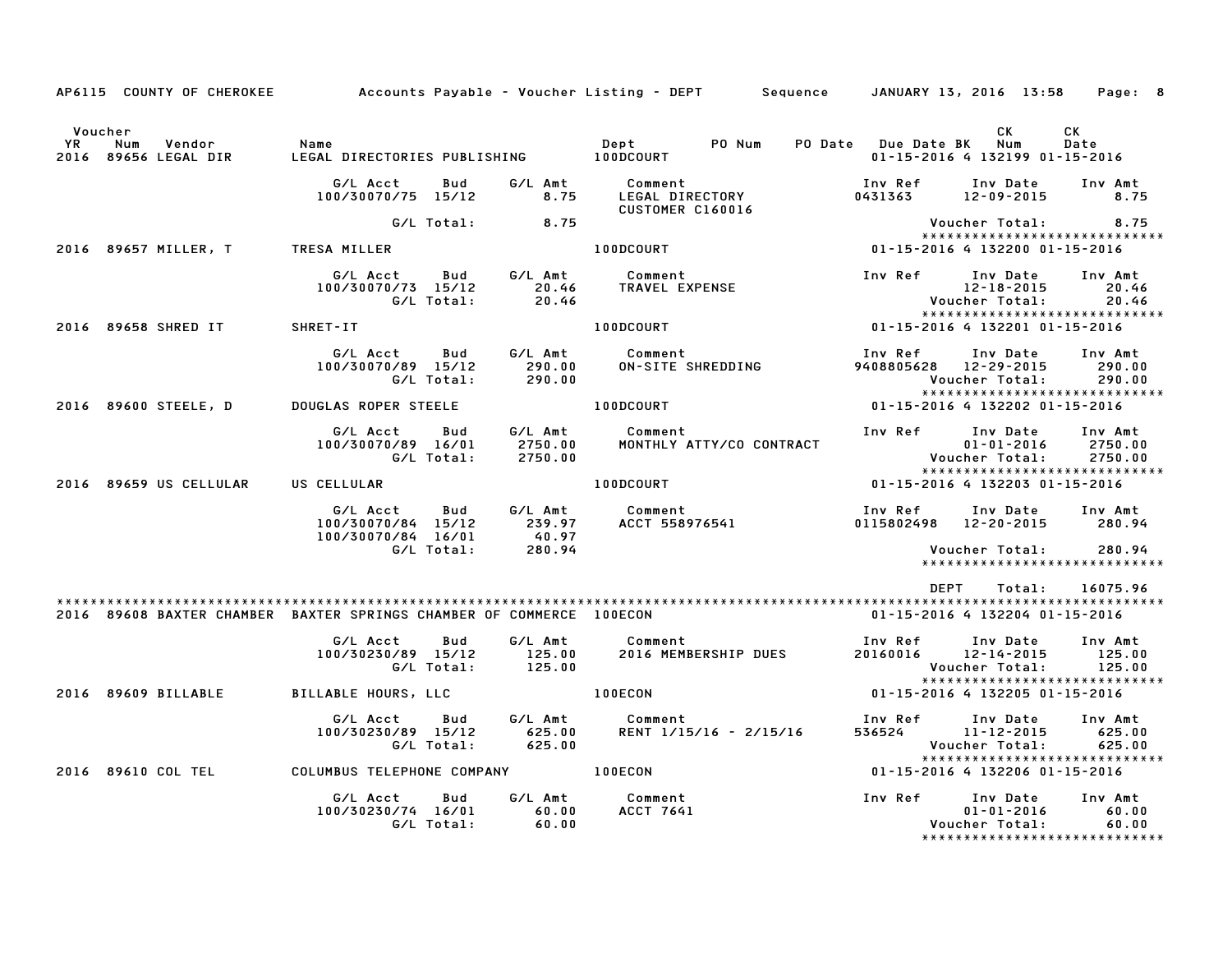AP6115 COUNTY OF CHEROKEE — Accounts Payable - Voucher Listing - DEPT — Sequence — JANUARY 13, 2016 13:58

| Voucher YR | Num | Vendor | Name | Dept | PO Num | PO Date | Due Date | BK | CK Num | CK Date |
|---|---|---|---|---|---|---|---|---|---|---|
| 2016 | 89656 | LEGAL DIR | LEGAL DIRECTORIES PUBLISHING | 100DCOURT | | | 01-15-2016 | 4 | 132199 | 01-15-2016 |

| G/L Acct | Bud | G/L Amt | Comment | Inv Ref | Inv Date | Inv Amt |
|---|---|---|---|---|---|---|
| 100/30070/75 | 15/12 | 8.75 | LEGAL DIRECTORY CUSTOMER C160016 | 0431363 | 12-09-2015 | 8.75 |
| | G/L Total: | 8.75 | | | Voucher Total: | 8.75 |

| Voucher YR | Num | Vendor | Name | Dept | Due Date | BK | CK Num | CK Date |
|---|---|---|---|---|---|---|---|---|
| 2016 | 89657 | MILLER, T | TRESA MILLER | 100DCOURT | 01-15-2016 | 4 | 132200 | 01-15-2016 |

| G/L Acct | Bud | G/L Amt | Comment | Inv Ref | Inv Date | Inv Amt |
|---|---|---|---|---|---|---|
| 100/30070/73 | 15/12 | 20.46 | TRAVEL EXPENSE | | 12-18-2015 | 20.46 |
| | G/L Total: | 20.46 | | | Voucher Total: | 20.46 |

| Voucher YR | Num | Vendor | Name | Dept | Due Date | BK | CK Num | CK Date |
|---|---|---|---|---|---|---|---|---|
| 2016 | 89658 | SHRED IT | SHRET-IT | 100DCOURT | 01-15-2016 | 4 | 132201 | 01-15-2016 |

| G/L Acct | Bud | G/L Amt | Comment | Inv Ref | Inv Date | Inv Amt |
|---|---|---|---|---|---|---|
| 100/30070/89 | 15/12 | 290.00 | ON-SITE SHREDDING | 9408805628 | 12-29-2015 | 290.00 |
| | G/L Total: | 290.00 | | | Voucher Total: | 290.00 |

| Voucher YR | Num | Vendor | Name | Dept | Due Date | BK | CK Num | CK Date |
|---|---|---|---|---|---|---|---|---|
| 2016 | 89600 | STEELE, D | DOUGLAS ROPER STEELE | 100DCOURT | 01-15-2016 | 4 | 132202 | 01-15-2016 |

| G/L Acct | Bud | G/L Amt | Comment | Inv Ref | Inv Date | Inv Amt |
|---|---|---|---|---|---|---|
| 100/30070/89 | 16/01 | 2750.00 | MONTHLY ATTY/CO CONTRACT | | 01-01-2016 | 2750.00 |
| | G/L Total: | 2750.00 | | | Voucher Total: | 2750.00 |

| Voucher YR | Num | Vendor | Name | Dept | Due Date | BK | CK Num | CK Date |
|---|---|---|---|---|---|---|---|---|
| 2016 | 89659 | US CELLULAR | US CELLULAR | 100DCOURT | 01-15-2016 | 4 | 132203 | 01-15-2016 |

| G/L Acct | Bud | G/L Amt | Comment | Inv Ref | Inv Date | Inv Amt |
|---|---|---|---|---|---|---|
| 100/30070/84 | 15/12 | 239.97 | ACCT 558976541 | 0115802498 | 12-20-2015 | 280.94 |
| 100/30070/84 | 16/01 | 40.97 | | | | |
| | G/L Total: | 280.94 | | | Voucher Total: | 280.94 |

DEPT Total: 16075.96

| Voucher YR | Num | Vendor | Name | Dept | Due Date | BK | CK Num | CK Date |
|---|---|---|---|---|---|---|---|---|
| 2016 | 89608 | BAXTER CHAMBER | BAXTER SPRINGS CHAMBER OF COMMERCE | 100ECON | 01-15-2016 | 4 | 132204 | 01-15-2016 |

| G/L Acct | Bud | G/L Amt | Comment | Inv Ref | Inv Date | Inv Amt |
|---|---|---|---|---|---|---|
| 100/30230/89 | 15/12 | 125.00 | 2016 MEMBERSHIP DUES | 20160016 | 12-14-2015 | 125.00 |
| | G/L Total: | 125.00 | | | Voucher Total: | 125.00 |

| Voucher YR | Num | Vendor | Name | Dept | Due Date | BK | CK Num | CK Date |
|---|---|---|---|---|---|---|---|---|
| 2016 | 89609 | BILLABLE | BILLABLE HOURS, LLC | 100ECON | 01-15-2016 | 4 | 132205 | 01-15-2016 |

| G/L Acct | Bud | G/L Amt | Comment | Inv Ref | Inv Date | Inv Amt |
|---|---|---|---|---|---|---|
| 100/30230/89 | 15/12 | 625.00 | RENT 1/15/16 - 2/15/16 | 536524 | 11-12-2015 | 625.00 |
| | G/L Total: | 625.00 | | | Voucher Total: | 625.00 |

| Voucher YR | Num | Vendor | Name | Dept | Due Date | BK | CK Num | CK Date |
|---|---|---|---|---|---|---|---|---|
| 2016 | 89610 | COL TEL | COLUMBUS TELEPHONE COMPANY | 100ECON | 01-15-2016 | 4 | 132206 | 01-15-2016 |

| G/L Acct | Bud | G/L Amt | Comment | Inv Ref | Inv Date | Inv Amt |
|---|---|---|---|---|---|---|
| 100/30230/74 | 16/01 | 60.00 | ACCT 7641 | | 01-01-2016 | 60.00 |
| | G/L Total: | 60.00 | | | Voucher Total: | 60.00 |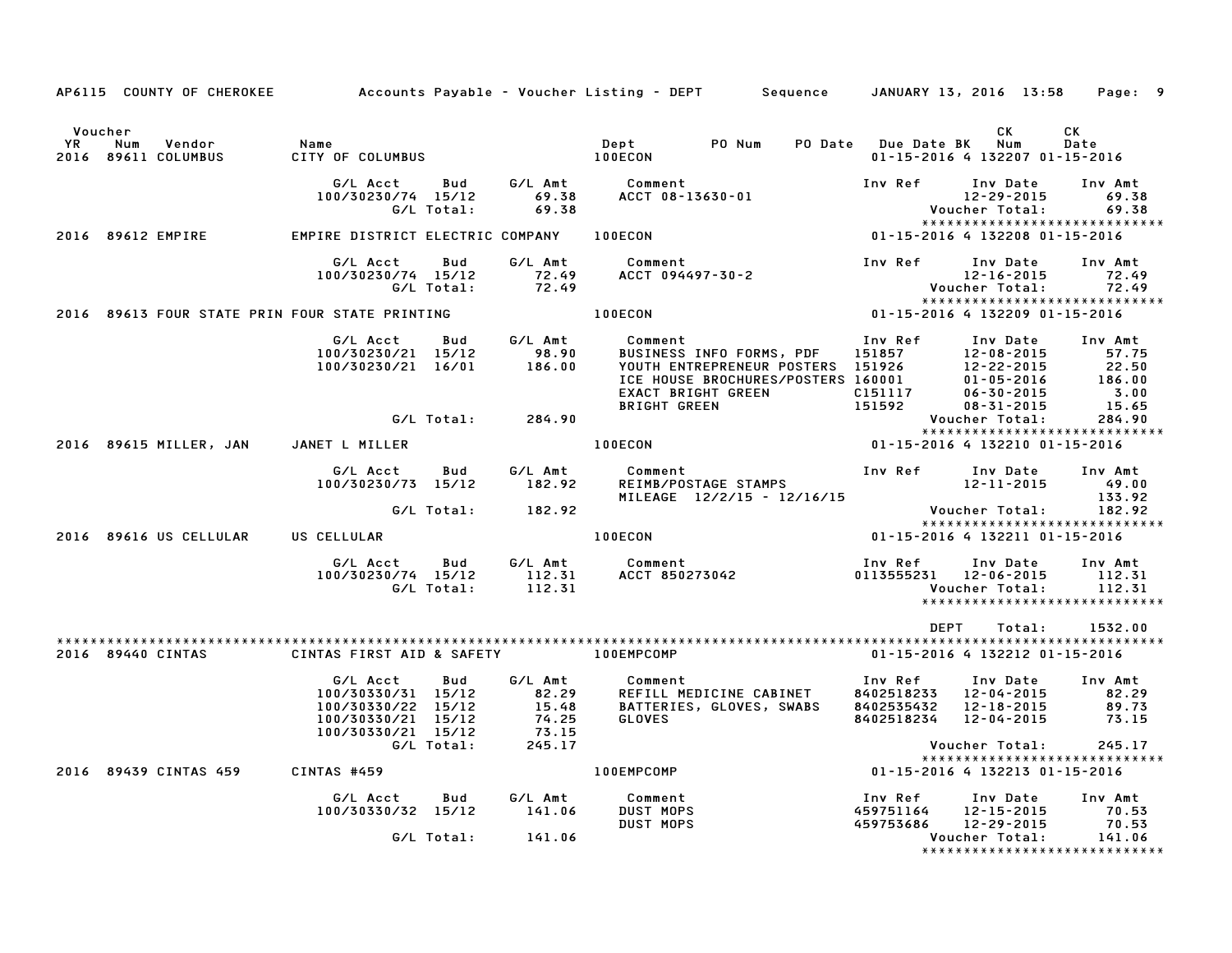AP6115 COUNTY OF CHEROKEE — Accounts Payable - Voucher Listing - DEPT — Sequence — JANUARY 13, 2016 13:58

| Voucher YR | Num | Vendor | Name | Dept | PO Num | PO Date | Due Date | BK | CK Num | CK Date |
|---|---|---|---|---|---|---|---|---|---|---|
| 2016 | 89611 | COLUMBUS | CITY OF COLUMBUS | 100ECON | | | 01-15-2016 | 4 | 132207 | 01-15-2016 |

| G/L Acct | Bud | G/L Amt | Comment | Inv Ref | Inv Date | Inv Amt |
|---|---|---|---|---|---|---|
| 100/30230/74 | 15/12 | 69.38 | ACCT 08-13630-01 | | 12-29-2015 | 69.38 |
| | G/L Total: | 69.38 | | | Voucher Total: | 69.38 |

******************************

| Voucher YR | Num | Vendor | Name | Dept | PO Num | PO Date | Due Date | BK | CK Num | CK Date |
|---|---|---|---|---|---|---|---|---|---|---|
| 2016 | 89612 | EMPIRE | EMPIRE DISTRICT ELECTRIC COMPANY | 100ECON | | | 01-15-2016 | 4 | 132208 | 01-15-2016 |

| G/L Acct | Bud | G/L Amt | Comment | Inv Ref | Inv Date | Inv Amt |
|---|---|---|---|---|---|---|
| 100/30230/74 | 15/12 | 72.49 | ACCT 094497-30-2 | | 12-16-2015 | 72.49 |
| | G/L Total: | 72.49 | | | Voucher Total: | 72.49 |

******************************

| Voucher YR | Num | Vendor | Name | Dept | PO Num | PO Date | Due Date | BK | CK Num | CK Date |
|---|---|---|---|---|---|---|---|---|---|---|
| 2016 | 89613 | FOUR STATE PRIN | FOUR STATE PRINTING | 100ECON | | | 01-15-2016 | 4 | 132209 | 01-15-2016 |

| G/L Acct | Bud | G/L Amt | Comment | Inv Ref | Inv Date | Inv Amt |
|---|---|---|---|---|---|---|
| 100/30230/21 | 15/12 | 98.90 | BUSINESS INFO FORMS, PDF | 151857 | 12-08-2015 | 57.75 |
| 100/30230/21 | 16/01 | 186.00 | YOUTH ENTREPRENEUR POSTERS | 151926 | 12-22-2015 | 22.50 |
| | | | ICE HOUSE BROCHURES/POSTERS | 160001 | 01-05-2016 | 186.00 |
| | | | EXACT BRIGHT GREEN | C151117 | 06-30-2015 | 3.00 |
| | | | BRIGHT GREEN | 151592 | 08-31-2015 | 15.65 |
| | G/L Total: | 284.90 | | | Voucher Total: | 284.90 |

******************************

| Voucher YR | Num | Vendor | Name | Dept | PO Num | PO Date | Due Date | BK | CK Num | CK Date |
|---|---|---|---|---|---|---|---|---|---|---|
| 2016 | 89615 | MILLER, JAN | JANET L MILLER | 100ECON | | | 01-15-2016 | 4 | 132210 | 01-15-2016 |

| G/L Acct | Bud | G/L Amt | Comment | Inv Ref | Inv Date | Inv Amt |
|---|---|---|---|---|---|---|
| 100/30230/73 | 15/12 | 182.92 | REIMB/POSTAGE STAMPS | | 12-11-2015 | 49.00 |
| | | | MILEAGE 12/2/15 - 12/16/15 | | | 133.92 |
| | G/L Total: | 182.92 | | | Voucher Total: | 182.92 |

******************************

| Voucher YR | Num | Vendor | Name | Dept | PO Num | PO Date | Due Date | BK | CK Num | CK Date |
|---|---|---|---|---|---|---|---|---|---|---|
| 2016 | 89616 | US CELLULAR | US CELLULAR | 100ECON | | | 01-15-2016 | 4 | 132211 | 01-15-2016 |

| G/L Acct | Bud | G/L Amt | Comment | Inv Ref | Inv Date | Inv Amt |
|---|---|---|---|---|---|---|
| 100/30230/74 | 15/12 | 112.31 | ACCT 850273042 | 0113555231 | 12-06-2015 | 112.31 |
| | G/L Total: | 112.31 | | | Voucher Total: | 112.31 |

******************************

DEPT Total: 1532.00

******************************************************************************************************************

| Voucher YR | Num | Vendor | Name | Dept | PO Num | PO Date | Due Date | BK | CK Num | CK Date |
|---|---|---|---|---|---|---|---|---|---|---|
| 2016 | 89440 | CINTAS | CINTAS FIRST AID & SAFETY | 100EMPCOMP | | | 01-15-2016 | 4 | 132212 | 01-15-2016 |

| G/L Acct | Bud | G/L Amt | Comment | Inv Ref | Inv Date | Inv Amt |
|---|---|---|---|---|---|---|
| 100/30330/31 | 15/12 | 82.29 | REFILL MEDICINE CABINET | 8402518233 | 12-04-2015 | 82.29 |
| 100/30330/22 | 15/12 | 15.48 | BATTERIES, GLOVES, SWABS | 8402535432 | 12-18-2015 | 89.73 |
| 100/30330/21 | 15/12 | 74.25 | GLOVES | 8402518234 | 12-04-2015 | 73.15 |
| 100/30330/21 | 15/12 | 73.15 | | | | |
| | G/L Total: | 245.17 | | | Voucher Total: | 245.17 |

******************************

| Voucher YR | Num | Vendor | Name | Dept | PO Num | PO Date | Due Date | BK | CK Num | CK Date |
|---|---|---|---|---|---|---|---|---|---|---|
| 2016 | 89439 | CINTAS 459 | CINTAS #459 | 100EMPCOMP | | | 01-15-2016 | 4 | 132213 | 01-15-2016 |

| G/L Acct | Bud | G/L Amt | Comment | Inv Ref | Inv Date | Inv Amt |
|---|---|---|---|---|---|---|
| 100/30330/32 | 15/12 | 141.06 | DUST MOPS | 459751164 | 12-15-2015 | 70.53 |
| | | | DUST MOPS | 459753686 | 12-29-2015 | 70.53 |
| | G/L Total: | 141.06 | | | Voucher Total: | 141.06 |

******************************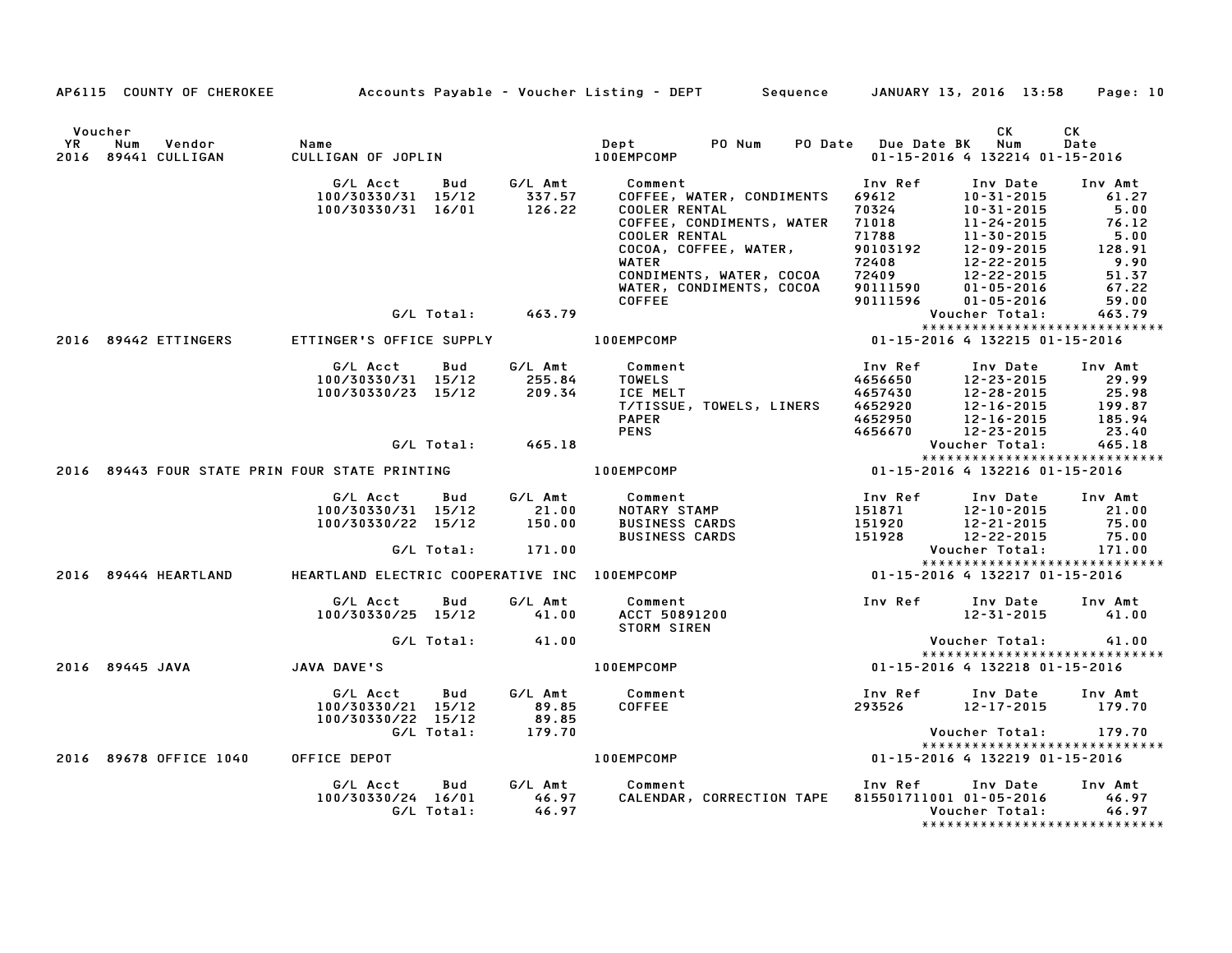AP6115 COUNTY OF CHEROKEE — Accounts Payable - Voucher Listing - DEPT — Sequence — JANUARY 13, 2016 13:58

| Voucher YR | Num | Vendor | Name | Dept | PO Num | PO Date | Due Date | BK | CK Num | CK Date |
|---|---|---|---|---|---|---|---|---|---|---|
| 2016 | 89441 | CULLIGAN | CULLIGAN OF JOPLIN | 100EMPCOMP | | | 01-15-2016 | 4 | 132214 | 01-15-2016 |

| G/L Acct | Bud | G/L Amt | Comment | Inv Ref | Inv Date | Inv Amt |
|---|---|---|---|---|---|---|
| 100/30330/31 | 15/12 | 337.57 | COFFEE, WATER, CONDIMENTS | 69612 | 10-31-2015 | 61.27 |
| 100/30330/31 | 16/01 | 126.22 | COOLER RENTAL | 70324 | 10-31-2015 | 5.00 |
| | | | COFFEE, CONDIMENTS, WATER | 71018 | 11-24-2015 | 76.12 |
| | | | COOLER RENTAL | 71788 | 11-30-2015 | 5.00 |
| | | | COCOA, COFFEE, WATER, | 90103192 | 12-09-2015 | 128.91 |
| | | | WATER | 72408 | 12-22-2015 | 9.90 |
| | | | CONDIMENTS, WATER, COCOA | 72409 | 12-22-2015 | 51.37 |
| | | | WATER, CONDIMENTS, COCOA | 90111590 | 01-05-2016 | 67.22 |
| | | | COFFEE | 90111596 | 01-05-2016 | 59.00 |
| | G/L Total: | 463.79 | | | Voucher Total: | 463.79 |

*****************************

| Voucher YR | Num | Vendor | Name | Dept | PO Num | PO Date | Due Date | BK | CK Num | CK Date |
|---|---|---|---|---|---|---|---|---|---|---|
| 2016 | 89442 | ETTINGERS | ETTINGER'S OFFICE SUPPLY | 100EMPCOMP | | | 01-15-2016 | 4 | 132215 | 01-15-2016 |

| G/L Acct | Bud | G/L Amt | Comment | Inv Ref | Inv Date | Inv Amt |
|---|---|---|---|---|---|---|
| 100/30330/31 | 15/12 | 255.84 | TOWELS | 4656650 | 12-23-2015 | 29.99 |
| 100/30330/23 | 15/12 | 209.34 | ICE MELT | 4657430 | 12-28-2015 | 25.98 |
| | | | T/TISSUE, TOWELS, LINERS | 4652920 | 12-16-2015 | 199.87 |
| | | | PAPER | 4652950 | 12-16-2015 | 185.94 |
| | | | PENS | 4656670 | 12-23-2015 | 23.40 |
| | G/L Total: | 465.18 | | | Voucher Total: | 465.18 |

*****************************

| Voucher YR | Num | Vendor | Name | Dept | PO Num | PO Date | Due Date | BK | CK Num | CK Date |
|---|---|---|---|---|---|---|---|---|---|---|
| 2016 | 89443 | FOUR STATE PRIN | FOUR STATE PRINTING | 100EMPCOMP | | | 01-15-2016 | 4 | 132216 | 01-15-2016 |

| G/L Acct | Bud | G/L Amt | Comment | Inv Ref | Inv Date | Inv Amt |
|---|---|---|---|---|---|---|
| 100/30330/31 | 15/12 | 21.00 | NOTARY STAMP | 151871 | 12-10-2015 | 21.00 |
| 100/30330/22 | 15/12 | 150.00 | BUSINESS CARDS | 151920 | 12-21-2015 | 75.00 |
| | | | BUSINESS CARDS | 151928 | 12-22-2015 | 75.00 |
| | G/L Total: | 171.00 | | | Voucher Total: | 171.00 |

*****************************

| Voucher YR | Num | Vendor | Name | Dept | PO Num | PO Date | Due Date | BK | CK Num | CK Date |
|---|---|---|---|---|---|---|---|---|---|---|
| 2016 | 89444 | HEARTLAND | HEARTLAND ELECTRIC COOPERATIVE INC | 100EMPCOMP | | | 01-15-2016 | 4 | 132217 | 01-15-2016 |

| G/L Acct | Bud | G/L Amt | Comment | Inv Ref | Inv Date | Inv Amt |
|---|---|---|---|---|---|---|
| 100/30330/25 | 15/12 | 41.00 | ACCT 50891200 | | 12-31-2015 | 41.00 |
| | | | STORM SIREN | | | |
| | G/L Total: | 41.00 | | | Voucher Total: | 41.00 |

*****************************

| Voucher YR | Num | Vendor | Name | Dept | PO Num | PO Date | Due Date | BK | CK Num | CK Date |
|---|---|---|---|---|---|---|---|---|---|---|
| 2016 | 89445 | JAVA | JAVA DAVE'S | 100EMPCOMP | | | 01-15-2016 | 4 | 132218 | 01-15-2016 |

| G/L Acct | Bud | G/L Amt | Comment | Inv Ref | Inv Date | Inv Amt |
|---|---|---|---|---|---|---|
| 100/30330/21 | 15/12 | 89.85 | COFFEE | 293526 | 12-17-2015 | 179.70 |
| 100/30330/22 | 15/12 | 89.85 | | | | |
| | G/L Total: | 179.70 | | | Voucher Total: | 179.70 |

*****************************

| Voucher YR | Num | Vendor | Name | Dept | PO Num | PO Date | Due Date | BK | CK Num | CK Date |
|---|---|---|---|---|---|---|---|---|---|---|
| 2016 | 89678 | OFFICE 1040 | OFFICE DEPOT | 100EMPCOMP | | | 01-15-2016 | 4 | 132219 | 01-15-2016 |

| G/L Acct | Bud | G/L Amt | Comment | Inv Ref | Inv Date | Inv Amt |
|---|---|---|---|---|---|---|
| 100/30330/24 | 16/01 | 46.97 | CALENDAR, CORRECTION TAPE | 815501711001 | 01-05-2016 | 46.97 |
| | G/L Total: | 46.97 | | | Voucher Total: | 46.97 |

*****************************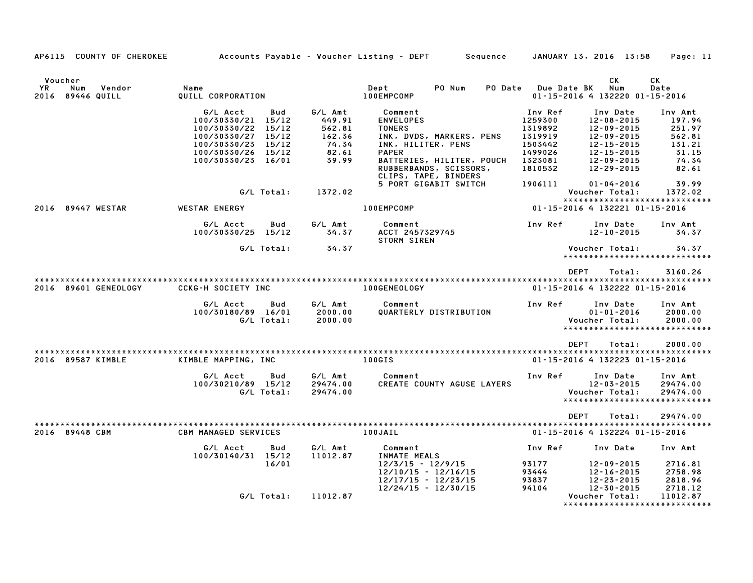AP6115 COUNTY OF CHEROKEE — Accounts Payable - Voucher Listing - DEPT — Sequence — JANUARY 13, 2016 13:58

| Voucher YR | Num | Vendor | Name | Dept | PO Num | PO Date | Due Date | BK | CK Num | CK Date |
|---|---|---|---|---|---|---|---|---|---|---|
| 2016 | 89446 | QUILL | QUILL CORPORATION | 100EMPCOMP | | | 01-15-2016 | 4 | 132220 | 01-15-2016 |

| G/L Acct | Bud | G/L Amt | Comment | Inv Ref | Inv Date | Inv Amt |
|---|---|---|---|---|---|---|
| 100/30330/21 | 15/12 | 449.91 | ENVELOPES | 1259300 | 12-08-2015 | 197.94 |
| 100/30330/22 | 15/12 | 562.81 | TONERS | 1319892 | 12-09-2015 | 251.97 |
| 100/30330/27 | 15/12 | 162.36 | INK, DVDS, MARKERS, PENS | 1319919 | 12-09-2015 | 562.81 |
| 100/30330/23 | 15/12 | 74.34 | INK, HILITER, PENS | 1503442 | 12-15-2015 | 131.21 |
| 100/30330/26 | 15/12 | 82.61 | PAPER | 1499026 | 12-15-2015 | 31.15 |
| 100/30330/23 | 16/01 | 39.99 | BATTERIES, HILITER, POUCH | 1323081 | 12-09-2015 | 74.34 |
| | | | RUBBERBANDS, SCISSORS, CLIPS, TAPE, BINDERS | 1810532 | 12-29-2015 | 82.61 |
| | | | 5 PORT GIGABIT SWITCH | 1906111 | 01-04-2016 | 39.99 |
| | G/L Total: | 1372.02 | | | Voucher Total: | 1372.02 |

| Voucher YR | Num | Vendor | Name | Dept | PO Num | PO Date | Due Date | BK | CK Num | CK Date |
|---|---|---|---|---|---|---|---|---|---|---|
| 2016 | 89447 | WESTAR | WESTAR ENERGY | 100EMPCOMP | | | 01-15-2016 | 4 | 132221 | 01-15-2016 |

| G/L Acct | Bud | G/L Amt | Comment | Inv Ref | Inv Date | Inv Amt |
|---|---|---|---|---|---|---|
| 100/30330/25 | 15/12 | 34.37 | ACCT 2457329745 STORM SIREN | | 12-10-2015 | 34.37 |
| | G/L Total: | 34.37 | | | Voucher Total: | 34.37 |

DEPT Total: 3160.26

| Voucher YR | Num | Vendor | Name | Dept | PO Num | PO Date | Due Date | BK | CK Num | CK Date |
|---|---|---|---|---|---|---|---|---|---|---|
| 2016 | 89601 | GENEOLOGY | CCKG-H SOCIETY INC | 100GENEOLOGY | | | 01-15-2016 | 4 | 132222 | 01-15-2016 |

| G/L Acct | Bud | G/L Amt | Comment | Inv Ref | Inv Date | Inv Amt |
|---|---|---|---|---|---|---|
| 100/30180/89 | 16/01 | 2000.00 | QUARTERLY DISTRIBUTION | | 01-01-2016 | 2000.00 |
| | G/L Total: | 2000.00 | | | Voucher Total: | 2000.00 |

DEPT Total: 2000.00

| Voucher YR | Num | Vendor | Name | Dept | PO Num | PO Date | Due Date | BK | CK Num | CK Date |
|---|---|---|---|---|---|---|---|---|---|---|
| 2016 | 89587 | KIMBLE | KIMBLE MAPPING, INC | 100GIS | | | 01-15-2016 | 4 | 132223 | 01-15-2016 |

| G/L Acct | Bud | G/L Amt | Comment | Inv Ref | Inv Date | Inv Amt |
|---|---|---|---|---|---|---|
| 100/30210/89 | 15/12 | 29474.00 | CREATE COUNTY AGUSE LAYERS | | 12-03-2015 | 29474.00 |
| | G/L Total: | 29474.00 | | | Voucher Total: | 29474.00 |

DEPT Total: 29474.00

| Voucher YR | Num | Vendor | Name | Dept | PO Num | PO Date | Due Date | BK | CK Num | CK Date |
|---|---|---|---|---|---|---|---|---|---|---|
| 2016 | 89448 | CBM | CBM MANAGED SERVICES | 100JAIL | | | 01-15-2016 | 4 | 132224 | 01-15-2016 |

| G/L Acct | Bud | G/L Amt | Comment | Inv Ref | Inv Date | Inv Amt |
|---|---|---|---|---|---|---|
| 100/30140/31 | 15/12 | 11012.87 | INMATE MEALS | | | |
| | 16/01 | | 12/3/15 - 12/9/15 | 93177 | 12-09-2015 | 2716.81 |
| | | | 12/10/15 - 12/16/15 | 93444 | 12-16-2015 | 2758.98 |
| | | | 12/17/15 - 12/23/15 | 93837 | 12-23-2015 | 2818.96 |
| | | | 12/24/15 - 12/30/15 | 94104 | 12-30-2015 | 2718.12 |
| | G/L Total: | 11012.87 | | | Voucher Total: | 11012.87 |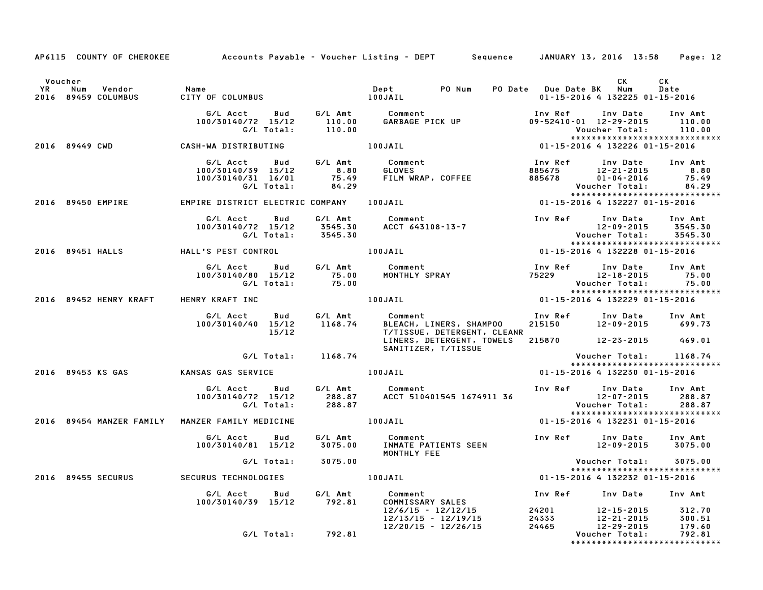AP6115 COUNTY OF CHEROKEE — Accounts Payable - Voucher Listing - DEPT — Sequence — JANUARY 13, 2016 13:58

| Voucher YR | Num | Vendor | Name | Dept | PO Num | PO Date | Due Date | BK | CK Num | CK Date |
|---|---|---|---|---|---|---|---|---|---|---|
| 2016 | 89459 | COLUMBUS | CITY OF COLUMBUS | 100JAIL | | | 01-15-2016 | 4 | 132225 | 01-15-2016 |

| G/L Acct | Bud | G/L Amt | Comment | Inv Ref | Inv Date | Inv Amt |
|---|---|---|---|---|---|---|
| 100/30140/72 | 15/12 | 110.00 | GARBAGE PICK UP | 09-52410-01 | 12-29-2015 | 110.00 |
| | G/L Total: | 110.00 | | | Voucher Total: | 110.00 |

| Voucher YR | Num | Vendor | Name | Dept | PO Num | PO Date | Due Date | BK | CK Num | CK Date |
|---|---|---|---|---|---|---|---|---|---|---|
| 2016 | 89449 | CWD | CASH-WA DISTRIBUTING | 100JAIL | | | 01-15-2016 | 4 | 132226 | 01-15-2016 |

| G/L Acct | Bud | G/L Amt | Comment | Inv Ref | Inv Date | Inv Amt |
|---|---|---|---|---|---|---|
| 100/30140/39 | 15/12 | 8.80 | GLOVES | 885675 | 12-21-2015 | 8.80 |
| 100/30140/31 | 16/01 | 75.49 | FILM WRAP, COFFEE | 885678 | 01-04-2016 | 75.49 |
| | G/L Total: | 84.29 | | | Voucher Total: | 84.29 |

| Voucher YR | Num | Vendor | Name | Dept | PO Num | PO Date | Due Date | BK | CK Num | CK Date |
|---|---|---|---|---|---|---|---|---|---|---|
| 2016 | 89450 | EMPIRE | EMPIRE DISTRICT ELECTRIC COMPANY | 100JAIL | | | 01-15-2016 | 4 | 132227 | 01-15-2016 |

| G/L Acct | Bud | G/L Amt | Comment | Inv Ref | Inv Date | Inv Amt |
|---|---|---|---|---|---|---|
| 100/30140/72 | 15/12 | 3545.30 | ACCT 643108-13-7 | | 12-09-2015 | 3545.30 |
| | G/L Total: | 3545.30 | | | Voucher Total: | 3545.30 |

| Voucher YR | Num | Vendor | Name | Dept | PO Num | PO Date | Due Date | BK | CK Num | CK Date |
|---|---|---|---|---|---|---|---|---|---|---|
| 2016 | 89451 | HALLS | HALL'S PEST CONTROL | 100JAIL | | | 01-15-2016 | 4 | 132228 | 01-15-2016 |

| G/L Acct | Bud | G/L Amt | Comment | Inv Ref | Inv Date | Inv Amt |
|---|---|---|---|---|---|---|
| 100/30140/80 | 15/12 | 75.00 | MONTHLY SPRAY | 75229 | 12-18-2015 | 75.00 |
| | G/L Total: | 75.00 | | | Voucher Total: | 75.00 |

| Voucher YR | Num | Vendor | Name | Dept | PO Num | PO Date | Due Date | BK | CK Num | CK Date |
|---|---|---|---|---|---|---|---|---|---|---|
| 2016 | 89452 | HENRY KRAFT | HENRY KRAFT INC | 100JAIL | | | 01-15-2016 | 4 | 132229 | 01-15-2016 |

| G/L Acct | Bud | G/L Amt | Comment | Inv Ref | Inv Date | Inv Amt |
|---|---|---|---|---|---|---|
| 100/30140/40 | 15/12 | 1168.74 | BLEACH, LINERS, SHAMPOO | 215150 | 12-09-2015 | 699.73 |
| | 15/12 | | T/TISSUE, DETERGENT, CLEANR | | | |
| | | | LINERS, DETERGENT, TOWELS | 215870 | 12-23-2015 | 469.01 |
| | | | SANITIZER, T/TISSUE | | | |
| | G/L Total: | 1168.74 | | | Voucher Total: | 1168.74 |

| Voucher YR | Num | Vendor | Name | Dept | PO Num | PO Date | Due Date | BK | CK Num | CK Date |
|---|---|---|---|---|---|---|---|---|---|---|
| 2016 | 89453 | KS GAS | KANSAS GAS SERVICE | 100JAIL | | | 01-15-2016 | 4 | 132230 | 01-15-2016 |

| G/L Acct | Bud | G/L Amt | Comment | Inv Ref | Inv Date | Inv Amt |
|---|---|---|---|---|---|---|
| 100/30140/72 | 15/12 | 288.87 | ACCT 510401545 1674911 36 | | 12-07-2015 | 288.87 |
| | G/L Total: | 288.87 | | | Voucher Total: | 288.87 |

| Voucher YR | Num | Vendor | Name | Dept | PO Num | PO Date | Due Date | BK | CK Num | CK Date |
|---|---|---|---|---|---|---|---|---|---|---|
| 2016 | 89454 | MANZER FAMILY | MANZER FAMILY MEDICINE | 100JAIL | | | 01-15-2016 | 4 | 132231 | 01-15-2016 |

| G/L Acct | Bud | G/L Amt | Comment | Inv Ref | Inv Date | Inv Amt |
|---|---|---|---|---|---|---|
| 100/30140/81 | 15/12 | 3075.00 | INMATE PATIENTS SEEN | | 12-09-2015 | 3075.00 |
| | | | MONTHLY FEE | | | |
| | G/L Total: | 3075.00 | | | Voucher Total: | 3075.00 |

| Voucher YR | Num | Vendor | Name | Dept | PO Num | PO Date | Due Date | BK | CK Num | CK Date |
|---|---|---|---|---|---|---|---|---|---|---|
| 2016 | 89455 | SECURUS | SECURUS TECHNOLOGIES | 100JAIL | | | 01-15-2016 | 4 | 132232 | 01-15-2016 |

| G/L Acct | Bud | G/L Amt | Comment | Inv Ref | Inv Date | Inv Amt |
|---|---|---|---|---|---|---|
| 100/30140/39 | 15/12 | 792.81 | COMMISSARY SALES | | | |
| | | | 12/6/15 - 12/12/15 | 24201 | 12-15-2015 | 312.70 |
| | | | 12/13/15 - 12/19/15 | 24333 | 12-21-2015 | 300.51 |
| | | | 12/20/15 - 12/26/15 | 24465 | 12-29-2015 | 179.60 |
| | G/L Total: | 792.81 | | | Voucher Total: | 792.81 |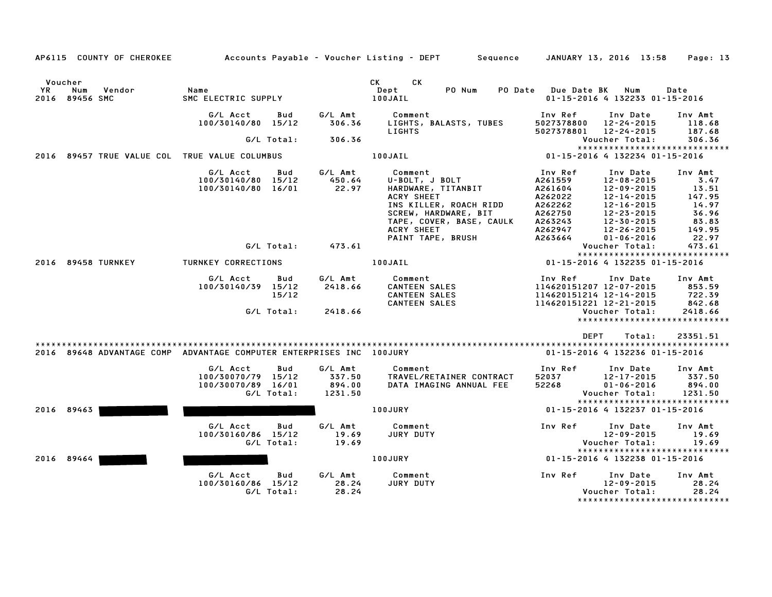AP6115 COUNTY OF CHEROKEE — Accounts Payable - Voucher Listing - DEPT — Sequence — JANUARY 13, 2016 13:58

| Voucher YR | Num | Vendor | Name | CK Dept | CK PO Num | PO Date | Due Date | BK | Num | Date |
|---|---|---|---|---|---|---|---|---|---|---|
| 2016 | 89456 | SMC | SMC ELECTRIC SUPPLY | 100JAIL | | | 01-15-2016 | 4 | 132233 | 01-15-2016 |

| G/L Acct | Bud | G/L Amt | Comment | Inv Ref | Inv Date | Inv Amt |
|---|---|---|---|---|---|---|
| 100/30140/80 | 15/12 | 306.36 | LIGHTS, BALASTS, TUBES | 5027378800 | 12-24-2015 | 118.68 |
| | | | LIGHTS | 5027378801 | 12-24-2015 | 187.68 |
| | G/L Total: | 306.36 | | | Voucher Total: | 306.36 |

| Voucher YR | Num | Vendor | Name | CK Dept | Due Date | BK | Num | Date |
|---|---|---|---|---|---|---|---|---|
| 2016 | 89457 | TRUE VALUE COL | TRUE VALUE COLUMBUS | 100JAIL | 01-15-2016 | 4 | 132234 | 01-15-2016 |

| G/L Acct | Bud | G/L Amt | Comment | Inv Ref | Inv Date | Inv Amt |
|---|---|---|---|---|---|---|
| 100/30140/80 | 15/12 | 450.64 | U-BOLT, J BOLT | A261559 | 12-08-2015 | 3.47 |
| 100/30140/80 | 16/01 | 22.97 | HARDWARE, TITANBIT | A261604 | 12-09-2015 | 13.51 |
| | | | ACRY SHEET | A262022 | 12-14-2015 | 147.95 |
| | | | INS KILLER, ROACH RIDD | A262262 | 12-16-2015 | 14.97 |
| | | | SCREW, HARDWARE, BIT | A262750 | 12-23-2015 | 36.96 |
| | | | TAPE, COVER, BASE, CAULK | A263243 | 12-30-2015 | 83.83 |
| | | | ACRY SHEET | A262947 | 12-26-2015 | 149.95 |
| | | | PAINT TAPE, BRUSH | A263664 | 01-06-2016 | 22.97 |
| | G/L Total: | 473.61 | | | Voucher Total: | 473.61 |

| Voucher YR | Num | Vendor | Name | CK Dept | Due Date | BK | Num | Date |
|---|---|---|---|---|---|---|---|---|
| 2016 | 89458 | TURNKEY | TURNKEY CORRECTIONS | 100JAIL | 01-15-2016 | 4 | 132235 | 01-15-2016 |

| G/L Acct | Bud | G/L Amt | Comment | Inv Ref | Inv Date | Inv Amt |
|---|---|---|---|---|---|---|
| 100/30140/39 | 15/12 | 2418.66 | CANTEEN SALES | 114620151207 | 12-07-2015 | 853.59 |
| | 15/12 | | CANTEEN SALES | 114620151214 | 12-14-2015 | 722.39 |
| | | | CANTEEN SALES | 114620151221 | 12-21-2015 | 842.68 |
| | G/L Total: | 2418.66 | | | Voucher Total: | 2418.66 |

DEPT Total: 23351.51

| Voucher YR | Num | Vendor | Name | CK Dept | Due Date | BK | Num | Date |
|---|---|---|---|---|---|---|---|---|
| 2016 | 89648 | ADVANTAGE COMP | ADVANTAGE COMPUTER ENTERPRISES INC | 100JURY | 01-15-2016 | 4 | 132236 | 01-15-2016 |

| G/L Acct | Bud | G/L Amt | Comment | Inv Ref | Inv Date | Inv Amt |
|---|---|---|---|---|---|---|
| 100/30070/79 | 15/12 | 337.50 | TRAVEL/RETAINER CONTRACT | 52037 | 12-17-2015 | 337.50 |
| 100/30070/89 | 16/01 | 894.00 | DATA IMAGING ANNUAL FEE | 52268 | 01-06-2016 | 894.00 |
| | G/L Total: | 1231.50 | | | Voucher Total: | 1231.50 |

| Voucher YR | Num | Vendor | Name | CK Dept | Due Date | BK | Num | Date |
|---|---|---|---|---|---|---|---|---|
| 2016 | 89463 | [REDACTED] | [REDACTED] | 100JURY | 01-15-2016 | 4 | 132237 | 01-15-2016 |

| G/L Acct | Bud | G/L Amt | Comment | Inv Ref | Inv Date | Inv Amt |
|---|---|---|---|---|---|---|
| 100/30160/86 | 15/12 | 19.69 | JURY DUTY | | 12-09-2015 | 19.69 |
| | G/L Total: | 19.69 | | | Voucher Total: | 19.69 |

| Voucher YR | Num | Vendor | Name | CK Dept | Due Date | BK | Num | Date |
|---|---|---|---|---|---|---|---|---|
| 2016 | 89464 | [REDACTED] | [REDACTED] | 100JURY | 01-15-2016 | 4 | 132238 | 01-15-2016 |

| G/L Acct | Bud | G/L Amt | Comment | Inv Ref | Inv Date | Inv Amt |
|---|---|---|---|---|---|---|
| 100/30160/86 | 15/12 | 28.24 | JURY DUTY | | 12-09-2015 | 28.24 |
| | G/L Total: | 28.24 | | | Voucher Total: | 28.24 |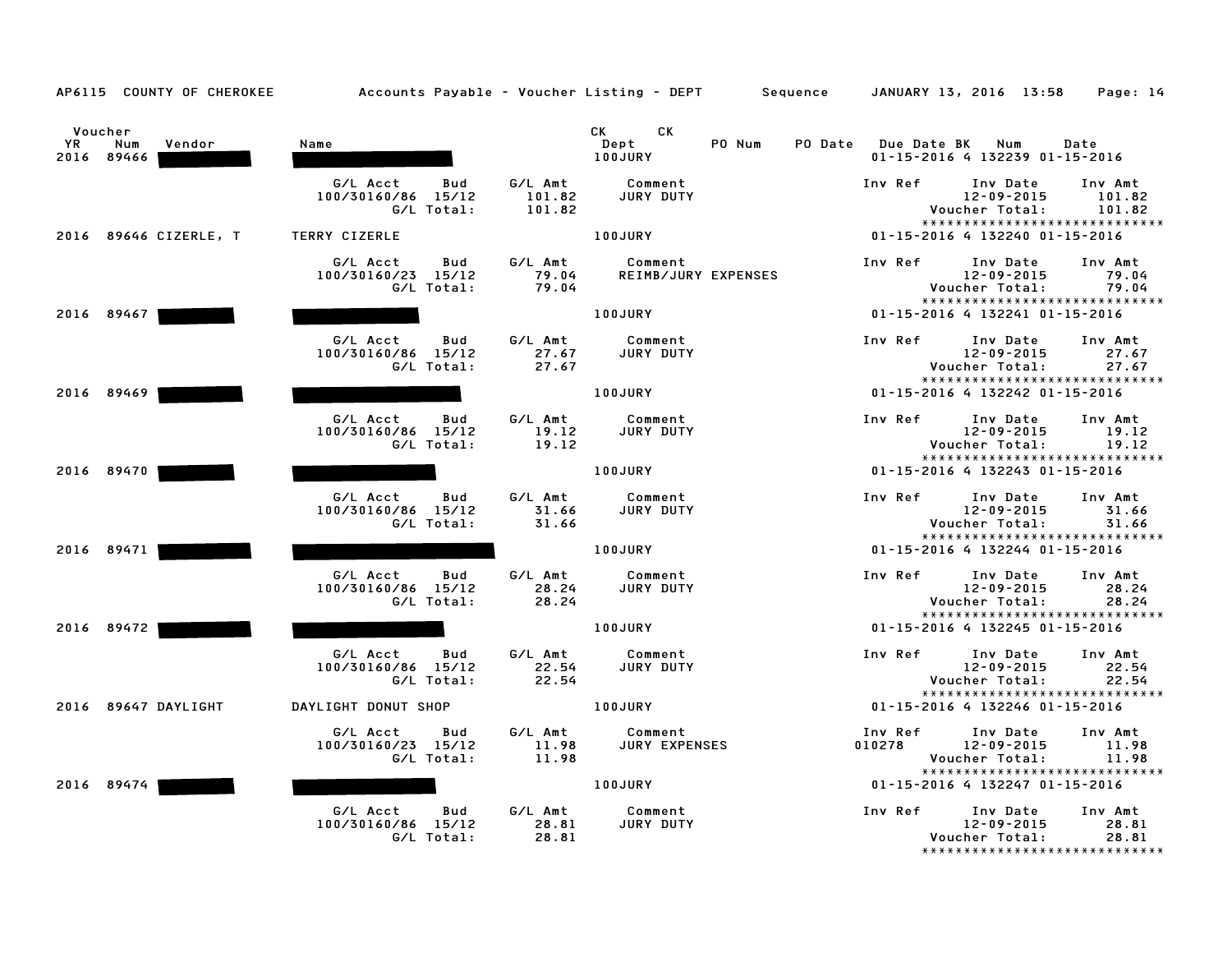AP6115 COUNTY OF CHEROKEE Accounts Payable - Voucher Listing - DEPT Sequence JANUARY 13, 2016 13:58

| Voucher YR | Num | Vendor | Name | CK Dept | CK | PO Num | PO Date | Due Date | BK | Num | Date |
|---|---|---|---|---|---|---|---|---|---|---|---|
| 2016 | 89466 | | | 100JURY | | | | 01-15-2016 | 4 | 132239 | 01-15-2016 |

| G/L Acct | Bud | G/L Amt | Comment | Inv Ref | Inv Date | Inv Amt |
|---|---|---|---|---|---|---|
| 100/30160/86 | 15/12 | 101.82 | JURY DUTY | | 12-09-2015 | 101.82 |
| | G/L Total: | 101.82 | | | Voucher Total: | 101.82 |

*****************************

| YR | Num | Vendor | Name | Dept | Due Date | BK | Num | Date |
|---|---|---|---|---|---|---|---|---|
| 2016 | 89646 | CIZERLE, T | TERRY CIZERLE | 100JURY | 01-15-2016 | 4 | 132240 | 01-15-2016 |

| G/L Acct | Bud | G/L Amt | Comment | Inv Ref | Inv Date | Inv Amt |
|---|---|---|---|---|---|---|
| 100/30160/23 | 15/12 | 79.04 | REIMB/JURY EXPENSES | | 12-09-2015 | 79.04 |
| | G/L Total: | 79.04 | | | Voucher Total: | 79.04 |

*****************************

| YR | Num | Vendor | Name | Dept | Due Date | BK | Num | Date |
|---|---|---|---|---|---|---|---|---|
| 2016 | 89467 | | | 100JURY | 01-15-2016 | 4 | 132241 | 01-15-2016 |

| G/L Acct | Bud | G/L Amt | Comment | Inv Ref | Inv Date | Inv Amt |
|---|---|---|---|---|---|---|
| 100/30160/86 | 15/12 | 27.67 | JURY DUTY | | 12-09-2015 | 27.67 |
| | G/L Total: | 27.67 | | | Voucher Total: | 27.67 |

*****************************

| YR | Num | Vendor | Name | Dept | Due Date | BK | Num | Date |
|---|---|---|---|---|---|---|---|---|
| 2016 | 89469 | | | 100JURY | 01-15-2016 | 4 | 132242 | 01-15-2016 |

| G/L Acct | Bud | G/L Amt | Comment | Inv Ref | Inv Date | Inv Amt |
|---|---|---|---|---|---|---|
| 100/30160/86 | 15/12 | 19.12 | JURY DUTY | | 12-09-2015 | 19.12 |
| | G/L Total: | 19.12 | | | Voucher Total: | 19.12 |

*****************************

| YR | Num | Vendor | Name | Dept | Due Date | BK | Num | Date |
|---|---|---|---|---|---|---|---|---|
| 2016 | 89470 | | | 100JURY | 01-15-2016 | 4 | 132243 | 01-15-2016 |

| G/L Acct | Bud | G/L Amt | Comment | Inv Ref | Inv Date | Inv Amt |
|---|---|---|---|---|---|---|
| 100/30160/86 | 15/12 | 31.66 | JURY DUTY | | 12-09-2015 | 31.66 |
| | G/L Total: | 31.66 | | | Voucher Total: | 31.66 |

*****************************

| YR | Num | Vendor | Name | Dept | Due Date | BK | Num | Date |
|---|---|---|---|---|---|---|---|---|
| 2016 | 89471 | | | 100JURY | 01-15-2016 | 4 | 132244 | 01-15-2016 |

| G/L Acct | Bud | G/L Amt | Comment | Inv Ref | Inv Date | Inv Amt |
|---|---|---|---|---|---|---|
| 100/30160/86 | 15/12 | 28.24 | JURY DUTY | | 12-09-2015 | 28.24 |
| | G/L Total: | 28.24 | | | Voucher Total: | 28.24 |

*****************************

| YR | Num | Vendor | Name | Dept | Due Date | BK | Num | Date |
|---|---|---|---|---|---|---|---|---|
| 2016 | 89472 | | | 100JURY | 01-15-2016 | 4 | 132245 | 01-15-2016 |

| G/L Acct | Bud | G/L Amt | Comment | Inv Ref | Inv Date | Inv Amt |
|---|---|---|---|---|---|---|
| 100/30160/86 | 15/12 | 22.54 | JURY DUTY | | 12-09-2015 | 22.54 |
| | G/L Total: | 22.54 | | | Voucher Total: | 22.54 |

*****************************

| YR | Num | Vendor | Name | Dept | Due Date | BK | Num | Date |
|---|---|---|---|---|---|---|---|---|
| 2016 | 89647 | DAYLIGHT | DAYLIGHT DONUT SHOP | 100JURY | 01-15-2016 | 4 | 132246 | 01-15-2016 |

| G/L Acct | Bud | G/L Amt | Comment | Inv Ref | Inv Date | Inv Amt |
|---|---|---|---|---|---|---|
| 100/30160/23 | 15/12 | 11.98 | JURY EXPENSES | 010278 | 12-09-2015 | 11.98 |
| | G/L Total: | 11.98 | | | Voucher Total: | 11.98 |

*****************************

| YR | Num | Vendor | Name | Dept | Due Date | BK | Num | Date |
|---|---|---|---|---|---|---|---|---|
| 2016 | 89474 | | | 100JURY | 01-15-2016 | 4 | 132247 | 01-15-2016 |

| G/L Acct | Bud | G/L Amt | Comment | Inv Ref | Inv Date | Inv Amt |
|---|---|---|---|---|---|---|
| 100/30160/86 | 15/12 | 28.81 | JURY DUTY | | 12-09-2015 | 28.81 |
| | G/L Total: | 28.81 | | | Voucher Total: | 28.81 |

*****************************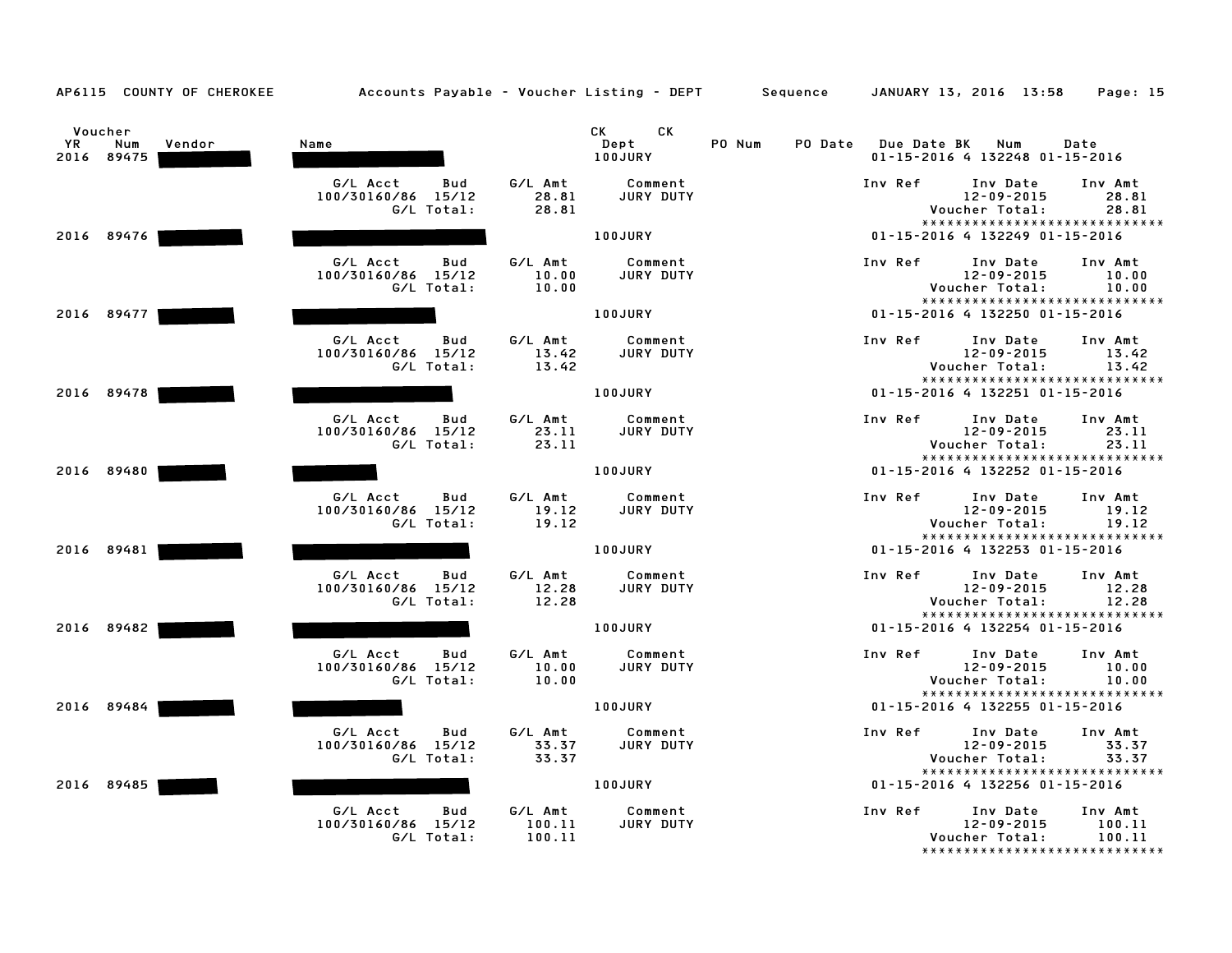AP6115 COUNTY OF CHEROKEE &nbsp;&nbsp;&nbsp; Accounts Payable - Voucher Listing - DEPT &nbsp;&nbsp;&nbsp; Sequence &nbsp;&nbsp;&nbsp; JANUARY 13, 2016 13:58

| Voucher YR | Voucher Num | Vendor | Name | CK Dept | PO Num | PO Date | Due Date | BK | CK Num | CK Date |
|---|---|---|---|---|---|---|---|---|---|---|
| 2016 | 89475 | [REDACTED] | [REDACTED] | 100JURY | | | 01-15-2016 | 4 | 132248 | 01-15-2016 |
| 2016 | 89476 | [REDACTED] | [REDACTED] | 100JURY | | | 01-15-2016 | 4 | 132249 | 01-15-2016 |
| 2016 | 89477 | [REDACTED] | [REDACTED] | 100JURY | | | 01-15-2016 | 4 | 132250 | 01-15-2016 |
| 2016 | 89478 | [REDACTED] | [REDACTED] | 100JURY | | | 01-15-2016 | 4 | 132251 | 01-15-2016 |
| 2016 | 89480 | [REDACTED] | [REDACTED] | 100JURY | | | 01-15-2016 | 4 | 132252 | 01-15-2016 |
| 2016 | 89481 | [REDACTED] | [REDACTED] | 100JURY | | | 01-15-2016 | 4 | 132253 | 01-15-2016 |
| 2016 | 89482 | [REDACTED] | [REDACTED] | 100JURY | | | 01-15-2016 | 4 | 132254 | 01-15-2016 |
| 2016 | 89484 | [REDACTED] | [REDACTED] | 100JURY | | | 01-15-2016 | 4 | 132255 | 01-15-2016 |
| 2016 | 89485 | [REDACTED] | [REDACTED] | 100JURY | | | 01-15-2016 | 4 | 132256 | 01-15-2016 |

| Voucher Num | G/L Acct | Bud | G/L Amt | G/L Total | Comment | Inv Ref | Inv Date | Inv Amt | Voucher Total |
|---|---|---|---|---|---|---|---|---|---|
| 89475 | 100/30160/86 | 15/12 | 28.81 | 28.81 | JURY DUTY | | 12-09-2015 | 28.81 | 28.81 |
| 89476 | 100/30160/86 | 15/12 | 10.00 | 10.00 | JURY DUTY | | 12-09-2015 | 10.00 | 10.00 |
| 89477 | 100/30160/86 | 15/12 | 13.42 | 13.42 | JURY DUTY | | 12-09-2015 | 13.42 | 13.42 |
| 89478 | 100/30160/86 | 15/12 | 23.11 | 23.11 | JURY DUTY | | 12-09-2015 | 23.11 | 23.11 |
| 89480 | 100/30160/86 | 15/12 | 19.12 | 19.12 | JURY DUTY | | 12-09-2015 | 19.12 | 19.12 |
| 89481 | 100/30160/86 | 15/12 | 12.28 | 12.28 | JURY DUTY | | 12-09-2015 | 12.28 | 12.28 |
| 89482 | 100/30160/86 | 15/12 | 10.00 | 10.00 | JURY DUTY | | 12-09-2015 | 10.00 | 10.00 |
| 89484 | 100/30160/86 | 15/12 | 33.37 | 33.37 | JURY DUTY | | 12-09-2015 | 33.37 | 33.37 |
| 89485 | 100/30160/86 | 15/12 | 100.11 | 100.11 | JURY DUTY | | 12-09-2015 | 100.11 | 100.11 |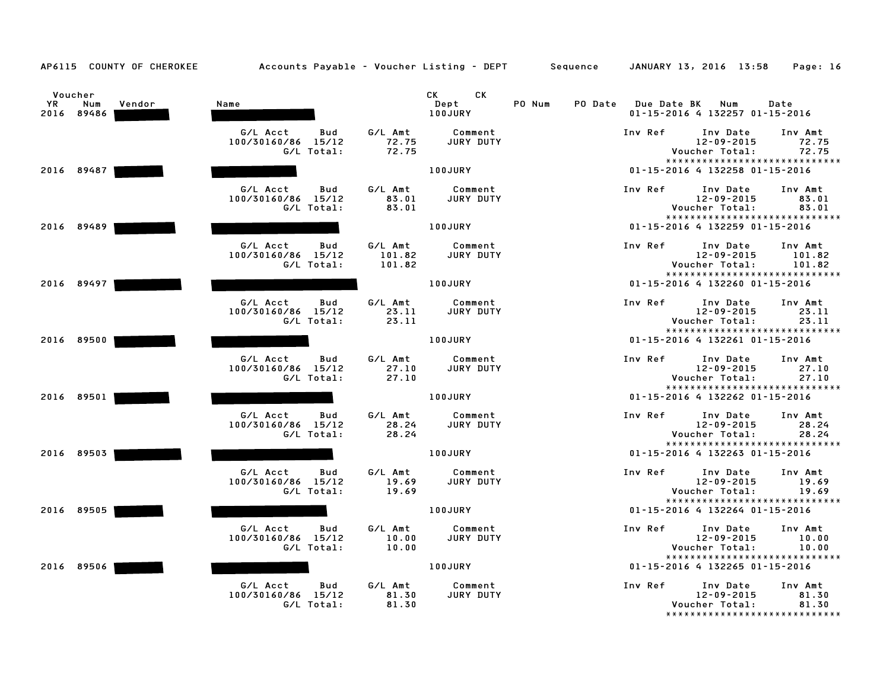AP6115 COUNTY OF CHEROKEE — Accounts Payable - Voucher Listing - DEPT — Sequence — JANUARY 13, 2016 13:58

| Voucher YR | Voucher Num | Vendor | Name | CK Dept | PO Num | PO Date | Due Date | CK BK | CK Num | Date |
|---|---|---|---|---|---|---|---|---|---|---|
| 2016 | 89486 | | | 100JURY | | | 01-15-2016 | 4 | 132257 | 01-15-2016 |
| 2016 | 89487 | | | 100JURY | | | 01-15-2016 | 4 | 132258 | 01-15-2016 |
| 2016 | 89489 | | | 100JURY | | | 01-15-2016 | 4 | 132259 | 01-15-2016 |
| 2016 | 89497 | | | 100JURY | | | 01-15-2016 | 4 | 132260 | 01-15-2016 |
| 2016 | 89500 | | | 100JURY | | | 01-15-2016 | 4 | 132261 | 01-15-2016 |
| 2016 | 89501 | | | 100JURY | | | 01-15-2016 | 4 | 132262 | 01-15-2016 |
| 2016 | 89503 | | | 100JURY | | | 01-15-2016 | 4 | 132263 | 01-15-2016 |
| 2016 | 89505 | | | 100JURY | | | 01-15-2016 | 4 | 132264 | 01-15-2016 |
| 2016 | 89506 | | | 100JURY | | | 01-15-2016 | 4 | 132265 | 01-15-2016 |

| Voucher Num | G/L Acct | Bud | G/L Amt | Comment | Inv Ref | Inv Date | Inv Amt | G/L Total | Voucher Total |
|---|---|---|---|---|---|---|---|---|---|
| 89486 | 100/30160/86 | 15/12 | 72.75 | JURY DUTY | | 12-09-2015 | 72.75 | 72.75 | 72.75 |
| 89487 | 100/30160/86 | 15/12 | 83.01 | JURY DUTY | | 12-09-2015 | 83.01 | 83.01 | 83.01 |
| 89489 | 100/30160/86 | 15/12 | 101.82 | JURY DUTY | | 12-09-2015 | 101.82 | 101.82 | 101.82 |
| 89497 | 100/30160/86 | 15/12 | 23.11 | JURY DUTY | | 12-09-2015 | 23.11 | 23.11 | 23.11 |
| 89500 | 100/30160/86 | 15/12 | 27.10 | JURY DUTY | | 12-09-2015 | 27.10 | 27.10 | 27.10 |
| 89501 | 100/30160/86 | 15/12 | 28.24 | JURY DUTY | | 12-09-2015 | 28.24 | 28.24 | 28.24 |
| 89503 | 100/30160/86 | 15/12 | 19.69 | JURY DUTY | | 12-09-2015 | 19.69 | 19.69 | 19.69 |
| 89505 | 100/30160/86 | 15/12 | 10.00 | JURY DUTY | | 12-09-2015 | 10.00 | 10.00 | 10.00 |
| 89506 | 100/30160/86 | 15/12 | 81.30 | JURY DUTY | | 12-09-2015 | 81.30 | 81.30 | 81.30 |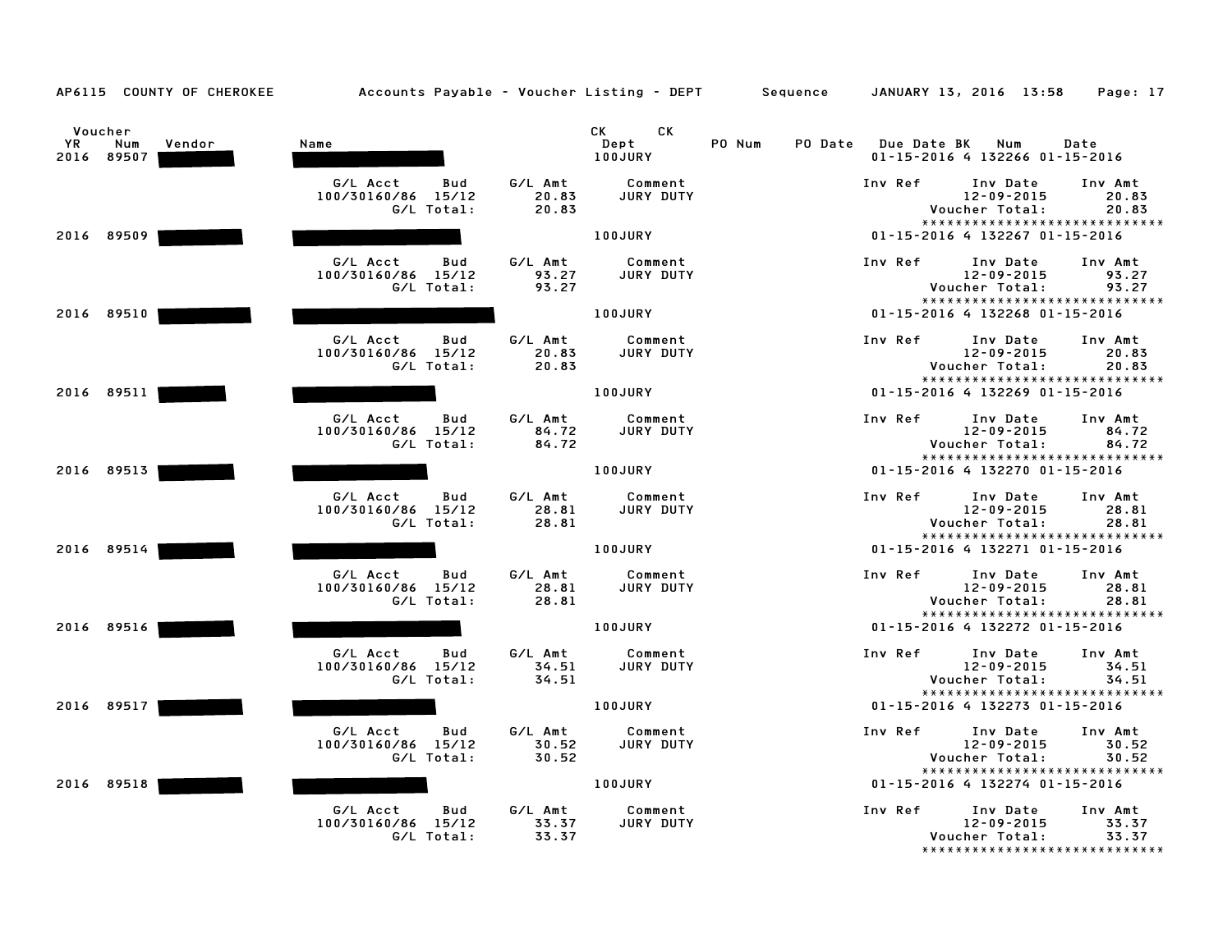AP6115 COUNTY OF CHEROKEE — Accounts Payable - Voucher Listing - DEPT Sequence — JANUARY 13, 2016 13:58

| Voucher YR | Voucher Num | Vendor | Name | CK Dept | PO Num | PO Date | Due Date | CK BK | CK Num | CK Date |
|---|---|---|---|---|---|---|---|---|---|---|
| 2016 | 89507 | | | 100JURY | | | 01-15-2016 | 4 | 132266 | 01-15-2016 |

| G/L Acct | Bud | G/L Amt | Comment | Inv Ref | Inv Date | Inv Amt |
|---|---|---|---|---|---|---|
| 100/30160/86 | 15/12 | 20.83 | JURY DUTY | | 12-09-2015 | 20.83 |
| | G/L Total: | 20.83 | | | Voucher Total: | 20.83 |

******************************

| Voucher YR | Voucher Num | Vendor | Name | CK Dept | PO Num | PO Date | Due Date | CK BK | CK Num | CK Date |
|---|---|---|---|---|---|---|---|---|---|---|
| 2016 | 89509 | | | 100JURY | | | 01-15-2016 | 4 | 132267 | 01-15-2016 |

| G/L Acct | Bud | G/L Amt | Comment | Inv Ref | Inv Date | Inv Amt |
|---|---|---|---|---|---|---|
| 100/30160/86 | 15/12 | 93.27 | JURY DUTY | | 12-09-2015 | 93.27 |
| | G/L Total: | 93.27 | | | Voucher Total: | 93.27 |

******************************

| Voucher YR | Voucher Num | Vendor | Name | CK Dept | PO Num | PO Date | Due Date | CK BK | CK Num | CK Date |
|---|---|---|---|---|---|---|---|---|---|---|
| 2016 | 89510 | | | 100JURY | | | 01-15-2016 | 4 | 132268 | 01-15-2016 |

| G/L Acct | Bud | G/L Amt | Comment | Inv Ref | Inv Date | Inv Amt |
|---|---|---|---|---|---|---|
| 100/30160/86 | 15/12 | 20.83 | JURY DUTY | | 12-09-2015 | 20.83 |
| | G/L Total: | 20.83 | | | Voucher Total: | 20.83 |

******************************

| Voucher YR | Voucher Num | Vendor | Name | CK Dept | PO Num | PO Date | Due Date | CK BK | CK Num | CK Date |
|---|---|---|---|---|---|---|---|---|---|---|
| 2016 | 89511 | | | 100JURY | | | 01-15-2016 | 4 | 132269 | 01-15-2016 |

| G/L Acct | Bud | G/L Amt | Comment | Inv Ref | Inv Date | Inv Amt |
|---|---|---|---|---|---|---|
| 100/30160/86 | 15/12 | 84.72 | JURY DUTY | | 12-09-2015 | 84.72 |
| | G/L Total: | 84.72 | | | Voucher Total: | 84.72 |

******************************

| Voucher YR | Voucher Num | Vendor | Name | CK Dept | PO Num | PO Date | Due Date | CK BK | CK Num | CK Date |
|---|---|---|---|---|---|---|---|---|---|---|
| 2016 | 89513 | | | 100JURY | | | 01-15-2016 | 4 | 132270 | 01-15-2016 |

| G/L Acct | Bud | G/L Amt | Comment | Inv Ref | Inv Date | Inv Amt |
|---|---|---|---|---|---|---|
| 100/30160/86 | 15/12 | 28.81 | JURY DUTY | | 12-09-2015 | 28.81 |
| | G/L Total: | 28.81 | | | Voucher Total: | 28.81 |

******************************

| Voucher YR | Voucher Num | Vendor | Name | CK Dept | PO Num | PO Date | Due Date | CK BK | CK Num | CK Date |
|---|---|---|---|---|---|---|---|---|---|---|
| 2016 | 89514 | | | 100JURY | | | 01-15-2016 | 4 | 132271 | 01-15-2016 |

| G/L Acct | Bud | G/L Amt | Comment | Inv Ref | Inv Date | Inv Amt |
|---|---|---|---|---|---|---|
| 100/30160/86 | 15/12 | 28.81 | JURY DUTY | | 12-09-2015 | 28.81 |
| | G/L Total: | 28.81 | | | Voucher Total: | 28.81 |

******************************

| Voucher YR | Voucher Num | Vendor | Name | CK Dept | PO Num | PO Date | Due Date | CK BK | CK Num | CK Date |
|---|---|---|---|---|---|---|---|---|---|---|
| 2016 | 89516 | | | 100JURY | | | 01-15-2016 | 4 | 132272 | 01-15-2016 |

| G/L Acct | Bud | G/L Amt | Comment | Inv Ref | Inv Date | Inv Amt |
|---|---|---|---|---|---|---|
| 100/30160/86 | 15/12 | 34.51 | JURY DUTY | | 12-09-2015 | 34.51 |
| | G/L Total: | 34.51 | | | Voucher Total: | 34.51 |

******************************

| Voucher YR | Voucher Num | Vendor | Name | CK Dept | PO Num | PO Date | Due Date | CK BK | CK Num | CK Date |
|---|---|---|---|---|---|---|---|---|---|---|
| 2016 | 89517 | | | 100JURY | | | 01-15-2016 | 4 | 132273 | 01-15-2016 |

| G/L Acct | Bud | G/L Amt | Comment | Inv Ref | Inv Date | Inv Amt |
|---|---|---|---|---|---|---|
| 100/30160/86 | 15/12 | 30.52 | JURY DUTY | | 12-09-2015 | 30.52 |
| | G/L Total: | 30.52 | | | Voucher Total: | 30.52 |

******************************

| Voucher YR | Voucher Num | Vendor | Name | CK Dept | PO Num | PO Date | Due Date | CK BK | CK Num | CK Date |
|---|---|---|---|---|---|---|---|---|---|---|
| 2016 | 89518 | | | 100JURY | | | 01-15-2016 | 4 | 132274 | 01-15-2016 |

| G/L Acct | Bud | G/L Amt | Comment | Inv Ref | Inv Date | Inv Amt |
|---|---|---|---|---|---|---|
| 100/30160/86 | 15/12 | 33.37 | JURY DUTY | | 12-09-2015 | 33.37 |
| | G/L Total: | 33.37 | | | Voucher Total: | 33.37 |

******************************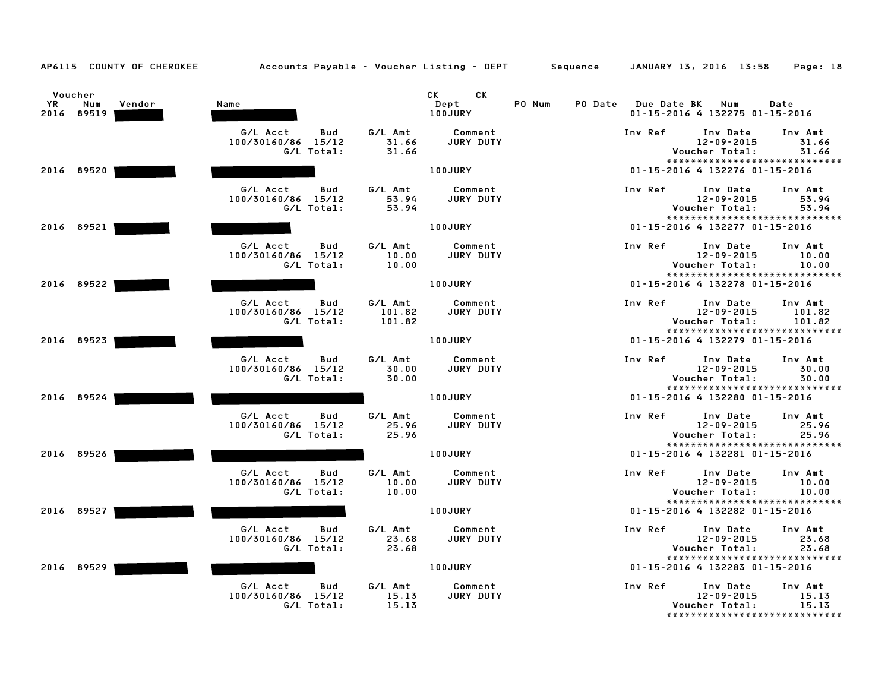AP6115 COUNTY OF CHEROKEE Accounts Payable - Voucher Listing - DEPT Sequence JANUARY 13, 2016 13:58

| Voucher YR | Num | Vendor | Name | CK Dept | CK | PO Num | PO Date | Due Date | BK | Num | Date |
|---|---|---|---|---|---|---|---|---|---|---|---|
| 2016 | 89519 | ███ | ███ | 100JURY | | | | 01-15-2016 | 4 | 132275 | 01-15-2016 |

| G/L Acct | Bud | G/L Amt | Comment | Inv Ref | Inv Date | Inv Amt |
|---|---|---|---|---|---|---|
| 100/30160/86 | 15/12 | 31.66 | JURY DUTY | | 12-09-2015 | 31.66 |
| | G/L Total: | 31.66 | | | Voucher Total: | 31.66 |

******************************

| Voucher YR | Num | Vendor | Name | CK Dept | CK | PO Num | PO Date | Due Date | BK | Num | Date |
|---|---|---|---|---|---|---|---|---|---|---|---|
| 2016 | 89520 | ███ | ███ | 100JURY | | | | 01-15-2016 | 4 | 132276 | 01-15-2016 |

| G/L Acct | Bud | G/L Amt | Comment | Inv Ref | Inv Date | Inv Amt |
|---|---|---|---|---|---|---|
| 100/30160/86 | 15/12 | 53.94 | JURY DUTY | | 12-09-2015 | 53.94 |
| | G/L Total: | 53.94 | | | Voucher Total: | 53.94 |

******************************

| Voucher YR | Num | Vendor | Name | CK Dept | CK | PO Num | PO Date | Due Date | BK | Num | Date |
|---|---|---|---|---|---|---|---|---|---|---|---|
| 2016 | 89521 | ███ | ███ | 100JURY | | | | 01-15-2016 | 4 | 132277 | 01-15-2016 |

| G/L Acct | Bud | G/L Amt | Comment | Inv Ref | Inv Date | Inv Amt |
|---|---|---|---|---|---|---|
| 100/30160/86 | 15/12 | 10.00 | JURY DUTY | | 12-09-2015 | 10.00 |
| | G/L Total: | 10.00 | | | Voucher Total: | 10.00 |

******************************

| Voucher YR | Num | Vendor | Name | CK Dept | CK | PO Num | PO Date | Due Date | BK | Num | Date |
|---|---|---|---|---|---|---|---|---|---|---|---|
| 2016 | 89522 | ███ | ███ | 100JURY | | | | 01-15-2016 | 4 | 132278 | 01-15-2016 |

| G/L Acct | Bud | G/L Amt | Comment | Inv Ref | Inv Date | Inv Amt |
|---|---|---|---|---|---|---|
| 100/30160/86 | 15/12 | 101.82 | JURY DUTY | | 12-09-2015 | 101.82 |
| | G/L Total: | 101.82 | | | Voucher Total: | 101.82 |

******************************

| Voucher YR | Num | Vendor | Name | CK Dept | CK | PO Num | PO Date | Due Date | BK | Num | Date |
|---|---|---|---|---|---|---|---|---|---|---|---|
| 2016 | 89523 | ███ | ███ | 100JURY | | | | 01-15-2016 | 4 | 132279 | 01-15-2016 |

| G/L Acct | Bud | G/L Amt | Comment | Inv Ref | Inv Date | Inv Amt |
|---|---|---|---|---|---|---|
| 100/30160/86 | 15/12 | 30.00 | JURY DUTY | | 12-09-2015 | 30.00 |
| | G/L Total: | 30.00 | | | Voucher Total: | 30.00 |

******************************

| Voucher YR | Num | Vendor | Name | CK Dept | CK | PO Num | PO Date | Due Date | BK | Num | Date |
|---|---|---|---|---|---|---|---|---|---|---|---|
| 2016 | 89524 | ███ | ███ | 100JURY | | | | 01-15-2016 | 4 | 132280 | 01-15-2016 |

| G/L Acct | Bud | G/L Amt | Comment | Inv Ref | Inv Date | Inv Amt |
|---|---|---|---|---|---|---|
| 100/30160/86 | 15/12 | 25.96 | JURY DUTY | | 12-09-2015 | 25.96 |
| | G/L Total: | 25.96 | | | Voucher Total: | 25.96 |

******************************

| Voucher YR | Num | Vendor | Name | CK Dept | CK | PO Num | PO Date | Due Date | BK | Num | Date |
|---|---|---|---|---|---|---|---|---|---|---|---|
| 2016 | 89526 | ███ | ███ | 100JURY | | | | 01-15-2016 | 4 | 132281 | 01-15-2016 |

| G/L Acct | Bud | G/L Amt | Comment | Inv Ref | Inv Date | Inv Amt |
|---|---|---|---|---|---|---|
| 100/30160/86 | 15/12 | 10.00 | JURY DUTY | | 12-09-2015 | 10.00 |
| | G/L Total: | 10.00 | | | Voucher Total: | 10.00 |

******************************

| Voucher YR | Num | Vendor | Name | CK Dept | CK | PO Num | PO Date | Due Date | BK | Num | Date |
|---|---|---|---|---|---|---|---|---|---|---|---|
| 2016 | 89527 | ███ | ███ | 100JURY | | | | 01-15-2016 | 4 | 132282 | 01-15-2016 |

| G/L Acct | Bud | G/L Amt | Comment | Inv Ref | Inv Date | Inv Amt |
|---|---|---|---|---|---|---|
| 100/30160/86 | 15/12 | 23.68 | JURY DUTY | | 12-09-2015 | 23.68 |
| | G/L Total: | 23.68 | | | Voucher Total: | 23.68 |

******************************

| Voucher YR | Num | Vendor | Name | CK Dept | CK | PO Num | PO Date | Due Date | BK | Num | Date |
|---|---|---|---|---|---|---|---|---|---|---|---|
| 2016 | 89529 | ███ | ███ | 100JURY | | | | 01-15-2016 | 4 | 132283 | 01-15-2016 |

| G/L Acct | Bud | G/L Amt | Comment | Inv Ref | Inv Date | Inv Amt |
|---|---|---|---|---|---|---|
| 100/30160/86 | 15/12 | 15.13 | JURY DUTY | | 12-09-2015 | 15.13 |
| | G/L Total: | 15.13 | | | Voucher Total: | 15.13 |

******************************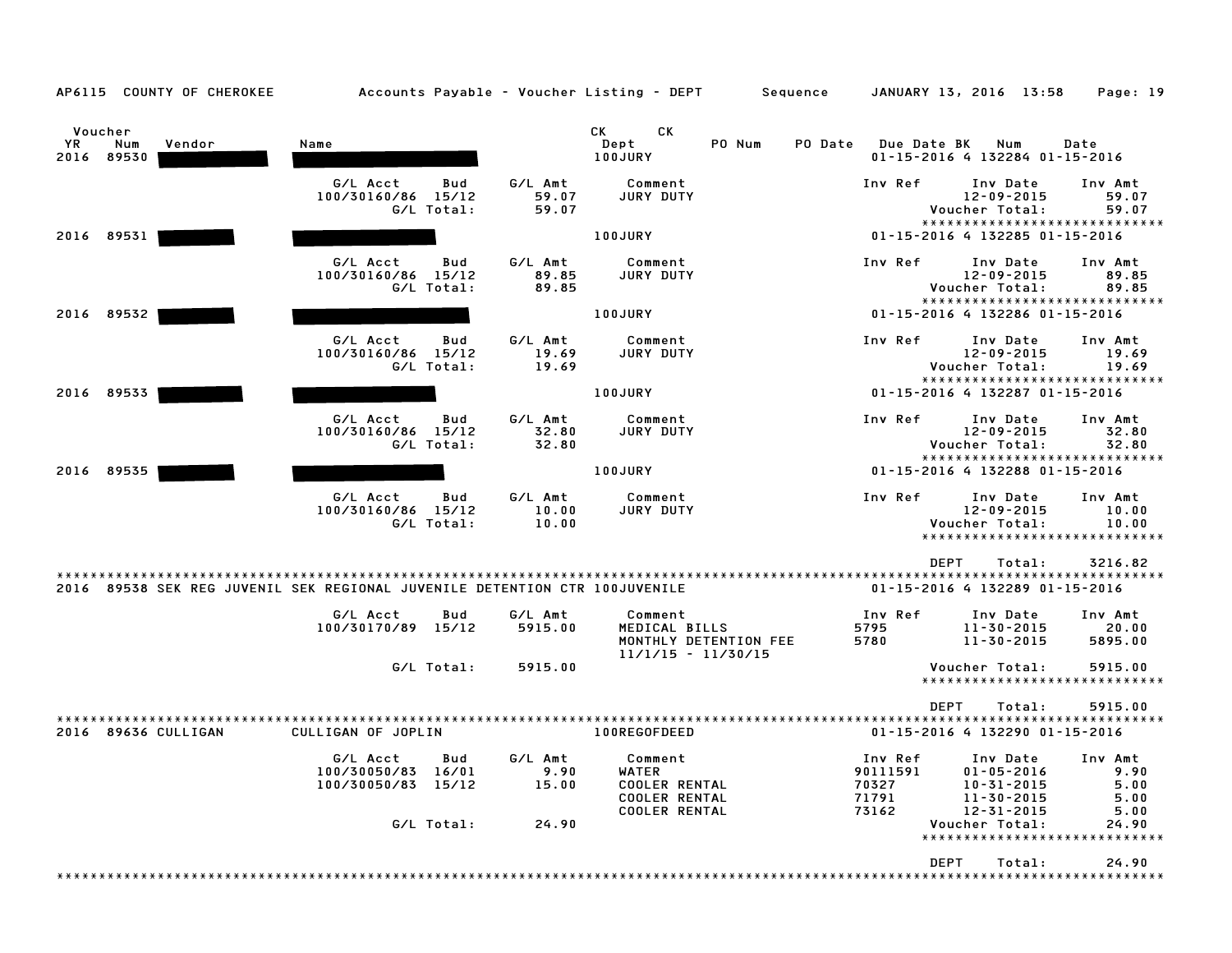AP6115 COUNTY OF CHEROKEE — Accounts Payable - Voucher Listing - DEPT Sequence — JANUARY 13, 2016 13:58

| Voucher YR | Voucher Num | Vendor | Name | CK Dept | PO Num | PO Date | Due Date | CK BK | CK Num | Date |
|---|---|---|---|---|---|---|---|---|---|---|
| 2016 | 89530 | [REDACTED] | [REDACTED] | 100JURY | | | 01-15-2016 | 4 | 132284 | 01-15-2016 |

| G/L Acct | Bud | G/L Amt | Comment | Inv Ref | Inv Date | Inv Amt |
|---|---|---|---|---|---|---|
| 100/30160/86 | 15/12 | 59.07 | JURY DUTY | | 12-09-2015 | 59.07 |
| | G/L Total: | 59.07 | | | Voucher Total: | 59.07 |

****************************

| Voucher YR | Voucher Num | Vendor | Name | CK Dept | PO Num | PO Date | Due Date | CK BK | CK Num | Date |
|---|---|---|---|---|---|---|---|---|---|---|
| 2016 | 89531 | [REDACTED] | [REDACTED] | 100JURY | | | 01-15-2016 | 4 | 132285 | 01-15-2016 |

| G/L Acct | Bud | G/L Amt | Comment | Inv Ref | Inv Date | Inv Amt |
|---|---|---|---|---|---|---|
| 100/30160/86 | 15/12 | 89.85 | JURY DUTY | | 12-09-2015 | 89.85 |
| | G/L Total: | 89.85 | | | Voucher Total: | 89.85 |

****************************

| Voucher YR | Voucher Num | Vendor | Name | CK Dept | PO Num | PO Date | Due Date | CK BK | CK Num | Date |
|---|---|---|---|---|---|---|---|---|---|---|
| 2016 | 89532 | [REDACTED] | [REDACTED] | 100JURY | | | 01-15-2016 | 4 | 132286 | 01-15-2016 |

| G/L Acct | Bud | G/L Amt | Comment | Inv Ref | Inv Date | Inv Amt |
|---|---|---|---|---|---|---|
| 100/30160/86 | 15/12 | 19.69 | JURY DUTY | | 12-09-2015 | 19.69 |
| | G/L Total: | 19.69 | | | Voucher Total: | 19.69 |

****************************

| Voucher YR | Voucher Num | Vendor | Name | CK Dept | PO Num | PO Date | Due Date | CK BK | CK Num | Date |
|---|---|---|---|---|---|---|---|---|---|---|
| 2016 | 89533 | [REDACTED] | [REDACTED] | 100JURY | | | 01-15-2016 | 4 | 132287 | 01-15-2016 |

| G/L Acct | Bud | G/L Amt | Comment | Inv Ref | Inv Date | Inv Amt |
|---|---|---|---|---|---|---|
| 100/30160/86 | 15/12 | 32.80 | JURY DUTY | | 12-09-2015 | 32.80 |
| | G/L Total: | 32.80 | | | Voucher Total: | 32.80 |

****************************

| Voucher YR | Voucher Num | Vendor | Name | CK Dept | PO Num | PO Date | Due Date | CK BK | CK Num | Date |
|---|---|---|---|---|---|---|---|---|---|---|
| 2016 | 89535 | [REDACTED] | [REDACTED] | 100JURY | | | 01-15-2016 | 4 | 132288 | 01-15-2016 |

| G/L Acct | Bud | G/L Amt | Comment | Inv Ref | Inv Date | Inv Amt |
|---|---|---|---|---|---|---|
| 100/30160/86 | 15/12 | 10.00 | JURY DUTY | | 12-09-2015 | 10.00 |
| | G/L Total: | 10.00 | | | Voucher Total: | 10.00 |

****************************

DEPT Total: 3216.82

****************************

| Voucher YR | Voucher Num | Vendor | Name | CK Dept | PO Num | PO Date | Due Date | CK BK | CK Num | Date |
|---|---|---|---|---|---|---|---|---|---|---|
| 2016 | 89538 | SEK REG JUVENIL | SEK REGIONAL JUVENILE DETENTION CTR | 100JUVENILE | | | 01-15-2016 | 4 | 132289 | 01-15-2016 |

| G/L Acct | Bud | G/L Amt | Comment | Inv Ref | Inv Date | Inv Amt |
|---|---|---|---|---|---|---|
| 100/30170/89 | 15/12 | 5915.00 | MEDICAL BILLS | 5795 | 11-30-2015 | 20.00 |
| | | | MONTHLY DETENTION FEE 11/1/15 - 11/30/15 | 5780 | 11-30-2015 | 5895.00 |
| | G/L Total: | 5915.00 | | | Voucher Total: | 5915.00 |

****************************

DEPT Total: 5915.00

****************************

| Voucher YR | Voucher Num | Vendor | Name | CK Dept | PO Num | PO Date | Due Date | CK BK | CK Num | Date |
|---|---|---|---|---|---|---|---|---|---|---|
| 2016 | 89636 | CULLIGAN | CULLIGAN OF JOPLIN | 100REGOFDEED | | | 01-15-2016 | 4 | 132290 | 01-15-2016 |

| G/L Acct | Bud | G/L Amt | Comment | Inv Ref | Inv Date | Inv Amt |
|---|---|---|---|---|---|---|
| 100/30050/83 | 16/01 | 9.90 | WATER | 90111591 | 01-05-2016 | 9.90 |
| 100/30050/83 | 15/12 | 15.00 | COOLER RENTAL | 70327 | 10-31-2015 | 5.00 |
| | | | COOLER RENTAL | 71791 | 11-30-2015 | 5.00 |
| | | | COOLER RENTAL | 73162 | 12-31-2015 | 5.00 |
| | G/L Total: | 24.90 | | | Voucher Total: | 24.90 |

****************************

DEPT Total: 24.90

****************************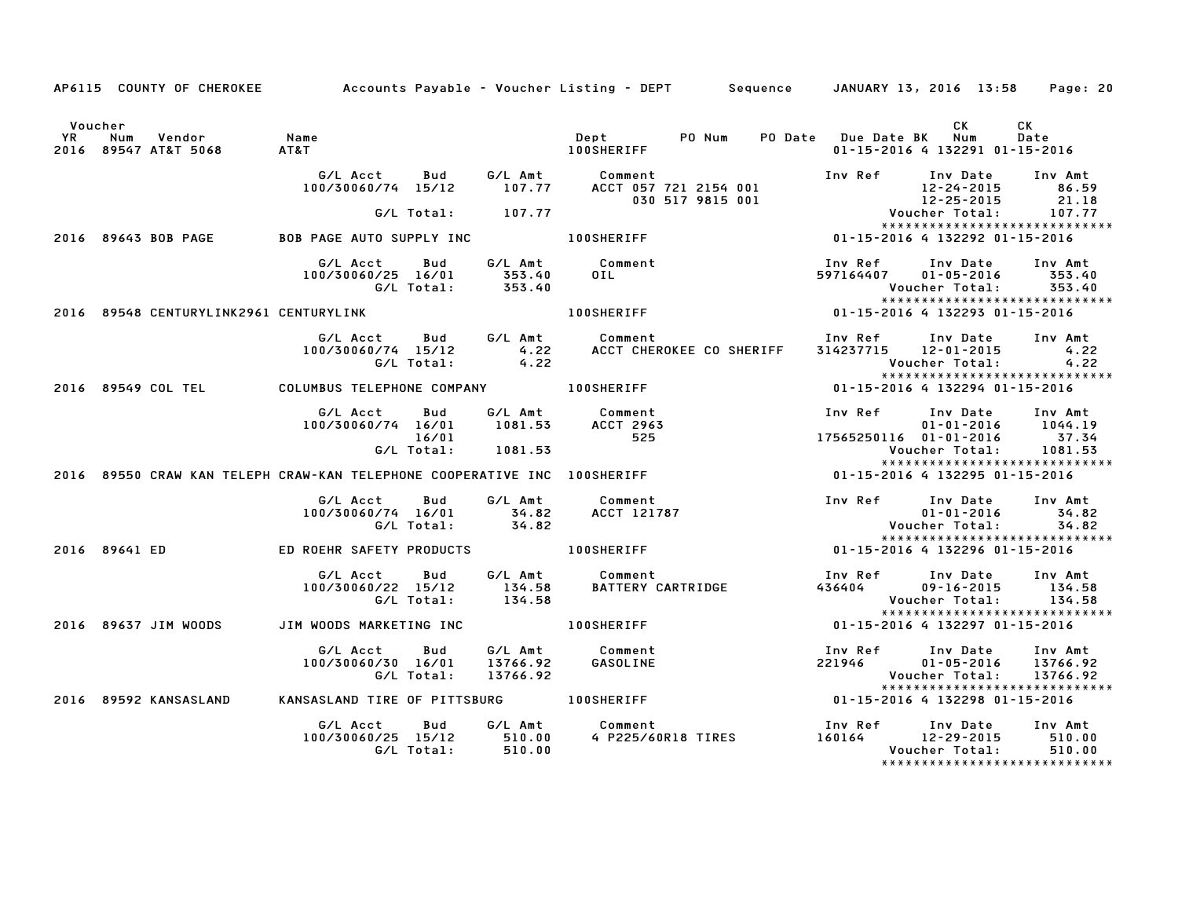AP6115 COUNTY OF CHEROKEE Accounts Payable - Voucher Listing - DEPT Sequence JANUARY 13, 2016 13:58

| Voucher YR | Num | Vendor | Name | Dept | PO Num | PO Date | Due Date | BK | CK Num | CK Date |
|---|---|---|---|---|---|---|---|---|---|---|
| 2016 | 89547 | AT&T 5068 | AT&T | 100SHERIFF | | | 01-15-2016 | 4 | 132291 | 01-15-2016 |

| G/L Acct | Bud | G/L Amt | Comment | Inv Ref | Inv Date | Inv Amt |
|---|---|---|---|---|---|---|
| 100/30060/74 | 15/12 | 107.77 | ACCT 057 721 2154 001 | | 12-24-2015 | 86.59 |
| | | | 030 517 9815 001 | | 12-25-2015 | 21.18 |
| | G/L Total: | 107.77 | | | Voucher Total: | 107.77 |

*****************************

| Voucher YR | Num | Vendor | Name | Dept | PO Num | PO Date | Due Date | BK | CK Num | CK Date |
|---|---|---|---|---|---|---|---|---|---|---|
| 2016 | 89643 | BOB PAGE | BOB PAGE AUTO SUPPLY INC | 100SHERIFF | | | 01-15-2016 | 4 | 132292 | 01-15-2016 |

| G/L Acct | Bud | G/L Amt | Comment | Inv Ref | Inv Date | Inv Amt |
|---|---|---|---|---|---|---|
| 100/30060/25 | 16/01 | 353.40 | OIL | 597164407 | 01-05-2016 | 353.40 |
| | G/L Total: | 353.40 | | | Voucher Total: | 353.40 |

*****************************

| Voucher YR | Num | Vendor | Name | Dept | PO Num | PO Date | Due Date | BK | CK Num | CK Date |
|---|---|---|---|---|---|---|---|---|---|---|
| 2016 | 89548 | CENTURYLINK2961 | CENTURYLINK | 100SHERIFF | | | 01-15-2016 | 4 | 132293 | 01-15-2016 |

| G/L Acct | Bud | G/L Amt | Comment | Inv Ref | Inv Date | Inv Amt |
|---|---|---|---|---|---|---|
| 100/30060/74 | 15/12 | 4.22 | ACCT CHEROKEE CO SHERIFF | 314237715 | 12-01-2015 | 4.22 |
| | G/L Total: | 4.22 | | | Voucher Total: | 4.22 |

*****************************

| Voucher YR | Num | Vendor | Name | Dept | PO Num | PO Date | Due Date | BK | CK Num | CK Date |
|---|---|---|---|---|---|---|---|---|---|---|
| 2016 | 89549 | COL TEL | COLUMBUS TELEPHONE COMPANY | 100SHERIFF | | | 01-15-2016 | 4 | 132294 | 01-15-2016 |

| G/L Acct | Bud | G/L Amt | Comment | Inv Ref | Inv Date | Inv Amt |
|---|---|---|---|---|---|---|
| 100/30060/74 | 16/01 | 1081.53 | ACCT 2963 | | 01-01-2016 | 1044.19 |
| | 16/01 | | 525 | 17565250116 | 01-01-2016 | 37.34 |
| | G/L Total: | 1081.53 | | | Voucher Total: | 1081.53 |

*****************************

| Voucher YR | Num | Vendor | Name | Dept | PO Num | PO Date | Due Date | BK | CK Num | CK Date |
|---|---|---|---|---|---|---|---|---|---|---|
| 2016 | 89550 | CRAW KAN TELEPH | CRAW-KAN TELEPHONE COOPERATIVE INC | 100SHERIFF | | | 01-15-2016 | 4 | 132295 | 01-15-2016 |

| G/L Acct | Bud | G/L Amt | Comment | Inv Ref | Inv Date | Inv Amt |
|---|---|---|---|---|---|---|
| 100/30060/74 | 16/01 | 34.82 | ACCT 121787 | | 01-01-2016 | 34.82 |
| | G/L Total: | 34.82 | | | Voucher Total: | 34.82 |

*****************************

| Voucher YR | Num | Vendor | Name | Dept | PO Num | PO Date | Due Date | BK | CK Num | CK Date |
|---|---|---|---|---|---|---|---|---|---|---|
| 2016 | 89641 | ED | ED ROEHR SAFETY PRODUCTS | 100SHERIFF | | | 01-15-2016 | 4 | 132296 | 01-15-2016 |

| G/L Acct | Bud | G/L Amt | Comment | Inv Ref | Inv Date | Inv Amt |
|---|---|---|---|---|---|---|
| 100/30060/22 | 15/12 | 134.58 | BATTERY CARTRIDGE | 436404 | 09-16-2015 | 134.58 |
| | G/L Total: | 134.58 | | | Voucher Total: | 134.58 |

*****************************

| Voucher YR | Num | Vendor | Name | Dept | PO Num | PO Date | Due Date | BK | CK Num | CK Date |
|---|---|---|---|---|---|---|---|---|---|---|
| 2016 | 89637 | JIM WOODS | JIM WOODS MARKETING INC | 100SHERIFF | | | 01-15-2016 | 4 | 132297 | 01-15-2016 |

| G/L Acct | Bud | G/L Amt | Comment | Inv Ref | Inv Date | Inv Amt |
|---|---|---|---|---|---|---|
| 100/30060/30 | 16/01 | 13766.92 | GASOLINE | 221946 | 01-05-2016 | 13766.92 |
| | G/L Total: | 13766.92 | | | Voucher Total: | 13766.92 |

*****************************

| Voucher YR | Num | Vendor | Name | Dept | PO Num | PO Date | Due Date | BK | CK Num | CK Date |
|---|---|---|---|---|---|---|---|---|---|---|
| 2016 | 89592 | KANSASLAND | KANSASLAND TIRE OF PITTSBURG | 100SHERIFF | | | 01-15-2016 | 4 | 132298 | 01-15-2016 |

| G/L Acct | Bud | G/L Amt | Comment | Inv Ref | Inv Date | Inv Amt |
|---|---|---|---|---|---|---|
| 100/30060/25 | 15/12 | 510.00 | 4 P225/60R18 TIRES | 160164 | 12-29-2015 | 510.00 |
| | G/L Total: | 510.00 | | | Voucher Total: | 510.00 |

*****************************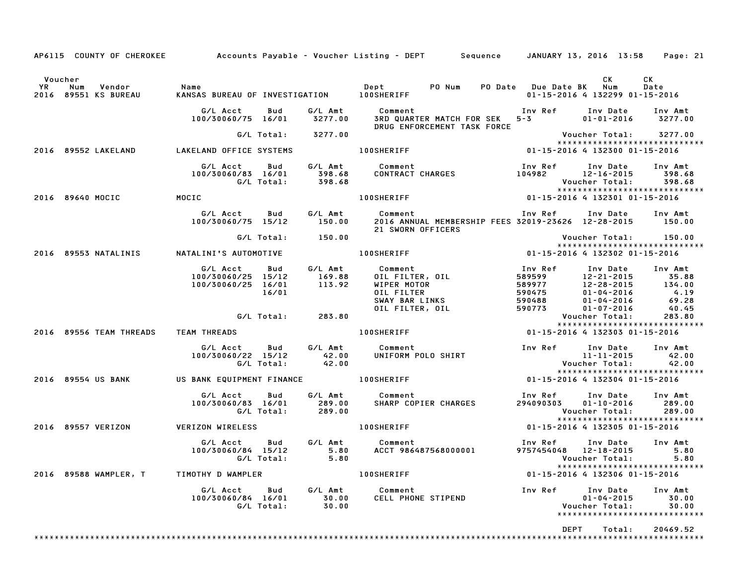AP6115 COUNTY OF CHEROKEE — Accounts Payable - Voucher Listing - DEPT — Sequence — JANUARY 13, 2016 13:58

| Voucher YR | Num | Vendor | Name | Dept | PO Num | PO Date | Due Date | BK | CK Num | CK Date |
|---|---|---|---|---|---|---|---|---|---|---|
| 2016 | 89551 | KS BUREAU | KANSAS BUREAU OF INVESTIGATION | 100SHERIFF | | | 01-15-2016 | 4 | 132299 | 01-15-2016 |

| G/L Acct | Bud | G/L Amt | Comment | Inv Ref | Inv Date | Inv Amt |
|---|---|---|---|---|---|---|
| 100/30060/75 | 16/01 | 3277.00 | 3RD QUARTER MATCH FOR SEK DRUG ENFORCEMENT TASK FORCE | 5-3 | 01-01-2016 | 3277.00 |
| | G/L Total: | 3277.00 | | | Voucher Total: | 3277.00 |

| Voucher YR | Num | Vendor | Name | Dept | PO Num | PO Date | Due Date | BK | CK Num | CK Date |
|---|---|---|---|---|---|---|---|---|---|---|
| 2016 | 89552 | LAKELAND | LAKELAND OFFICE SYSTEMS | 100SHERIFF | | | 01-15-2016 | 4 | 132300 | 01-15-2016 |

| G/L Acct | Bud | G/L Amt | Comment | Inv Ref | Inv Date | Inv Amt |
|---|---|---|---|---|---|---|
| 100/30060/83 | 16/01 | 398.68 | CONTRACT CHARGES | 104982 | 12-16-2015 | 398.68 |
| | G/L Total: | 398.68 | | | Voucher Total: | 398.68 |

| Voucher YR | Num | Vendor | Name | Dept | PO Num | PO Date | Due Date | BK | CK Num | CK Date |
|---|---|---|---|---|---|---|---|---|---|---|
| 2016 | 89640 | MOCIC | MOCIC | 100SHERIFF | | | 01-15-2016 | 4 | 132301 | 01-15-2016 |

| G/L Acct | Bud | G/L Amt | Comment | Inv Ref | Inv Date | Inv Amt |
|---|---|---|---|---|---|---|
| 100/30060/75 | 15/12 | 150.00 | 2016 ANNUAL MEMBERSHIP FEES 21 SWORN OFFICERS | 32019-23626 | 12-28-2015 | 150.00 |
| | G/L Total: | 150.00 | | | Voucher Total: | 150.00 |

| Voucher YR | Num | Vendor | Name | Dept | PO Num | PO Date | Due Date | BK | CK Num | CK Date |
|---|---|---|---|---|---|---|---|---|---|---|
| 2016 | 89553 | NATALINIS | NATALINI'S AUTOMOTIVE | 100SHERIFF | | | 01-15-2016 | 4 | 132302 | 01-15-2016 |

| G/L Acct | Bud | G/L Amt | Comment | Inv Ref | Inv Date | Inv Amt |
|---|---|---|---|---|---|---|
| 100/30060/25 | 15/12 | 169.88 | OIL FILTER, OIL | 589599 | 12-21-2015 | 35.88 |
| 100/30060/25 | 16/01 | 113.92 | WIPER MOTOR | 589977 | 12-28-2015 | 134.00 |
| | 16/01 | | OIL FILTER | 590475 | 01-04-2016 | 4.19 |
| | | | SWAY BAR LINKS | 590488 | 01-04-2016 | 69.28 |
| | | | OIL FILTER, OIL | 590773 | 01-07-2016 | 40.45 |
| | G/L Total: | 283.80 | | | Voucher Total: | 283.80 |

| Voucher YR | Num | Vendor | Name | Dept | PO Num | PO Date | Due Date | BK | CK Num | CK Date |
|---|---|---|---|---|---|---|---|---|---|---|
| 2016 | 89556 | TEAM THREADS | TEAM THREADS | 100SHERIFF | | | 01-15-2016 | 4 | 132303 | 01-15-2016 |

| G/L Acct | Bud | G/L Amt | Comment | Inv Ref | Inv Date | Inv Amt |
|---|---|---|---|---|---|---|
| 100/30060/22 | 15/12 | 42.00 | UNIFORM POLO SHIRT | | 11-11-2015 | 42.00 |
| | G/L Total: | 42.00 | | | Voucher Total: | 42.00 |

| Voucher YR | Num | Vendor | Name | Dept | PO Num | PO Date | Due Date | BK | CK Num | CK Date |
|---|---|---|---|---|---|---|---|---|---|---|
| 2016 | 89554 | US BANK | US BANK EQUIPMENT FINANCE | 100SHERIFF | | | 01-15-2016 | 4 | 132304 | 01-15-2016 |

| G/L Acct | Bud | G/L Amt | Comment | Inv Ref | Inv Date | Inv Amt |
|---|---|---|---|---|---|---|
| 100/30060/83 | 16/01 | 289.00 | SHARP COPIER CHARGES | 294090303 | 01-10-2016 | 289.00 |
| | G/L Total: | 289.00 | | | Voucher Total: | 289.00 |

| Voucher YR | Num | Vendor | Name | Dept | PO Num | PO Date | Due Date | BK | CK Num | CK Date |
|---|---|---|---|---|---|---|---|---|---|---|
| 2016 | 89557 | VERIZON | VERIZON WIRELESS | 100SHERIFF | | | 01-15-2016 | 4 | 132305 | 01-15-2016 |

| G/L Acct | Bud | G/L Amt | Comment | Inv Ref | Inv Date | Inv Amt |
|---|---|---|---|---|---|---|
| 100/30060/84 | 15/12 | 5.80 | ACCT 986487568000001 | 9757454048 | 12-18-2015 | 5.80 |
| | G/L Total: | 5.80 | | | Voucher Total: | 5.80 |

| Voucher YR | Num | Vendor | Name | Dept | PO Num | PO Date | Due Date | BK | CK Num | CK Date |
|---|---|---|---|---|---|---|---|---|---|---|
| 2016 | 89588 | WAMPLER, T | TIMOTHY D WAMPLER | 100SHERIFF | | | 01-15-2016 | 4 | 132306 | 01-15-2016 |

| G/L Acct | Bud | G/L Amt | Comment | Inv Ref | Inv Date | Inv Amt |
|---|---|---|---|---|---|---|
| 100/30060/84 | 16/01 | 30.00 | CELL PHONE STIPEND | | 01-04-2015 | 30.00 |
| | G/L Total: | 30.00 | | | Voucher Total: | 30.00 |

DEPT Total: 20469.52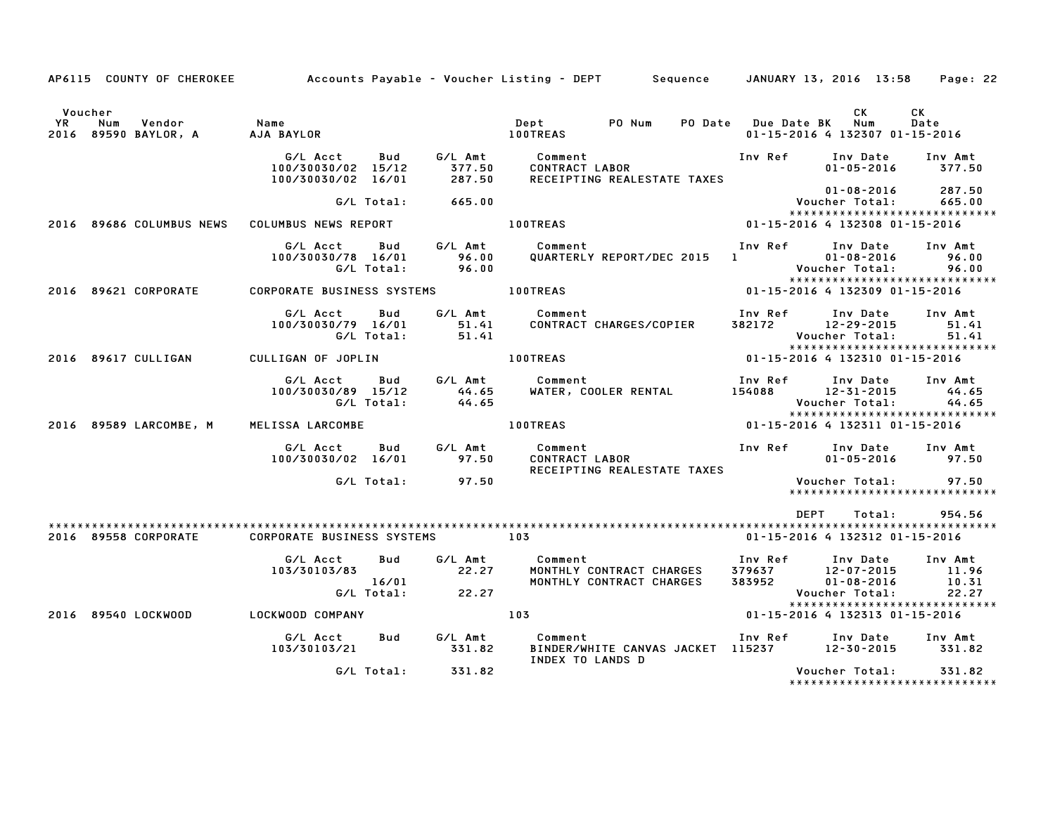AP6115 COUNTY OF CHEROKEE — Accounts Payable - Voucher Listing - DEPT — Sequence — JANUARY 13, 2016 13:58

| Voucher YR | Num | Vendor | Name | Dept | PO Num | PO Date | Due Date | BK | CK Num | CK Date |
|---|---|---|---|---|---|---|---|---|---|---|
| 2016 | 89590 | BAYLOR, A | AJA BAYLOR | 100TREAS | | | 01-15-2016 | 4 | 132307 | 01-15-2016 |

| G/L Acct | Bud | G/L Amt | Comment | Inv Ref | Inv Date | Inv Amt |
|---|---|---|---|---|---|---|
| 100/30030/02 | 15/12 | 377.50 | CONTRACT LABOR | | 01-05-2016 | 377.50 |
| 100/30030/02 | 16/01 | 287.50 | RECEIPTING REALESTATE TAXES | | | |
| | | | | | 01-08-2016 | 287.50 |
| | G/L Total: | 665.00 | | | Voucher Total: | 665.00 |

| Voucher YR | Num | Vendor | Name | Dept | PO Num | PO Date | Due Date | BK | CK Num | CK Date |
|---|---|---|---|---|---|---|---|---|---|---|
| 2016 | 89686 | COLUMBUS NEWS | COLUMBUS NEWS REPORT | 100TREAS | | | 01-15-2016 | 4 | 132308 | 01-15-2016 |

| G/L Acct | Bud | G/L Amt | Comment | Inv Ref | Inv Date | Inv Amt |
|---|---|---|---|---|---|---|
| 100/30030/78 | 16/01 | 96.00 | QUARTERLY REPORT/DEC 2015 | 1 | 01-08-2016 | 96.00 |
| | G/L Total: | 96.00 | | | Voucher Total: | 96.00 |

| Voucher YR | Num | Vendor | Name | Dept | PO Num | PO Date | Due Date | BK | CK Num | CK Date |
|---|---|---|---|---|---|---|---|---|---|---|
| 2016 | 89621 | CORPORATE | CORPORATE BUSINESS SYSTEMS | 100TREAS | | | 01-15-2016 | 4 | 132309 | 01-15-2016 |

| G/L Acct | Bud | G/L Amt | Comment | Inv Ref | Inv Date | Inv Amt |
|---|---|---|---|---|---|---|
| 100/30030/79 | 16/01 | 51.41 | CONTRACT CHARGES/COPIER | 382172 | 12-29-2015 | 51.41 |
| | G/L Total: | 51.41 | | | Voucher Total: | 51.41 |

| Voucher YR | Num | Vendor | Name | Dept | PO Num | PO Date | Due Date | BK | CK Num | CK Date |
|---|---|---|---|---|---|---|---|---|---|---|
| 2016 | 89617 | CULLIGAN | CULLIGAN OF JOPLIN | 100TREAS | | | 01-15-2016 | 4 | 132310 | 01-15-2016 |

| G/L Acct | Bud | G/L Amt | Comment | Inv Ref | Inv Date | Inv Amt |
|---|---|---|---|---|---|---|
| 100/30030/89 | 15/12 | 44.65 | WATER, COOLER RENTAL | 154088 | 12-31-2015 | 44.65 |
| | G/L Total: | 44.65 | | | Voucher Total: | 44.65 |

| Voucher YR | Num | Vendor | Name | Dept | PO Num | PO Date | Due Date | BK | CK Num | CK Date |
|---|---|---|---|---|---|---|---|---|---|---|
| 2016 | 89589 | LARCOMBE, M | MELISSA LARCOMBE | 100TREAS | | | 01-15-2016 | 4 | 132311 | 01-15-2016 |

| G/L Acct | Bud | G/L Amt | Comment | Inv Ref | Inv Date | Inv Amt |
|---|---|---|---|---|---|---|
| 100/30030/02 | 16/01 | 97.50 | CONTRACT LABOR | | 01-05-2016 | 97.50 |
| | | | RECEIPTING REALESTATE TAXES | | | |
| | G/L Total: | 97.50 | | | Voucher Total: | 97.50 |

DEPT Total: 954.56

| Voucher YR | Num | Vendor | Name | Dept | PO Num | PO Date | Due Date | BK | CK Num | CK Date |
|---|---|---|---|---|---|---|---|---|---|---|
| 2016 | 89558 | CORPORATE | CORPORATE BUSINESS SYSTEMS | 103 | | | 01-15-2016 | 4 | 132312 | 01-15-2016 |

| G/L Acct | Bud | G/L Amt | Comment | Inv Ref | Inv Date | Inv Amt |
|---|---|---|---|---|---|---|
| 103/30103/83 | | 22.27 | MONTHLY CONTRACT CHARGES | 379637 | 12-07-2015 | 11.96 |
| | 16/01 | | MONTHLY CONTRACT CHARGES | 383952 | 01-08-2016 | 10.31 |
| | G/L Total: | 22.27 | | | Voucher Total: | 22.27 |

| Voucher YR | Num | Vendor | Name | Dept | PO Num | PO Date | Due Date | BK | CK Num | CK Date |
|---|---|---|---|---|---|---|---|---|---|---|
| 2016 | 89540 | LOCKWOOD | LOCKWOOD COMPANY | 103 | | | 01-15-2016 | 4 | 132313 | 01-15-2016 |

| G/L Acct | Bud | G/L Amt | Comment | Inv Ref | Inv Date | Inv Amt |
|---|---|---|---|---|---|---|
| 103/30103/21 | | 331.82 | BINDER/WHITE CANVAS JACKET | 115237 | 12-30-2015 | 331.82 |
| | | | INDEX TO LANDS D | | | |
| | G/L Total: | 331.82 | | | Voucher Total: | 331.82 |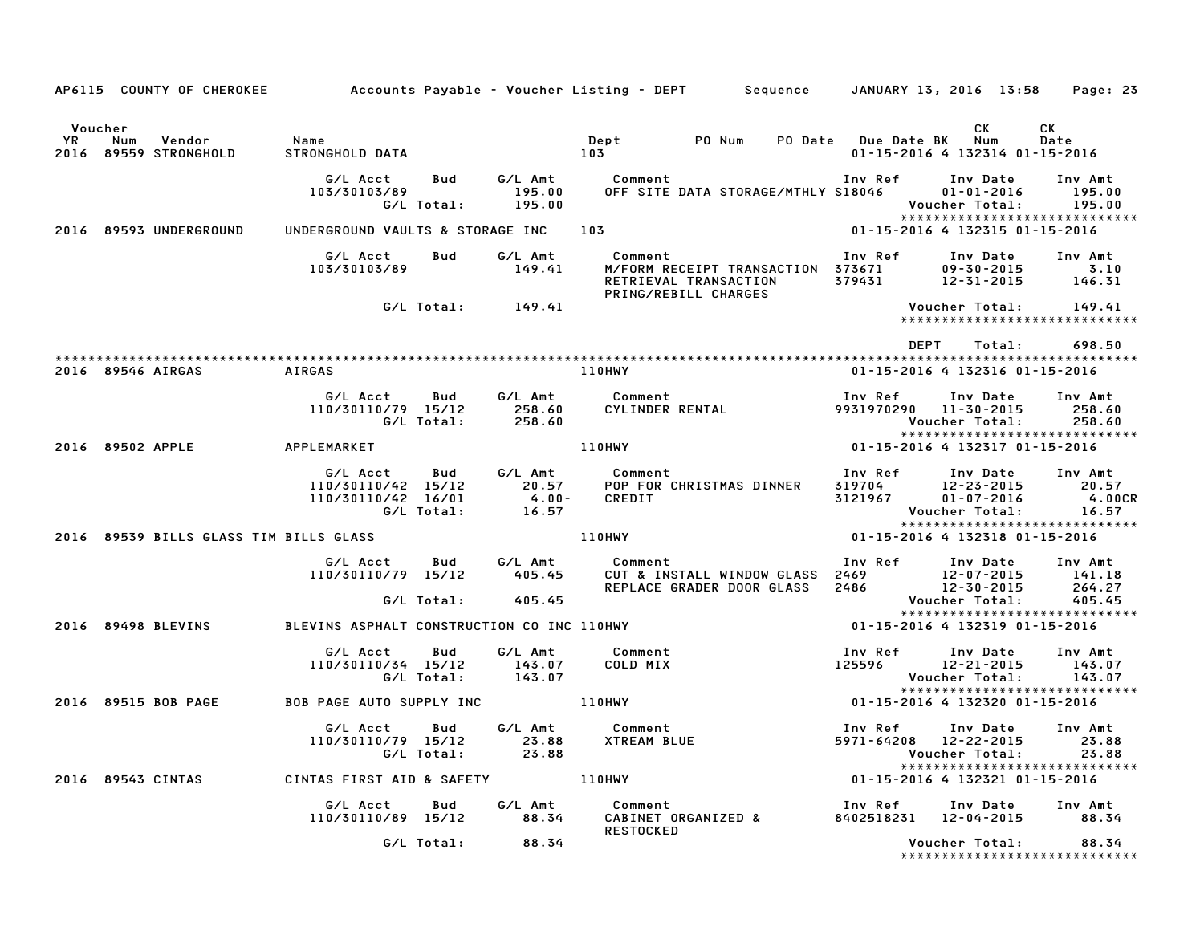AP6115 COUNTY OF CHEROKEE — Accounts Payable - Voucher Listing - DEPT — Sequence — JANUARY 13, 2016 13:58

| Voucher YR | Num | Vendor | Name | Dept | PO Num | PO Date | Due Date | BK | CK Num | CK Date |
|---|---|---|---|---|---|---|---|---|---|---|
| 2016 | 89559 | STRONGHOLD | STRONGHOLD DATA | 103 | | | 01-15-2016 | 4 | 132314 | 01-15-2016 |

| G/L Acct | Bud | G/L Amt | Comment | Inv Ref | Inv Date | Inv Amt |
|---|---|---|---|---|---|---|
| 103/30103/89 | | 195.00 | OFF SITE DATA STORAGE/MTHLY | S18046 | 01-01-2016 | 195.00 |
| | G/L Total: | 195.00 | | | Voucher Total: | 195.00 |

| Voucher YR | Num | Vendor | Name | Dept | PO Num | PO Date | Due Date | BK | CK Num | CK Date |
|---|---|---|---|---|---|---|---|---|---|---|
| 2016 | 89593 | UNDERGROUND | UNDERGROUND VAULTS & STORAGE INC | 103 | | | 01-15-2016 | 4 | 132315 | 01-15-2016 |

| G/L Acct | Bud | G/L Amt | Comment | Inv Ref | Inv Date | Inv Amt |
|---|---|---|---|---|---|---|
| 103/30103/89 | | 149.41 | M/FORM RECEIPT TRANSACTION | 373671 | 09-30-2015 | 3.10 |
| | | | RETRIEVAL TRANSACTION PRING/REBILL CHARGES | 379431 | 12-31-2015 | 146.31 |
| | G/L Total: | 149.41 | | | Voucher Total: | 149.41 |

DEPT Total: 698.50

| Voucher YR | Num | Vendor | Name | Dept | PO Num | PO Date | Due Date | BK | CK Num | CK Date |
|---|---|---|---|---|---|---|---|---|---|---|
| 2016 | 89546 | AIRGAS | AIRGAS | 110HWY | | | 01-15-2016 | 4 | 132316 | 01-15-2016 |

| G/L Acct | Bud | G/L Amt | Comment | Inv Ref | Inv Date | Inv Amt |
|---|---|---|---|---|---|---|
| 110/30110/79 | 15/12 | 258.60 | CYLINDER RENTAL | 9931970290 | 11-30-2015 | 258.60 |
| | G/L Total: | 258.60 | | | Voucher Total: | 258.60 |

| Voucher YR | Num | Vendor | Name | Dept | PO Num | PO Date | Due Date | BK | CK Num | CK Date |
|---|---|---|---|---|---|---|---|---|---|---|
| 2016 | 89502 | APPLE | APPLEMARKET | 110HWY | | | 01-15-2016 | 4 | 132317 | 01-15-2016 |

| G/L Acct | Bud | G/L Amt | Comment | Inv Ref | Inv Date | Inv Amt |
|---|---|---|---|---|---|---|
| 110/30110/42 | 15/12 | 20.57 | POP FOR CHRISTMAS DINNER | 319704 | 12-23-2015 | 20.57 |
| 110/30110/42 | 16/01 | 4.00- | CREDIT | 3121967 | 01-07-2016 | 4.00CR |
| | G/L Total: | 16.57 | | | Voucher Total: | 16.57 |

| Voucher YR | Num | Vendor | Name | Dept | PO Num | PO Date | Due Date | BK | CK Num | CK Date |
|---|---|---|---|---|---|---|---|---|---|---|
| 2016 | 89539 | BILLS GLASS TIM | BILLS GLASS | 110HWY | | | 01-15-2016 | 4 | 132318 | 01-15-2016 |

| G/L Acct | Bud | G/L Amt | Comment | Inv Ref | Inv Date | Inv Amt |
|---|---|---|---|---|---|---|
| 110/30110/79 | 15/12 | 405.45 | CUT & INSTALL WINDOW GLASS | 2469 | 12-07-2015 | 141.18 |
| | | | REPLACE GRADER DOOR GLASS | 2486 | 12-30-2015 | 264.27 |
| | G/L Total: | 405.45 | | | Voucher Total: | 405.45 |

| Voucher YR | Num | Vendor | Name | Dept | PO Num | PO Date | Due Date | BK | CK Num | CK Date |
|---|---|---|---|---|---|---|---|---|---|---|
| 2016 | 89498 | BLEVINS | BLEVINS ASPHALT CONSTRUCTION CO INC | 110HWY | | | 01-15-2016 | 4 | 132319 | 01-15-2016 |

| G/L Acct | Bud | G/L Amt | Comment | Inv Ref | Inv Date | Inv Amt |
|---|---|---|---|---|---|---|
| 110/30110/34 | 15/12 | 143.07 | COLD MIX | 125596 | 12-21-2015 | 143.07 |
| | G/L Total: | 143.07 | | | Voucher Total: | 143.07 |

| Voucher YR | Num | Vendor | Name | Dept | PO Num | PO Date | Due Date | BK | CK Num | CK Date |
|---|---|---|---|---|---|---|---|---|---|---|
| 2016 | 89515 | BOB PAGE | BOB PAGE AUTO SUPPLY INC | 110HWY | | | 01-15-2016 | 4 | 132320 | 01-15-2016 |

| G/L Acct | Bud | G/L Amt | Comment | Inv Ref | Inv Date | Inv Amt |
|---|---|---|---|---|---|---|
| 110/30110/79 | 15/12 | 23.88 | XTREAM BLUE | 5971-64208 | 12-22-2015 | 23.88 |
| | G/L Total: | 23.88 | | | Voucher Total: | 23.88 |

| Voucher YR | Num | Vendor | Name | Dept | PO Num | PO Date | Due Date | BK | CK Num | CK Date |
|---|---|---|---|---|---|---|---|---|---|---|
| 2016 | 89543 | CINTAS | CINTAS FIRST AID & SAFETY | 110HWY | | | 01-15-2016 | 4 | 132321 | 01-15-2016 |

| G/L Acct | Bud | G/L Amt | Comment | Inv Ref | Inv Date | Inv Amt |
|---|---|---|---|---|---|---|
| 110/30110/89 | 15/12 | 88.34 | CABINET ORGANIZED & RESTOCKED | 8402518231 | 12-04-2015 | 88.34 |
| | G/L Total: | 88.34 | | | Voucher Total: | 88.34 |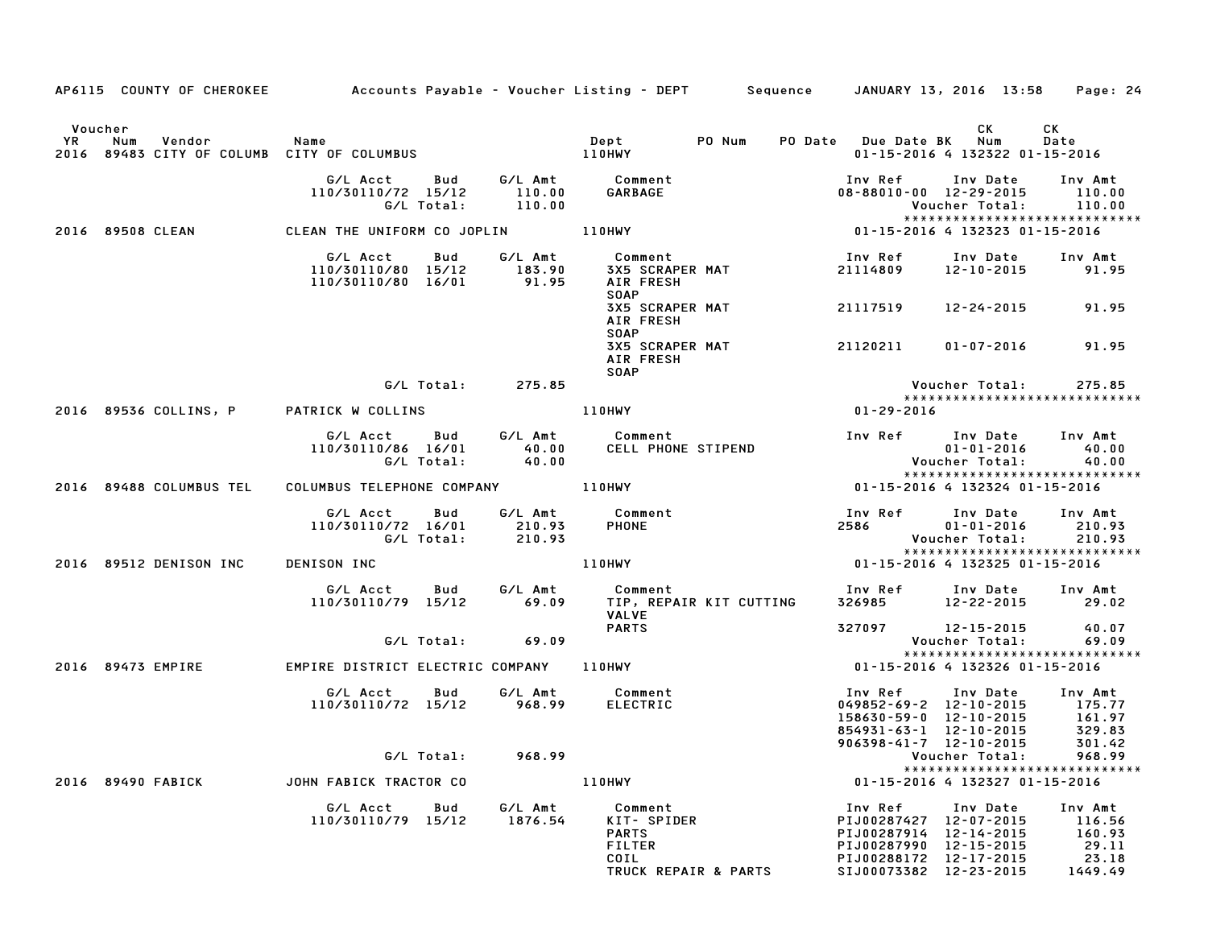AP6115 COUNTY OF CHEROKEE — Accounts Payable - Voucher Listing - DEPT — Sequence — JANUARY 13, 2016 13:58

| Voucher YR | Num | Vendor | Name | Dept | PO Num | PO Date | Due Date | BK | CK Num | CK Date |
|---|---|---|---|---|---|---|---|---|---|---|
| 2016 | 89483 | CITY OF COLUMB | CITY OF COLUMBUS | 110HWY | | | 01-15-2016 | 4 | 132322 | 01-15-2016 |

| G/L Acct | Bud | G/L Amt | Comment | Inv Ref | Inv Date | Inv Amt |
|---|---|---|---|---|---|---|
| 110/30110/72 | 15/12 | 110.00 | GARBAGE | 08-88010-00 | 12-29-2015 | 110.00 |
| | G/L Total: | 110.00 | | | Voucher Total: | 110.00 |

*****************************

| Voucher YR | Num | Vendor | Name | Dept | PO Num | PO Date | Due Date | BK | CK Num | CK Date |
|---|---|---|---|---|---|---|---|---|---|---|
| 2016 | 89508 | CLEAN | CLEAN THE UNIFORM CO JOPLIN | 110HWY | | | 01-15-2016 | 4 | 132323 | 01-15-2016 |

| G/L Acct | Bud | G/L Amt | Comment | Inv Ref | Inv Date | Inv Amt |
|---|---|---|---|---|---|---|
| 110/30110/80 | 15/12 | 183.90 | 3X5 SCRAPER MAT AIR FRESH SOAP | 21114809 | 12-10-2015 | 91.95 |
| 110/30110/80 | 16/01 | 91.95 | | | | |
| | | | 3X5 SCRAPER MAT AIR FRESH SOAP | 21117519 | 12-24-2015 | 91.95 |
| | | | 3X5 SCRAPER MAT AIR FRESH SOAP | 21120211 | 01-07-2016 | 91.95 |
| | G/L Total: | 275.85 | | | Voucher Total: | 275.85 |

*****************************

| Voucher YR | Num | Vendor | Name | Dept | PO Num | PO Date | Due Date | BK | CK Num | CK Date |
|---|---|---|---|---|---|---|---|---|---|---|
| 2016 | 89536 | COLLINS, P | PATRICK W COLLINS | 110HWY | | | 01-29-2016 | | | |

| G/L Acct | Bud | G/L Amt | Comment | Inv Ref | Inv Date | Inv Amt |
|---|---|---|---|---|---|---|
| 110/30110/86 | 16/01 | 40.00 | CELL PHONE STIPEND | | 01-01-2016 | 40.00 |
| | G/L Total: | 40.00 | | | Voucher Total: | 40.00 |

*****************************

| Voucher YR | Num | Vendor | Name | Dept | PO Num | PO Date | Due Date | BK | CK Num | CK Date |
|---|---|---|---|---|---|---|---|---|---|---|
| 2016 | 89488 | COLUMBUS TEL | COLUMBUS TELEPHONE COMPANY | 110HWY | | | 01-15-2016 | 4 | 132324 | 01-15-2016 |

| G/L Acct | Bud | G/L Amt | Comment | Inv Ref | Inv Date | Inv Amt |
|---|---|---|---|---|---|---|
| 110/30110/72 | 16/01 | 210.93 | PHONE | 2586 | 01-01-2016 | 210.93 |
| | G/L Total: | 210.93 | | | Voucher Total: | 210.93 |

*****************************

| Voucher YR | Num | Vendor | Name | Dept | PO Num | PO Date | Due Date | BK | CK Num | CK Date |
|---|---|---|---|---|---|---|---|---|---|---|
| 2016 | 89512 | DENISON INC | DENISON INC | 110HWY | | | 01-15-2016 | 4 | 132325 | 01-15-2016 |

| G/L Acct | Bud | G/L Amt | Comment | Inv Ref | Inv Date | Inv Amt |
|---|---|---|---|---|---|---|
| 110/30110/79 | 15/12 | 69.09 | TIP, REPAIR KIT CUTTING VALVE | 326985 | 12-22-2015 | 29.02 |
| | | | PARTS | 327097 | 12-15-2015 | 40.07 |
| | G/L Total: | 69.09 | | | Voucher Total: | 69.09 |

*****************************

| Voucher YR | Num | Vendor | Name | Dept | PO Num | PO Date | Due Date | BK | CK Num | CK Date |
|---|---|---|---|---|---|---|---|---|---|---|
| 2016 | 89473 | EMPIRE | EMPIRE DISTRICT ELECTRIC COMPANY | 110HWY | | | 01-15-2016 | 4 | 132326 | 01-15-2016 |

| G/L Acct | Bud | G/L Amt | Comment | Inv Ref | Inv Date | Inv Amt |
|---|---|---|---|---|---|---|
| 110/30110/72 | 15/12 | 968.99 | ELECTRIC | 049852-69-2 | 12-10-2015 | 175.77 |
| | | | | 158630-59-0 | 12-10-2015 | 161.97 |
| | | | | 854931-63-1 | 12-10-2015 | 329.83 |
| | | | | 906398-41-7 | 12-10-2015 | 301.42 |
| | G/L Total: | 968.99 | | | Voucher Total: | 968.99 |

*****************************

| Voucher YR | Num | Vendor | Name | Dept | PO Num | PO Date | Due Date | BK | CK Num | CK Date |
|---|---|---|---|---|---|---|---|---|---|---|
| 2016 | 89490 | FABICK | JOHN FABICK TRACTOR CO | 110HWY | | | 01-15-2016 | 4 | 132327 | 01-15-2016 |

| G/L Acct | Bud | G/L Amt | Comment | Inv Ref | Inv Date | Inv Amt |
|---|---|---|---|---|---|---|
| 110/30110/79 | 15/12 | 1876.54 | KIT- SPIDER | PIJ00287427 | 12-07-2015 | 116.56 |
| | | | PARTS | PIJ00287914 | 12-14-2015 | 160.93 |
| | | | FILTER | PIJ00287990 | 12-15-2015 | 29.11 |
| | | | COIL | PIJ00288172 | 12-17-2015 | 23.18 |
| | | | TRUCK REPAIR & PARTS | SIJ00073382 | 12-23-2015 | 1449.49 |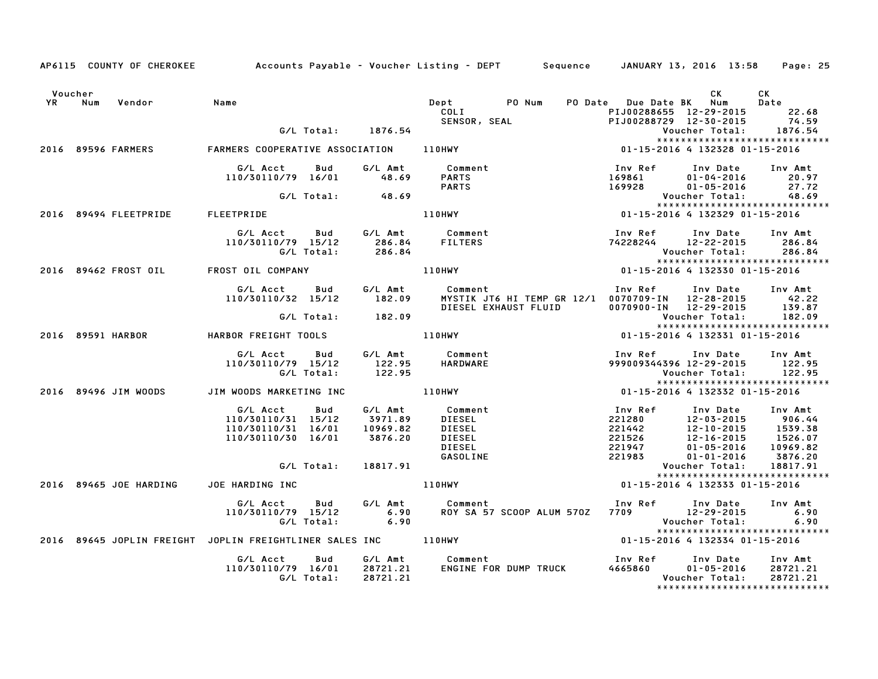AP6115 COUNTY OF CHEROKEE — Accounts Payable - Voucher Listing - DEPT — Sequence — JANUARY 13, 2016 13:58

| Voucher YR | Num | Vendor | Name | Dept | PO Num | PO Date | Due Date | BK | CK Num | CK Date |
|---|---|---|---|---|---|---|---|---|---|---|

| | | | Comment | Inv Ref | Inv Date | Inv Amt |
|---|---|---|---|---|---|---|
| | | | COLI | PIJ00288655 | 12-29-2015 | 22.68 |
| | | | SENSOR, SEAL | PIJ00288729 | 12-30-2015 | 74.59 |
| G/L Total: | | 1876.54 | | | Voucher Total: | 1876.54 |

******************************

**2016 89596 FARMERS** — FARMERS COOPERATIVE ASSOCIATION — 110HWY — 01-15-2016 4 132328 01-15-2016

| G/L Acct | Bud | G/L Amt | Comment | Inv Ref | Inv Date | Inv Amt |
|---|---|---|---|---|---|---|
| 110/30110/79 | 16/01 | 48.69 | PARTS | 169861 | 01-04-2016 | 20.97 |
| | | | PARTS | 169928 | 01-05-2016 | 27.72 |
| G/L Total: | | 48.69 | | | Voucher Total: | 48.69 |

******************************

**2016 89494 FLEETPRIDE** — FLEETPRIDE — 110HWY — 01-15-2016 4 132329 01-15-2016

| G/L Acct | Bud | G/L Amt | Comment | Inv Ref | Inv Date | Inv Amt |
|---|---|---|---|---|---|---|
| 110/30110/79 | 15/12 | 286.84 | FILTERS | 74228244 | 12-22-2015 | 286.84 |
| G/L Total: | | 286.84 | | | Voucher Total: | 286.84 |

******************************

**2016 89462 FROST OIL** — FROST OIL COMPANY — 110HWY — 01-15-2016 4 132330 01-15-2016

| G/L Acct | Bud | G/L Amt | Comment | Inv Ref | Inv Date | Inv Amt |
|---|---|---|---|---|---|---|
| 110/30110/32 | 15/12 | 182.09 | MYSTIK JT6 HI TEMP GR 12/1 | 0070709-IN | 12-28-2015 | 42.22 |
| | | | DIESEL EXHAUST FLUID | 0070900-IN | 12-29-2015 | 139.87 |
| G/L Total: | | 182.09 | | | Voucher Total: | 182.09 |

******************************

**2016 89591 HARBOR** — HARBOR FREIGHT TOOLS — 110HWY — 01-15-2016 4 132331 01-15-2016

| G/L Acct | Bud | G/L Amt | Comment | Inv Ref | Inv Date | Inv Amt |
|---|---|---|---|---|---|---|
| 110/30110/79 | 15/12 | 122.95 | HARDWARE | 999009344396 | 12-29-2015 | 122.95 |
| G/L Total: | | 122.95 | | | Voucher Total: | 122.95 |

******************************

**2016 89496 JIM WOODS** — JIM WOODS MARKETING INC — 110HWY — 01-15-2016 4 132332 01-15-2016

| G/L Acct | Bud | G/L Amt | Comment | Inv Ref | Inv Date | Inv Amt |
|---|---|---|---|---|---|---|
| 110/30110/31 | 15/12 | 3971.89 | DIESEL | 221280 | 12-03-2015 | 906.44 |
| 110/30110/31 | 16/01 | 10969.82 | DIESEL | 221442 | 12-10-2015 | 1539.38 |
| 110/30110/30 | 16/01 | 3876.20 | DIESEL | 221526 | 12-16-2015 | 1526.07 |
| | | | DIESEL | 221947 | 01-05-2016 | 10969.82 |
| | | | GASOLINE | 221983 | 01-01-2016 | 3876.20 |
| G/L Total: | | 18817.91 | | | Voucher Total: | 18817.91 |

******************************

**2016 89465 JOE HARDING** — JOE HARDING INC — 110HWY — 01-15-2016 4 132333 01-15-2016

| G/L Acct | Bud | G/L Amt | Comment | Inv Ref | Inv Date | Inv Amt |
|---|---|---|---|---|---|---|
| 110/30110/79 | 15/12 | 6.90 | ROY SA 57 SCOOP ALUM 57OZ | 7709 | 12-29-2015 | 6.90 |
| G/L Total: | | 6.90 | | | Voucher Total: | 6.90 |

******************************

**2016 89645 JOPLIN FREIGHT** — JOPLIN FREIGHTLINER SALES INC — 110HWY — 01-15-2016 4 132334 01-15-2016

| G/L Acct | Bud | G/L Amt | Comment | Inv Ref | Inv Date | Inv Amt |
|---|---|---|---|---|---|---|
| 110/30110/79 | 16/01 | 28721.21 | ENGINE FOR DUMP TRUCK | 4665860 | 01-05-2016 | 28721.21 |
| G/L Total: | | 28721.21 | | | Voucher Total: | 28721.21 |

******************************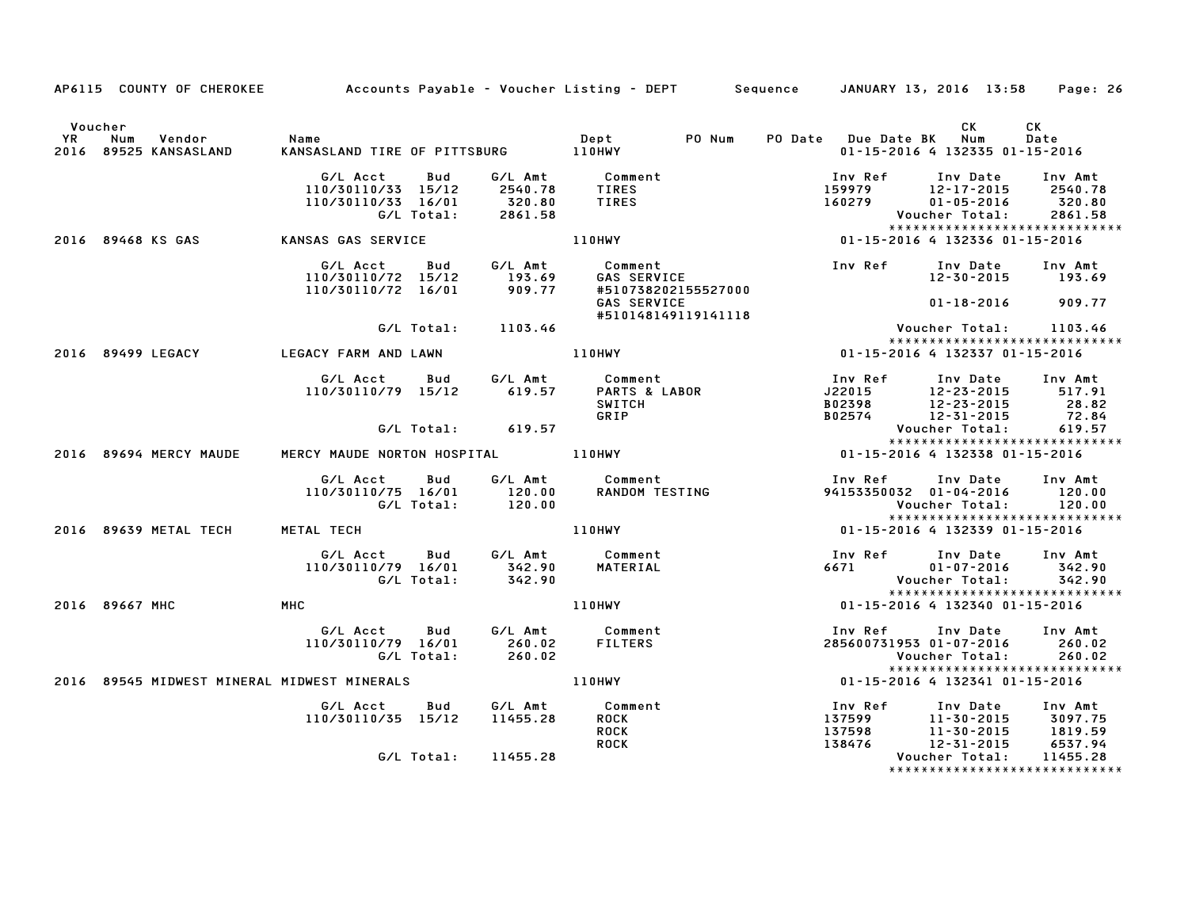AP6115 COUNTY OF CHEROKEE — Accounts Payable - Voucher Listing - DEPT — Sequence — JANUARY 13, 2016 13:58

| Voucher YR | Num | Vendor | Name | Dept | PO Num | PO Date | Due Date | BK | CK Num | CK Date |
|---|---|---|---|---|---|---|---|---|---|---|
| 2016 | 89525 | KANSASLAND | KANSASLAND TIRE OF PITTSBURG | 110HWY | | | 01-15-2016 | 4 | 132335 | 01-15-2016 |

| G/L Acct | Bud | G/L Amt | Comment | Inv Ref | Inv Date | Inv Amt |
|---|---|---|---|---|---|---|
| 110/30110/33 | 15/12 | 2540.78 | TIRES | 159979 | 12-17-2015 | 2540.78 |
| 110/30110/33 | 16/01 | 320.80 | TIRES | 160279 | 01-05-2016 | 320.80 |
| | G/L Total: | 2861.58 | | | Voucher Total: | 2861.58 |

| Voucher YR | Num | Vendor | Name | Dept | PO Num | PO Date | Due Date | BK | CK Num | CK Date |
|---|---|---|---|---|---|---|---|---|---|---|
| 2016 | 89468 | KS GAS | KANSAS GAS SERVICE | 110HWY | | | 01-15-2016 | 4 | 132336 | 01-15-2016 |

| G/L Acct | Bud | G/L Amt | Comment | Inv Ref | Inv Date | Inv Amt |
|---|---|---|---|---|---|---|
| 110/30110/72 | 15/12 | 193.69 | GAS SERVICE #510738202155527000 | | 12-30-2015 | 193.69 |
| 110/30110/72 | 16/01 | 909.77 | GAS SERVICE #510148149119141118 | | 01-18-2016 | 909.77 |
| | G/L Total: | 1103.46 | | | Voucher Total: | 1103.46 |

| Voucher YR | Num | Vendor | Name | Dept | PO Num | PO Date | Due Date | BK | CK Num | CK Date |
|---|---|---|---|---|---|---|---|---|---|---|
| 2016 | 89499 | LEGACY | LEGACY FARM AND LAWN | 110HWY | | | 01-15-2016 | 4 | 132337 | 01-15-2016 |

| G/L Acct | Bud | G/L Amt | Comment | Inv Ref | Inv Date | Inv Amt |
|---|---|---|---|---|---|---|
| 110/30110/79 | 15/12 | 619.57 | PARTS & LABOR | J22015 | 12-23-2015 | 517.91 |
| | | | SWITCH | B02398 | 12-23-2015 | 28.82 |
| | | | GRIP | B02574 | 12-31-2015 | 72.84 |
| | G/L Total: | 619.57 | | | Voucher Total: | 619.57 |

| Voucher YR | Num | Vendor | Name | Dept | PO Num | PO Date | Due Date | BK | CK Num | CK Date |
|---|---|---|---|---|---|---|---|---|---|---|
| 2016 | 89694 | MERCY MAUDE | MERCY MAUDE NORTON HOSPITAL | 110HWY | | | 01-15-2016 | 4 | 132338 | 01-15-2016 |

| G/L Acct | Bud | G/L Amt | Comment | Inv Ref | Inv Date | Inv Amt |
|---|---|---|---|---|---|---|
| 110/30110/75 | 16/01 | 120.00 | RANDOM TESTING | 94153350032 | 01-04-2016 | 120.00 |
| | G/L Total: | 120.00 | | | Voucher Total: | 120.00 |

| Voucher YR | Num | Vendor | Name | Dept | PO Num | PO Date | Due Date | BK | CK Num | CK Date |
|---|---|---|---|---|---|---|---|---|---|---|
| 2016 | 89639 | METAL TECH | METAL TECH | 110HWY | | | 01-15-2016 | 4 | 132339 | 01-15-2016 |

| G/L Acct | Bud | G/L Amt | Comment | Inv Ref | Inv Date | Inv Amt |
|---|---|---|---|---|---|---|
| 110/30110/79 | 16/01 | 342.90 | MATERIAL | 6671 | 01-07-2016 | 342.90 |
| | G/L Total: | 342.90 | | | Voucher Total: | 342.90 |

| Voucher YR | Num | Vendor | Name | Dept | PO Num | PO Date | Due Date | BK | CK Num | CK Date |
|---|---|---|---|---|---|---|---|---|---|---|
| 2016 | 89667 | MHC | MHC | 110HWY | | | 01-15-2016 | 4 | 132340 | 01-15-2016 |

| G/L Acct | Bud | G/L Amt | Comment | Inv Ref | Inv Date | Inv Amt |
|---|---|---|---|---|---|---|
| 110/30110/79 | 16/01 | 260.02 | FILTERS | 285600731953 | 01-07-2016 | 260.02 |
| | G/L Total: | 260.02 | | | Voucher Total: | 260.02 |

| Voucher YR | Num | Vendor | Name | Dept | PO Num | PO Date | Due Date | BK | CK Num | CK Date |
|---|---|---|---|---|---|---|---|---|---|---|
| 2016 | 89545 | MIDWEST MINERAL | MIDWEST MINERALS | 110HWY | | | 01-15-2016 | 4 | 132341 | 01-15-2016 |

| G/L Acct | Bud | G/L Amt | Comment | Inv Ref | Inv Date | Inv Amt |
|---|---|---|---|---|---|---|
| 110/30110/35 | 15/12 | 11455.28 | ROCK | 137599 | 11-30-2015 | 3097.75 |
| | | | ROCK | 137598 | 11-30-2015 | 1819.59 |
| | | | ROCK | 138476 | 12-31-2015 | 6537.94 |
| | G/L Total: | 11455.28 | | | Voucher Total: | 11455.28 |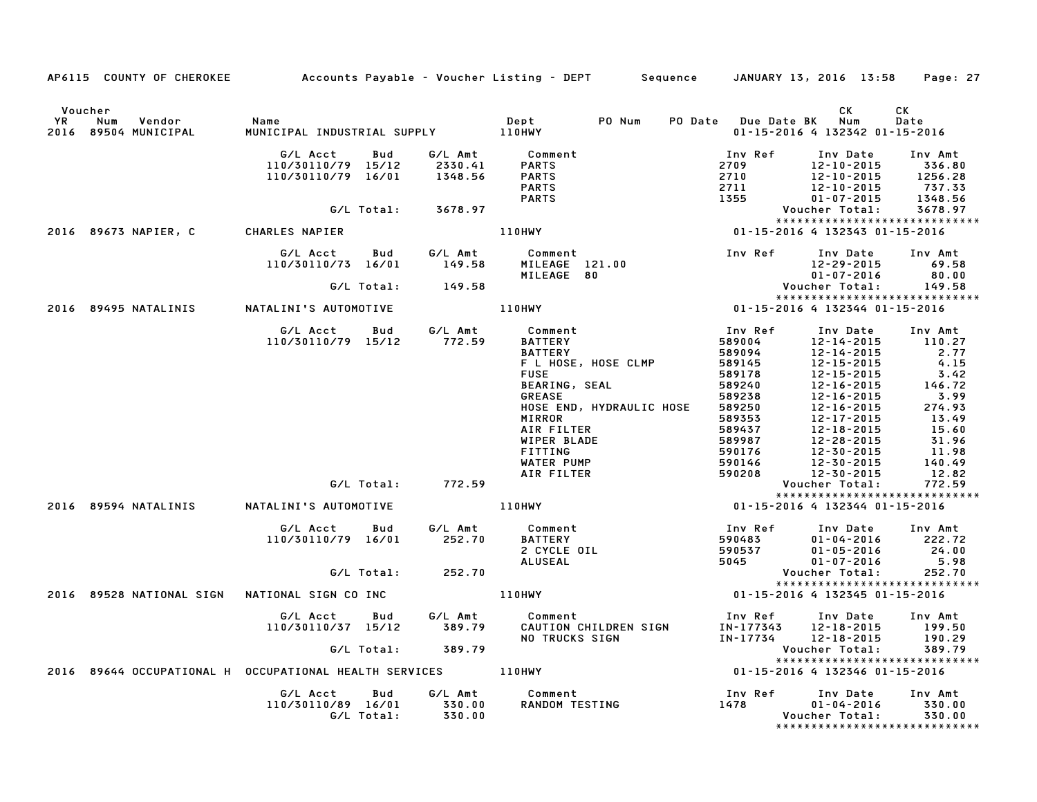AP6115 COUNTY OF CHEROKEE — Accounts Payable - Voucher Listing - DEPT — Sequence — JANUARY 13, 2016 13:58

| Voucher YR | Num | Vendor | Name | Dept | PO Num | PO Date | Due Date | BK | CK Num | CK Date |
|---|---|---|---|---|---|---|---|---|---|---|
| 2016 | 89504 | MUNICIPAL | MUNICIPAL INDUSTRIAL SUPPLY | 110HWY | | | 01-15-2016 | 4 | 132342 | 01-15-2016 |

| G/L Acct | Bud | G/L Amt | Comment | Inv Ref | Inv Date | Inv Amt |
|---|---|---|---|---|---|---|
| 110/30110/79 | 15/12 | 2330.41 | PARTS | 2709 | 12-10-2015 | 336.80 |
| 110/30110/79 | 16/01 | 1348.56 | PARTS | 2710 | 12-10-2015 | 1256.28 |
| | | | PARTS | 2711 | 12-10-2015 | 737.33 |
| | | | PARTS | 1355 | 01-07-2015 | 1348.56 |
| | G/L Total: | 3678.97 | | | Voucher Total: | 3678.97 |

| Voucher YR | Num | Vendor | Name | Dept | PO Num | PO Date | Due Date | BK | CK Num | CK Date |
|---|---|---|---|---|---|---|---|---|---|---|
| 2016 | 89673 | NAPIER, C | CHARLES NAPIER | 110HWY | | | 01-15-2016 | 4 | 132343 | 01-15-2016 |

| G/L Acct | Bud | G/L Amt | Comment | Inv Ref | Inv Date | Inv Amt |
|---|---|---|---|---|---|---|
| 110/30110/73 | 16/01 | 149.58 | MILEAGE 121.00 | | 12-29-2015 | 69.58 |
| | | | MILEAGE 80 | | 01-07-2016 | 80.00 |
| | G/L Total: | 149.58 | | | Voucher Total: | 149.58 |

| Voucher YR | Num | Vendor | Name | Dept | PO Num | PO Date | Due Date | BK | CK Num | CK Date |
|---|---|---|---|---|---|---|---|---|---|---|
| 2016 | 89495 | NATALINIS | NATALINI'S AUTOMOTIVE | 110HWY | | | 01-15-2016 | 4 | 132344 | 01-15-2016 |

| G/L Acct | Bud | G/L Amt | Comment | Inv Ref | Inv Date | Inv Amt |
|---|---|---|---|---|---|---|
| 110/30110/79 | 15/12 | 772.59 | BATTERY | 589004 | 12-14-2015 | 110.27 |
| | | | BATTERY | 589094 | 12-14-2015 | 2.77 |
| | | | F L HOSE, HOSE CLMP | 589145 | 12-15-2015 | 4.15 |
| | | | FUSE | 589178 | 12-15-2015 | 3.42 |
| | | | BEARING, SEAL | 589240 | 12-16-2015 | 146.72 |
| | | | GREASE | 589238 | 12-16-2015 | 3.99 |
| | | | HOSE END, HYDRAULIC HOSE | 589250 | 12-16-2015 | 274.93 |
| | | | MIRROR | 589353 | 12-17-2015 | 13.49 |
| | | | AIR FILTER | 589437 | 12-18-2015 | 15.60 |
| | | | WIPER BLADE | 589987 | 12-28-2015 | 31.96 |
| | | | FITTING | 590176 | 12-30-2015 | 11.98 |
| | | | WATER PUMP | 590146 | 12-30-2015 | 140.49 |
| | | | AIR FILTER | 590208 | 12-30-2015 | 12.82 |
| | G/L Total: | 772.59 | | | Voucher Total: | 772.59 |

| Voucher YR | Num | Vendor | Name | Dept | PO Num | PO Date | Due Date | BK | CK Num | CK Date |
|---|---|---|---|---|---|---|---|---|---|---|
| 2016 | 89594 | NATALINIS | NATALINI'S AUTOMOTIVE | 110HWY | | | 01-15-2016 | 4 | 132344 | 01-15-2016 |

| G/L Acct | Bud | G/L Amt | Comment | Inv Ref | Inv Date | Inv Amt |
|---|---|---|---|---|---|---|
| 110/30110/79 | 16/01 | 252.70 | BATTERY | 590483 | 01-04-2016 | 222.72 |
| | | | 2 CYCLE OIL | 590537 | 01-05-2016 | 24.00 |
| | | | ALUSEAL | 5045 | 01-07-2016 | 5.98 |
| | G/L Total: | 252.70 | | | Voucher Total: | 252.70 |

| Voucher YR | Num | Vendor | Name | Dept | PO Num | PO Date | Due Date | BK | CK Num | CK Date |
|---|---|---|---|---|---|---|---|---|---|---|
| 2016 | 89528 | NATIONAL SIGN | NATIONAL SIGN CO INC | 110HWY | | | 01-15-2016 | 4 | 132345 | 01-15-2016 |

| G/L Acct | Bud | G/L Amt | Comment | Inv Ref | Inv Date | Inv Amt |
|---|---|---|---|---|---|---|
| 110/30110/37 | 15/12 | 389.79 | CAUTION CHILDREN SIGN | IN-177343 | 12-18-2015 | 199.50 |
| | | | NO TRUCKS SIGN | IN-17734 | 12-18-2015 | 190.29 |
| | G/L Total: | 389.79 | | | Voucher Total: | 389.79 |

| Voucher YR | Num | Vendor | Name | Dept | PO Num | PO Date | Due Date | BK | CK Num | CK Date |
|---|---|---|---|---|---|---|---|---|---|---|
| 2016 | 89644 | OCCUPATIONAL H | OCCUPATIONAL HEALTH SERVICES | 110HWY | | | 01-15-2016 | 4 | 132346 | 01-15-2016 |

| G/L Acct | Bud | G/L Amt | Comment | Inv Ref | Inv Date | Inv Amt |
|---|---|---|---|---|---|---|
| 110/30110/89 | 16/01 | 330.00 | RANDOM TESTING | 1478 | 01-04-2016 | 330.00 |
| | G/L Total: | 330.00 | | | Voucher Total: | 330.00 |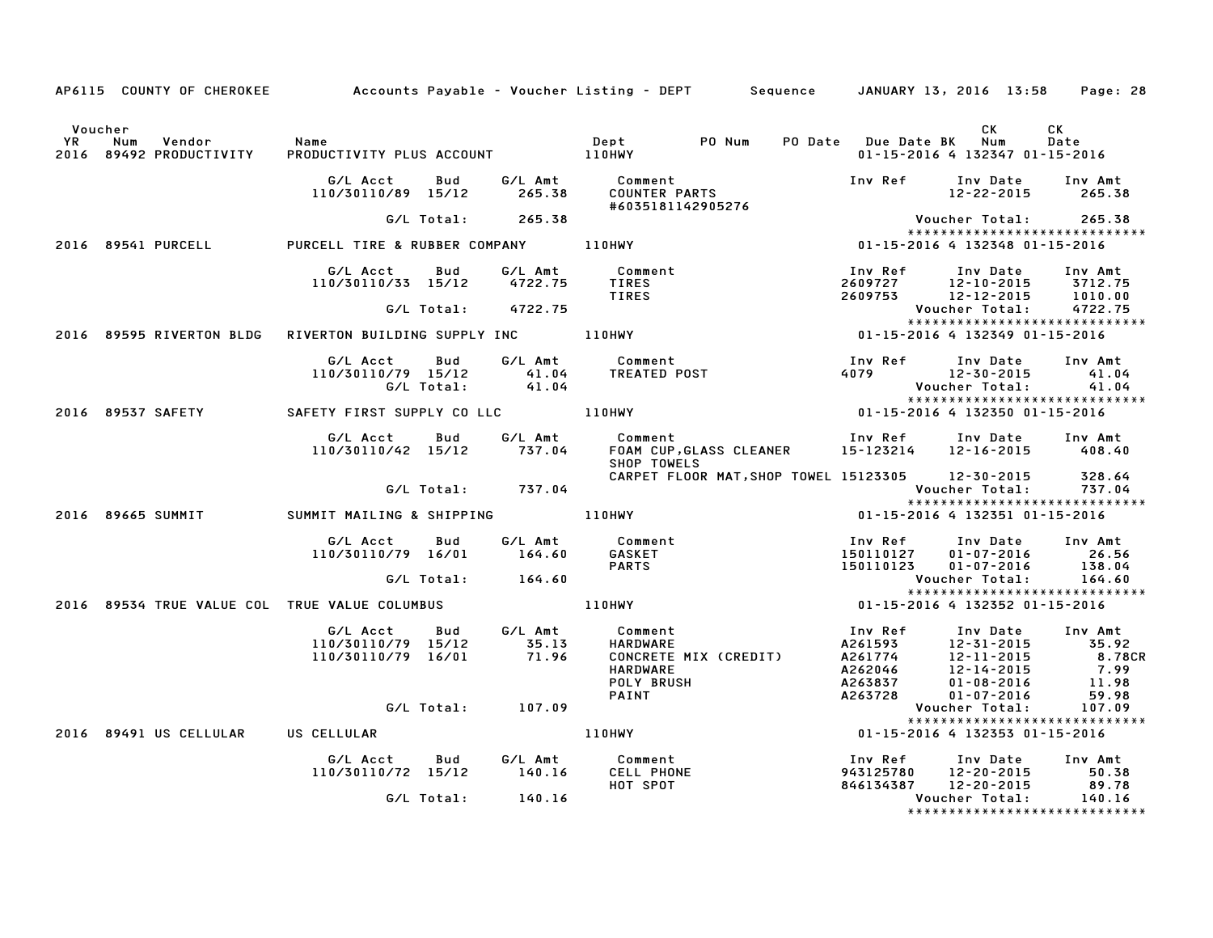AP6115 COUNTY OF CHEROKEE — Accounts Payable - Voucher Listing - DEPT — Sequence — JANUARY 13, 2016 13:58

| Voucher YR | Num | Vendor | Name | Dept | PO Num | PO Date | Due Date | BK | CK Num | CK Date |
|---|---|---|---|---|---|---|---|---|---|---|
| 2016 | 89492 | PRODUCTIVITY | PRODUCTIVITY PLUS ACCOUNT | 110HWY | | | 01-15-2016 | 4 | 132347 | 01-15-2016 |

| G/L Acct | Bud | G/L Amt | Comment | Inv Ref | Inv Date | Inv Amt |
|---|---|---|---|---|---|---|
| 110/30110/89 | 15/12 | 265.38 | COUNTER PARTS #6035181142905276 | | 12-22-2015 | 265.38 |
| | G/L Total: | 265.38 | | | Voucher Total: | 265.38 |

| Voucher YR | Num | Vendor | Name | Dept | PO Num | PO Date | Due Date | BK | CK Num | CK Date |
|---|---|---|---|---|---|---|---|---|---|---|
| 2016 | 89541 | PURCELL | PURCELL TIRE & RUBBER COMPANY | 110HWY | | | 01-15-2016 | 4 | 132348 | 01-15-2016 |

| G/L Acct | Bud | G/L Amt | Comment | Inv Ref | Inv Date | Inv Amt |
|---|---|---|---|---|---|---|
| 110/30110/33 | 15/12 | 4722.75 | TIRES | 2609727 | 12-10-2015 | 3712.75 |
| | | | TIRES | 2609753 | 12-12-2015 | 1010.00 |
| | G/L Total: | 4722.75 | | | Voucher Total: | 4722.75 |

| Voucher YR | Num | Vendor | Name | Dept | PO Num | PO Date | Due Date | BK | CK Num | CK Date |
|---|---|---|---|---|---|---|---|---|---|---|
| 2016 | 89595 | RIVERTON BLDG | RIVERTON BUILDING SUPPLY INC | 110HWY | | | 01-15-2016 | 4 | 132349 | 01-15-2016 |

| G/L Acct | Bud | G/L Amt | Comment | Inv Ref | Inv Date | Inv Amt |
|---|---|---|---|---|---|---|
| 110/30110/79 | 15/12 | 41.04 | TREATED POST | 4079 | 12-30-2015 | 41.04 |
| | G/L Total: | 41.04 | | | Voucher Total: | 41.04 |

| Voucher YR | Num | Vendor | Name | Dept | PO Num | PO Date | Due Date | BK | CK Num | CK Date |
|---|---|---|---|---|---|---|---|---|---|---|
| 2016 | 89537 | SAFETY | SAFETY FIRST SUPPLY CO LLC | 110HWY | | | 01-15-2016 | 4 | 132350 | 01-15-2016 |

| G/L Acct | Bud | G/L Amt | Comment | Inv Ref | Inv Date | Inv Amt |
|---|---|---|---|---|---|---|
| 110/30110/42 | 15/12 | 737.04 | FOAM CUP,GLASS CLEANER SHOP TOWELS | 15-123214 | 12-16-2015 | 408.40 |
| | | | CARPET FLOOR MAT,SHOP TOWEL | 15123305 | 12-30-2015 | 328.64 |
| | G/L Total: | 737.04 | | | Voucher Total: | 737.04 |

| Voucher YR | Num | Vendor | Name | Dept | PO Num | PO Date | Due Date | BK | CK Num | CK Date |
|---|---|---|---|---|---|---|---|---|---|---|
| 2016 | 89665 | SUMMIT | SUMMIT MAILING & SHIPPING | 110HWY | | | 01-15-2016 | 4 | 132351 | 01-15-2016 |

| G/L Acct | Bud | G/L Amt | Comment | Inv Ref | Inv Date | Inv Amt |
|---|---|---|---|---|---|---|
| 110/30110/79 | 16/01 | 164.60 | GASKET | 150110127 | 01-07-2016 | 26.56 |
| | | | PARTS | 150110123 | 01-07-2016 | 138.04 |
| | G/L Total: | 164.60 | | | Voucher Total: | 164.60 |

| Voucher YR | Num | Vendor | Name | Dept | PO Num | PO Date | Due Date | BK | CK Num | CK Date |
|---|---|---|---|---|---|---|---|---|---|---|
| 2016 | 89534 | TRUE VALUE COL | TRUE VALUE COLUMBUS | 110HWY | | | 01-15-2016 | 4 | 132352 | 01-15-2016 |

| G/L Acct | Bud | G/L Amt | Comment | Inv Ref | Inv Date | Inv Amt |
|---|---|---|---|---|---|---|
| 110/30110/79 | 15/12 | 35.13 | HARDWARE | A261593 | 12-31-2015 | 35.92 |
| 110/30110/79 | 16/01 | 71.96 | CONCRETE MIX (CREDIT) | A261774 | 12-11-2015 | 8.78CR |
| | | | HARDWARE | A262046 | 12-14-2015 | 7.99 |
| | | | POLY BRUSH | A263837 | 01-08-2016 | 11.98 |
| | | | PAINT | A263728 | 01-07-2016 | 59.98 |
| | G/L Total: | 107.09 | | | Voucher Total: | 107.09 |

| Voucher YR | Num | Vendor | Name | Dept | PO Num | PO Date | Due Date | BK | CK Num | CK Date |
|---|---|---|---|---|---|---|---|---|---|---|
| 2016 | 89491 | US CELLULAR | US CELLULAR | 110HWY | | | 01-15-2016 | 4 | 132353 | 01-15-2016 |

| G/L Acct | Bud | G/L Amt | Comment | Inv Ref | Inv Date | Inv Amt |
|---|---|---|---|---|---|---|
| 110/30110/72 | 15/12 | 140.16 | CELL PHONE | 943125780 | 12-20-2015 | 50.38 |
| | | | HOT SPOT | 846134387 | 12-20-2015 | 89.78 |
| | G/L Total: | 140.16 | | | Voucher Total: | 140.16 |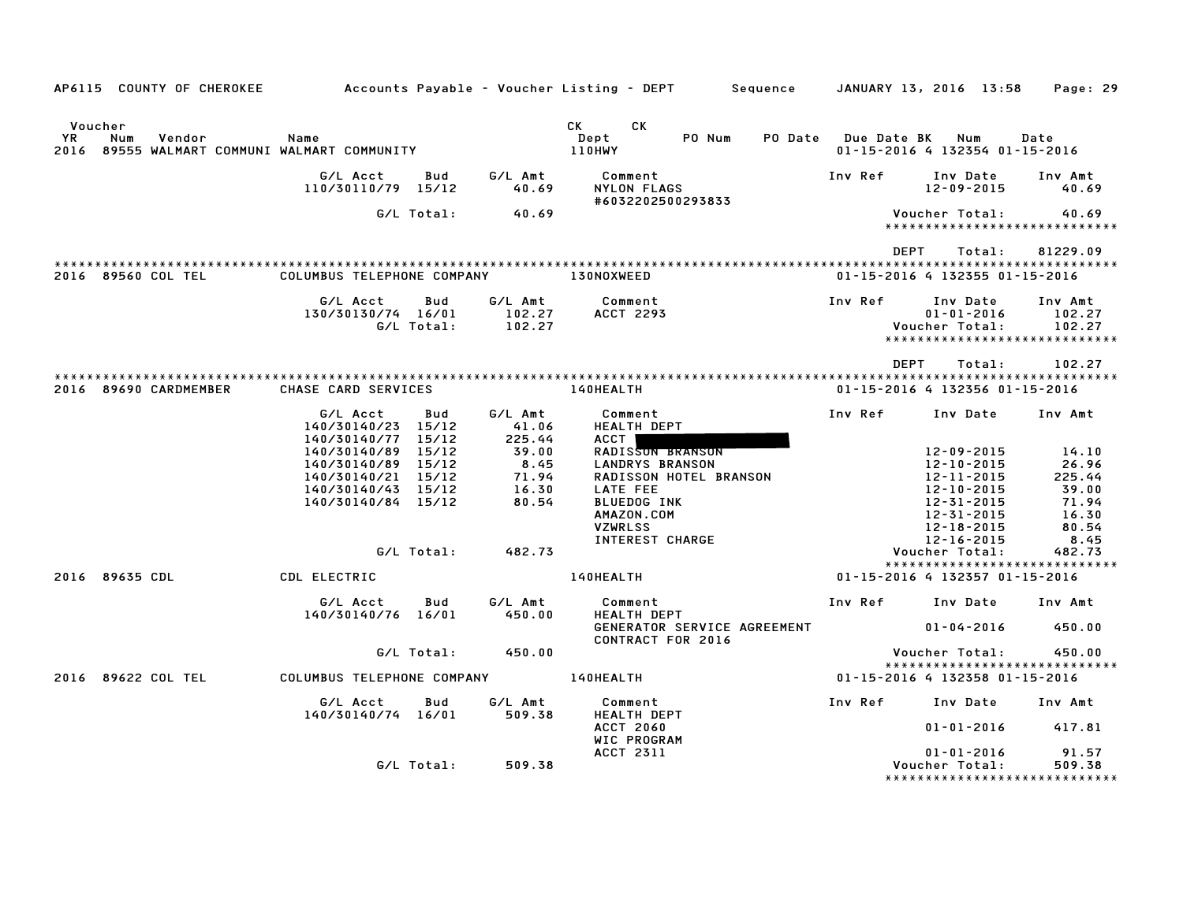AP6115 COUNTY OF CHEROKEE — Accounts Payable - Voucher Listing - DEPT — Sequence — JANUARY 13, 2016 13:58

| Voucher YR | Num | Vendor | Name | CK Dept | CK PO Num | PO Date | Due Date | BK | Num | Date |
|---|---|---|---|---|---|---|---|---|---|---|
| 2016 | 89555 | WALMART COMMUNI | WALMART COMMUNITY | 110HWY | | | 01-15-2016 | 4 | 132354 | 01-15-2016 |

| G/L Acct | Bud | G/L Amt | Comment | Inv Ref | Inv Date | Inv Amt |
|---|---|---|---|---|---|---|
| 110/30110/79 | 15/12 | 40.69 | NYLON FLAGS #6032202500293833 | | 12-09-2015 | 40.69 |
| | G/L Total: | 40.69 | | | Voucher Total: | 40.69 |

DEPT Total: 81229.09

| Voucher YR | Num | Vendor | Name | CK Dept | Due Date | BK | Num | Date |
|---|---|---|---|---|---|---|---|---|
| 2016 | 89560 | COL TEL | COLUMBUS TELEPHONE COMPANY | 130NOXWEED | 01-15-2016 | 4 | 132355 | 01-15-2016 |

| G/L Acct | Bud | G/L Amt | Comment | Inv Ref | Inv Date | Inv Amt |
|---|---|---|---|---|---|---|
| 130/30130/74 | 16/01 | 102.27 | ACCT 2293 | | 01-01-2016 | 102.27 |
| | G/L Total: | 102.27 | | | Voucher Total: | 102.27 |

DEPT Total: 102.27

| Voucher YR | Num | Vendor | Name | CK Dept | Due Date | BK | Num | Date |
|---|---|---|---|---|---|---|---|---|
| 2016 | 89690 | CARDMEMBER | CHASE CARD SERVICES | 140HEALTH | 01-15-2016 | 4 | 132356 | 01-15-2016 |

| G/L Acct | Bud | G/L Amt | Comment | Inv Ref | Inv Date | Inv Amt |
|---|---|---|---|---|---|---|
| 140/30140/23 | 15/12 | 41.06 | HEALTH DEPT | | | |
| 140/30140/77 | 15/12 | 225.44 | ACCT [REDACTED] | | | |
| 140/30140/89 | 15/12 | 39.00 | RADISSON BRANSON | | 12-09-2015 | 14.10 |
| 140/30140/89 | 15/12 | 8.45 | LANDRYS BRANSON | | 12-10-2015 | 26.96 |
| 140/30140/21 | 15/12 | 71.94 | RADISSON HOTEL BRANSON | | 12-11-2015 | 225.44 |
| 140/30140/43 | 15/12 | 16.30 | LATE FEE | | 12-10-2015 | 39.00 |
| 140/30140/84 | 15/12 | 80.54 | BLUEDOG INK | | 12-31-2015 | 71.94 |
| | | | AMAZON.COM | | 12-31-2015 | 16.30 |
| | | | VZWRLSS | | 12-18-2015 | 80.54 |
| | | | INTEREST CHARGE | | 12-16-2015 | 8.45 |
| | G/L Total: | 482.73 | | | Voucher Total: | 482.73 |

| Voucher YR | Num | Vendor | Name | CK Dept | Due Date | BK | Num | Date |
|---|---|---|---|---|---|---|---|---|
| 2016 | 89635 | CDL | CDL ELECTRIC | 140HEALTH | 01-15-2016 | 4 | 132357 | 01-15-2016 |

| G/L Acct | Bud | G/L Amt | Comment | Inv Ref | Inv Date | Inv Amt |
|---|---|---|---|---|---|---|
| 140/30140/76 | 16/01 | 450.00 | HEALTH DEPT | | | |
| | | | GENERATOR SERVICE AGREEMENT CONTRACT FOR 2016 | | 01-04-2016 | 450.00 |
| | G/L Total: | 450.00 | | | Voucher Total: | 450.00 |

| Voucher YR | Num | Vendor | Name | CK Dept | Due Date | BK | Num | Date |
|---|---|---|---|---|---|---|---|---|
| 2016 | 89622 | COL TEL | COLUMBUS TELEPHONE COMPANY | 140HEALTH | 01-15-2016 | 4 | 132358 | 01-15-2016 |

| G/L Acct | Bud | G/L Amt | Comment | Inv Ref | Inv Date | Inv Amt |
|---|---|---|---|---|---|---|
| 140/30140/74 | 16/01 | 509.38 | HEALTH DEPT | | | |
| | | | ACCT 2060 | | 01-01-2016 | 417.81 |
| | | | WIC PROGRAM | | | |
| | | | ACCT 2311 | | 01-01-2016 | 91.57 |
| | G/L Total: | 509.38 | | | Voucher Total: | 509.38 |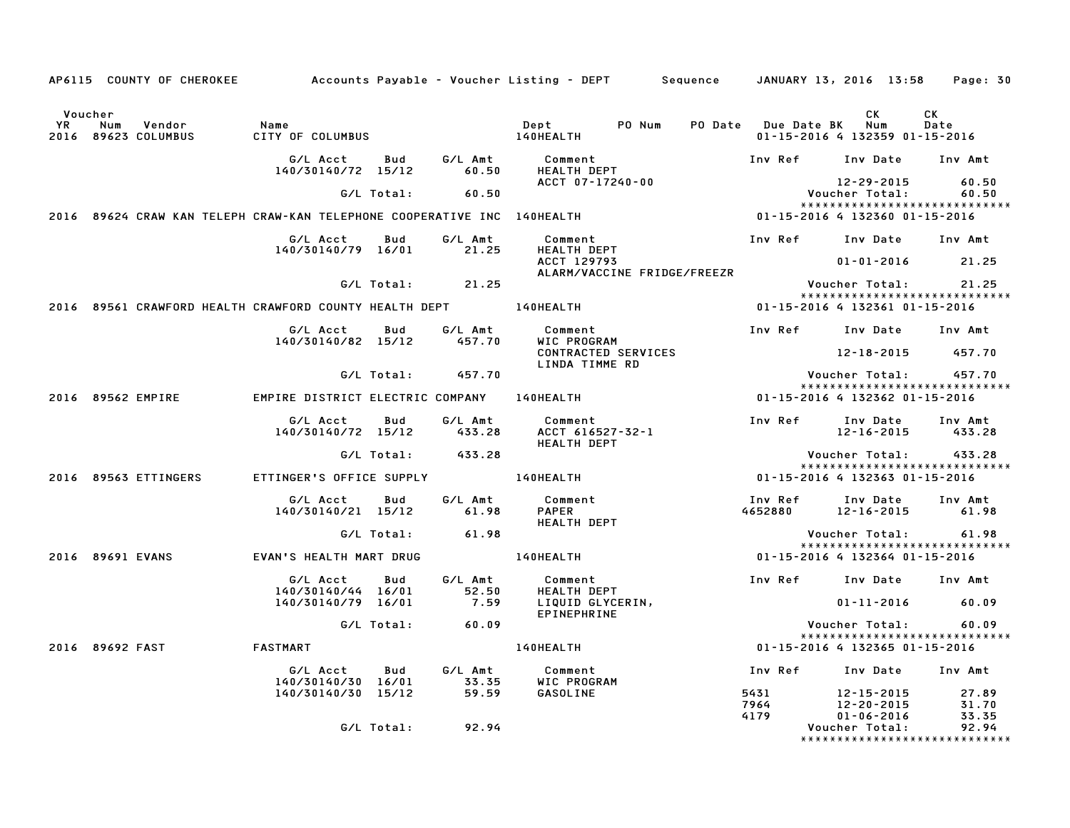AP6115 COUNTY OF CHEROKEE — Accounts Payable - Voucher Listing - DEPT — Sequence — JANUARY 13, 2016 13:58

| Voucher YR | Num | Vendor | Name | Dept | PO Num | PO Date | Due Date | BK | CK Num | CK Date |
|---|---|---|---|---|---|---|---|---|---|---|
| 2016 | 89623 | COLUMBUS | CITY OF COLUMBUS | 140HEALTH | | | 01-15-2016 | 4 | 132359 | 01-15-2016 |

| G/L Acct | Bud | G/L Amt | Comment | Inv Ref | Inv Date | Inv Amt |
|---|---|---|---|---|---|---|
| 140/30140/72 | 15/12 | 60.50 | HEALTH DEPT | | | |
| | | | ACCT 07-17240-00 | | 12-29-2015 | 60.50 |
| | G/L Total: | 60.50 | | | Voucher Total: | 60.50 |

| Voucher YR | Num | Vendor | Name | Dept | PO Num | PO Date | Due Date | BK | CK Num | CK Date |
|---|---|---|---|---|---|---|---|---|---|---|
| 2016 | 89624 | CRAW KAN TELEPH | CRAW-KAN TELEPHONE COOPERATIVE INC | 140HEALTH | | | 01-15-2016 | 4 | 132360 | 01-15-2016 |

| G/L Acct | Bud | G/L Amt | Comment | Inv Ref | Inv Date | Inv Amt |
|---|---|---|---|---|---|---|
| 140/30140/79 | 16/01 | 21.25 | HEALTH DEPT | | | |
| | | | ACCT 129793 | | 01-01-2016 | 21.25 |
| | | | ALARM/VACCINE FRIDGE/FREEZR | | | |
| | G/L Total: | 21.25 | | | Voucher Total: | 21.25 |

| Voucher YR | Num | Vendor | Name | Dept | PO Num | PO Date | Due Date | BK | CK Num | CK Date |
|---|---|---|---|---|---|---|---|---|---|---|
| 2016 | 89561 | CRAWFORD HEALTH | CRAWFORD COUNTY HEALTH DEPT | 140HEALTH | | | 01-15-2016 | 4 | 132361 | 01-15-2016 |

| G/L Acct | Bud | G/L Amt | Comment | Inv Ref | Inv Date | Inv Amt |
|---|---|---|---|---|---|---|
| 140/30140/82 | 15/12 | 457.70 | WIC PROGRAM | | | |
| | | | CONTRACTED SERVICES | | 12-18-2015 | 457.70 |
| | | | LINDA TIMME RD | | | |
| | G/L Total: | 457.70 | | | Voucher Total: | 457.70 |

| Voucher YR | Num | Vendor | Name | Dept | PO Num | PO Date | Due Date | BK | CK Num | CK Date |
|---|---|---|---|---|---|---|---|---|---|---|
| 2016 | 89562 | EMPIRE | EMPIRE DISTRICT ELECTRIC COMPANY | 140HEALTH | | | 01-15-2016 | 4 | 132362 | 01-15-2016 |

| G/L Acct | Bud | G/L Amt | Comment | Inv Ref | Inv Date | Inv Amt |
|---|---|---|---|---|---|---|
| 140/30140/72 | 15/12 | 433.28 | ACCT 616527-32-1 | | 12-16-2015 | 433.28 |
| | | | HEALTH DEPT | | | |
| | G/L Total: | 433.28 | | | Voucher Total: | 433.28 |

| Voucher YR | Num | Vendor | Name | Dept | PO Num | PO Date | Due Date | BK | CK Num | CK Date |
|---|---|---|---|---|---|---|---|---|---|---|
| 2016 | 89563 | ETTINGERS | ETTINGER'S OFFICE SUPPLY | 140HEALTH | | | 01-15-2016 | 4 | 132363 | 01-15-2016 |

| G/L Acct | Bud | G/L Amt | Comment | Inv Ref | Inv Date | Inv Amt |
|---|---|---|---|---|---|---|
| 140/30140/21 | 15/12 | 61.98 | PAPER | 4652880 | 12-16-2015 | 61.98 |
| | | | HEALTH DEPT | | | |
| | G/L Total: | 61.98 | | | Voucher Total: | 61.98 |

| Voucher YR | Num | Vendor | Name | Dept | PO Num | PO Date | Due Date | BK | CK Num | CK Date |
|---|---|---|---|---|---|---|---|---|---|---|
| 2016 | 89691 | EVANS | EVAN'S HEALTH MART DRUG | 140HEALTH | | | 01-15-2016 | 4 | 132364 | 01-15-2016 |

| G/L Acct | Bud | G/L Amt | Comment | Inv Ref | Inv Date | Inv Amt |
|---|---|---|---|---|---|---|
| 140/30140/44 | 16/01 | 52.50 | HEALTH DEPT | | | |
| 140/30140/79 | 16/01 | 7.59 | LIQUID GLYCERIN, | | 01-11-2016 | 60.09 |
| | | | EPINEPHRINE | | | |
| | G/L Total: | 60.09 | | | Voucher Total: | 60.09 |

| Voucher YR | Num | Vendor | Name | Dept | PO Num | PO Date | Due Date | BK | CK Num | CK Date |
|---|---|---|---|---|---|---|---|---|---|---|
| 2016 | 89692 | FAST | FASTMART | 140HEALTH | | | 01-15-2016 | 4 | 132365 | 01-15-2016 |

| G/L Acct | Bud | G/L Amt | Comment | Inv Ref | Inv Date | Inv Amt |
|---|---|---|---|---|---|---|
| 140/30140/30 | 16/01 | 33.35 | WIC PROGRAM | | | |
| 140/30140/30 | 15/12 | 59.59 | GASOLINE | 5431 | 12-15-2015 | 27.89 |
| | | | | 7964 | 12-20-2015 | 31.70 |
| | | | | 4179 | 01-06-2016 | 33.35 |
| | G/L Total: | 92.94 | | | Voucher Total: | 92.94 |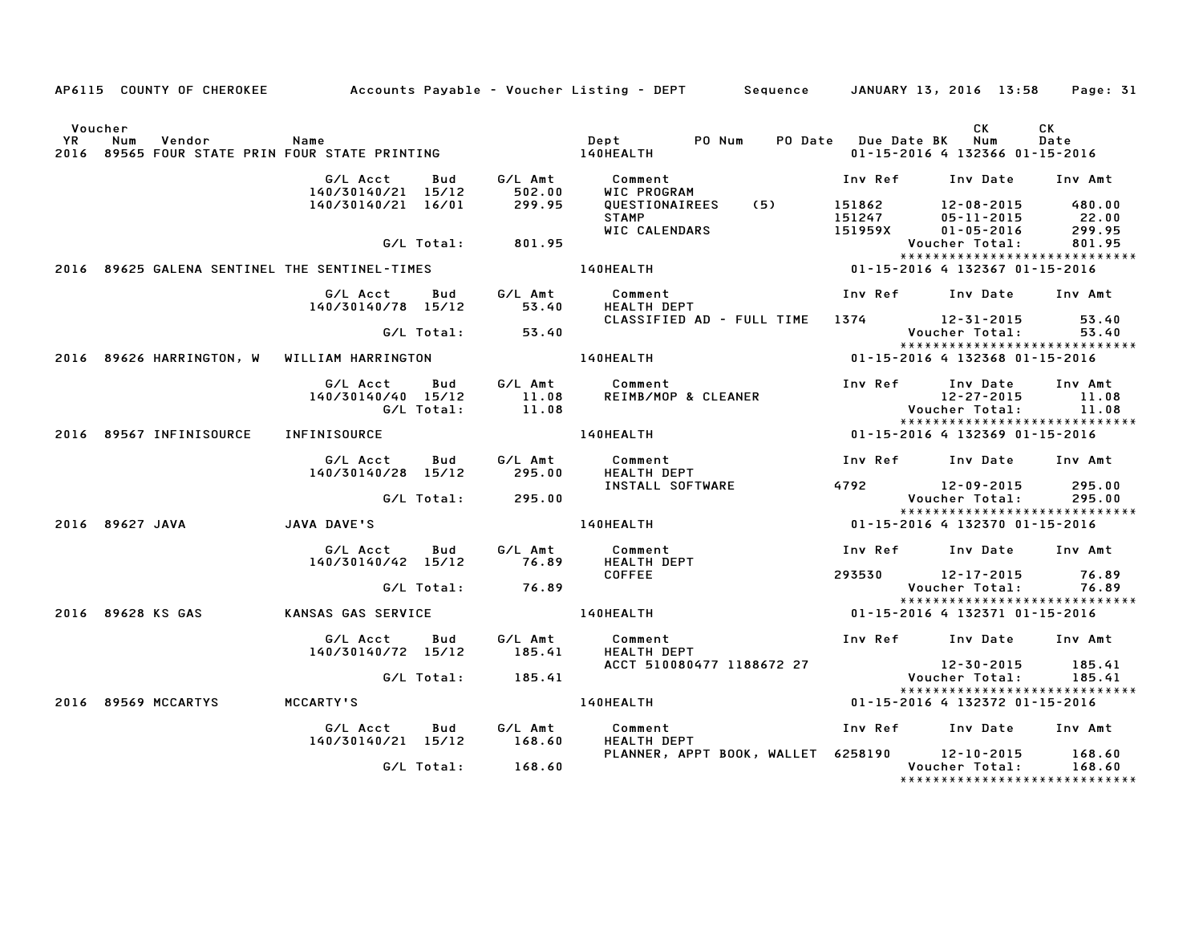AP6115 COUNTY OF CHEROKEE     Accounts Payable - Voucher Listing - DEPT     Sequence     JANUARY 13, 2016 13:58

| Voucher YR | Num | Vendor | Name | Dept | PO Num | PO Date | Due Date | BK | CK Num | CK Date |
|---|---|---|---|---|---|---|---|---|---|---|
| 2016 | 89565 | FOUR STATE PRIN | FOUR STATE PRINTING | 140HEALTH | | | 01-15-2016 | 4 | 132366 | 01-15-2016 |

| G/L Acct | Bud | G/L Amt | Comment | Inv Ref | Inv Date | Inv Amt |
|---|---|---|---|---|---|---|
| 140/30140/21 | 15/12 | 502.00 | WIC PROGRAM | | | |
| 140/30140/21 | 16/01 | 299.95 | QUESTIONAIREES (5) | 151862 | 12-08-2015 | 480.00 |
| | | | STAMP | 151247 | 05-11-2015 | 22.00 |
| | | | WIC CALENDARS | 151959X | 01-05-2016 | 299.95 |
| | G/L Total: | 801.95 | | | Voucher Total: | 801.95 |

| Voucher YR | Num | Vendor | Name | Dept | PO Num | PO Date | Due Date | BK | CK Num | CK Date |
|---|---|---|---|---|---|---|---|---|---|---|
| 2016 | 89625 | GALENA SENTINEL | THE SENTINEL-TIMES | 140HEALTH | | | 01-15-2016 | 4 | 132367 | 01-15-2016 |

| G/L Acct | Bud | G/L Amt | Comment | Inv Ref | Inv Date | Inv Amt |
|---|---|---|---|---|---|---|
| 140/30140/78 | 15/12 | 53.40 | HEALTH DEPT | | | |
| | | | CLASSIFIED AD - FULL TIME | 1374 | 12-31-2015 | 53.40 |
| | G/L Total: | 53.40 | | | Voucher Total: | 53.40 |

| Voucher YR | Num | Vendor | Name | Dept | PO Num | PO Date | Due Date | BK | CK Num | CK Date |
|---|---|---|---|---|---|---|---|---|---|---|
| 2016 | 89626 | HARRINGTON, W | WILLIAM HARRINGTON | 140HEALTH | | | 01-15-2016 | 4 | 132368 | 01-15-2016 |

| G/L Acct | Bud | G/L Amt | Comment | Inv Ref | Inv Date | Inv Amt |
|---|---|---|---|---|---|---|
| 140/30140/40 | 15/12 | 11.08 | REIMB/MOP & CLEANER | | 12-27-2015 | 11.08 |
| | G/L Total: | 11.08 | | | Voucher Total: | 11.08 |

| Voucher YR | Num | Vendor | Name | Dept | PO Num | PO Date | Due Date | BK | CK Num | CK Date |
|---|---|---|---|---|---|---|---|---|---|---|
| 2016 | 89567 | INFINISOURCE | INFINISOURCE | 140HEALTH | | | 01-15-2016 | 4 | 132369 | 01-15-2016 |

| G/L Acct | Bud | G/L Amt | Comment | Inv Ref | Inv Date | Inv Amt |
|---|---|---|---|---|---|---|
| 140/30140/28 | 15/12 | 295.00 | HEALTH DEPT | | | |
| | | | INSTALL SOFTWARE | 4792 | 12-09-2015 | 295.00 |
| | G/L Total: | 295.00 | | | Voucher Total: | 295.00 |

| Voucher YR | Num | Vendor | Name | Dept | PO Num | PO Date | Due Date | BK | CK Num | CK Date |
|---|---|---|---|---|---|---|---|---|---|---|
| 2016 | 89627 | JAVA | JAVA DAVE'S | 140HEALTH | | | 01-15-2016 | 4 | 132370 | 01-15-2016 |

| G/L Acct | Bud | G/L Amt | Comment | Inv Ref | Inv Date | Inv Amt |
|---|---|---|---|---|---|---|
| 140/30140/42 | 15/12 | 76.89 | HEALTH DEPT | | | |
| | | | COFFEE | 293530 | 12-17-2015 | 76.89 |
| | G/L Total: | 76.89 | | | Voucher Total: | 76.89 |

| Voucher YR | Num | Vendor | Name | Dept | PO Num | PO Date | Due Date | BK | CK Num | CK Date |
|---|---|---|---|---|---|---|---|---|---|---|
| 2016 | 89628 | KS GAS | KANSAS GAS SERVICE | 140HEALTH | | | 01-15-2016 | 4 | 132371 | 01-15-2016 |

| G/L Acct | Bud | G/L Amt | Comment | Inv Ref | Inv Date | Inv Amt |
|---|---|---|---|---|---|---|
| 140/30140/72 | 15/12 | 185.41 | HEALTH DEPT | | | |
| | | | ACCT 510080477 1188672 27 | | 12-30-2015 | 185.41 |
| | G/L Total: | 185.41 | | | Voucher Total: | 185.41 |

| Voucher YR | Num | Vendor | Name | Dept | PO Num | PO Date | Due Date | BK | CK Num | CK Date |
|---|---|---|---|---|---|---|---|---|---|---|
| 2016 | 89569 | MCCARTYS | MCCARTY'S | 140HEALTH | | | 01-15-2016 | 4 | 132372 | 01-15-2016 |

| G/L Acct | Bud | G/L Amt | Comment | Inv Ref | Inv Date | Inv Amt |
|---|---|---|---|---|---|---|
| 140/30140/21 | 15/12 | 168.60 | HEALTH DEPT | | | |
| | | | PLANNER, APPT BOOK, WALLET | 6258190 | 12-10-2015 | 168.60 |
| | G/L Total: | 168.60 | | | Voucher Total: | 168.60 |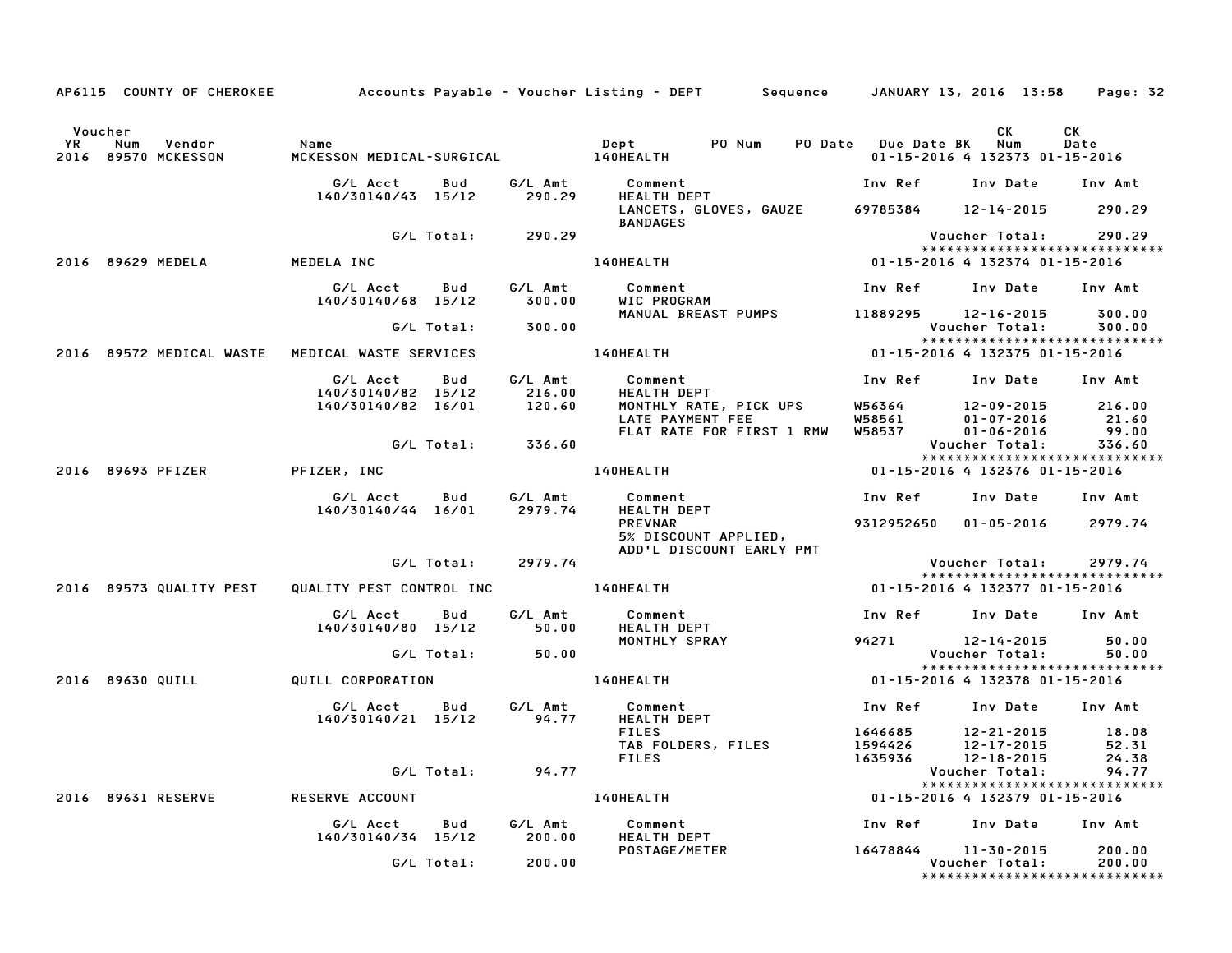AP6115 COUNTY OF CHEROKEE — Accounts Payable - Voucher Listing - DEPT — Sequence — JANUARY 13, 2016 13:58

| Voucher YR | Num | Vendor | Name | Dept | PO Num | PO Date | Due Date | BK | CK Num | CK Date |
|---|---|---|---|---|---|---|---|---|---|---|
| 2016 | 89570 | MCKESSON | MCKESSON MEDICAL-SURGICAL | 140HEALTH | | | 01-15-2016 | 4 | 132373 | 01-15-2016 |

| G/L Acct | Bud | G/L Amt | Comment | Inv Ref | Inv Date | Inv Amt |
|---|---|---|---|---|---|---|
| 140/30140/43 | 15/12 | 290.29 | HEALTH DEPT | | | |
| | | | LANCETS, GLOVES, GAUZE BANDAGES | 69785384 | 12-14-2015 | 290.29 |
| | G/L Total: | 290.29 | | | Voucher Total: | 290.29 |

| Voucher YR | Num | Vendor | Name | Dept | PO Num | PO Date | Due Date | BK | CK Num | CK Date |
|---|---|---|---|---|---|---|---|---|---|---|
| 2016 | 89629 | MEDELA | MEDELA INC | 140HEALTH | | | 01-15-2016 | 4 | 132374 | 01-15-2016 |

| G/L Acct | Bud | G/L Amt | Comment | Inv Ref | Inv Date | Inv Amt |
|---|---|---|---|---|---|---|
| 140/30140/68 | 15/12 | 300.00 | WIC PROGRAM | | | |
| | | | MANUAL BREAST PUMPS | 11889295 | 12-16-2015 | 300.00 |
| | G/L Total: | 300.00 | | | Voucher Total: | 300.00 |

| Voucher YR | Num | Vendor | Name | Dept | PO Num | PO Date | Due Date | BK | CK Num | CK Date |
|---|---|---|---|---|---|---|---|---|---|---|
| 2016 | 89572 | MEDICAL WASTE | MEDICAL WASTE SERVICES | 140HEALTH | | | 01-15-2016 | 4 | 132375 | 01-15-2016 |

| G/L Acct | Bud | G/L Amt | Comment | Inv Ref | Inv Date | Inv Amt |
|---|---|---|---|---|---|---|
| 140/30140/82 | 15/12 | 216.00 | HEALTH DEPT | | | |
| 140/30140/82 | 16/01 | 120.60 | MONTHLY RATE, PICK UPS | W56364 | 12-09-2015 | 216.00 |
| | | | LATE PAYMENT FEE | W58561 | 01-07-2016 | 21.60 |
| | | | FLAT RATE FOR FIRST 1 RMW | W58537 | 01-06-2016 | 99.00 |
| | G/L Total: | 336.60 | | | Voucher Total: | 336.60 |

| Voucher YR | Num | Vendor | Name | Dept | PO Num | PO Date | Due Date | BK | CK Num | CK Date |
|---|---|---|---|---|---|---|---|---|---|---|
| 2016 | 89693 | PFIZER | PFIZER, INC | 140HEALTH | | | 01-15-2016 | 4 | 132376 | 01-15-2016 |

| G/L Acct | Bud | G/L Amt | Comment | Inv Ref | Inv Date | Inv Amt |
|---|---|---|---|---|---|---|
| 140/30140/44 | 16/01 | 2979.74 | HEALTH DEPT | | | |
| | | | PREVNAR 5% DISCOUNT APPLIED, ADD'L DISCOUNT EARLY PMT | 9312952650 | 01-05-2016 | 2979.74 |
| | G/L Total: | 2979.74 | | | Voucher Total: | 2979.74 |

| Voucher YR | Num | Vendor | Name | Dept | PO Num | PO Date | Due Date | BK | CK Num | CK Date |
|---|---|---|---|---|---|---|---|---|---|---|
| 2016 | 89573 | QUALITY PEST | QUALITY PEST CONTROL INC | 140HEALTH | | | 01-15-2016 | 4 | 132377 | 01-15-2016 |

| G/L Acct | Bud | G/L Amt | Comment | Inv Ref | Inv Date | Inv Amt |
|---|---|---|---|---|---|---|
| 140/30140/80 | 15/12 | 50.00 | HEALTH DEPT | | | |
| | | | MONTHLY SPRAY | 94271 | 12-14-2015 | 50.00 |
| | G/L Total: | 50.00 | | | Voucher Total: | 50.00 |

| Voucher YR | Num | Vendor | Name | Dept | PO Num | PO Date | Due Date | BK | CK Num | CK Date |
|---|---|---|---|---|---|---|---|---|---|---|
| 2016 | 89630 | QUILL | QUILL CORPORATION | 140HEALTH | | | 01-15-2016 | 4 | 132378 | 01-15-2016 |

| G/L Acct | Bud | G/L Amt | Comment | Inv Ref | Inv Date | Inv Amt |
|---|---|---|---|---|---|---|
| 140/30140/21 | 15/12 | 94.77 | HEALTH DEPT | | | |
| | | | FILES | 1646685 | 12-21-2015 | 18.08 |
| | | | TAB FOLDERS, FILES | 1594426 | 12-17-2015 | 52.31 |
| | | | FILES | 1635936 | 12-18-2015 | 24.38 |
| | G/L Total: | 94.77 | | | Voucher Total: | 94.77 |

| Voucher YR | Num | Vendor | Name | Dept | PO Num | PO Date | Due Date | BK | CK Num | CK Date |
|---|---|---|---|---|---|---|---|---|---|---|
| 2016 | 89631 | RESERVE | RESERVE ACCOUNT | 140HEALTH | | | 01-15-2016 | 4 | 132379 | 01-15-2016 |

| G/L Acct | Bud | G/L Amt | Comment | Inv Ref | Inv Date | Inv Amt |
|---|---|---|---|---|---|---|
| 140/30140/34 | 15/12 | 200.00 | HEALTH DEPT | | | |
| | | | POSTAGE/METER | 16478844 | 11-30-2015 | 200.00 |
| | G/L Total: | 200.00 | | | Voucher Total: | 200.00 |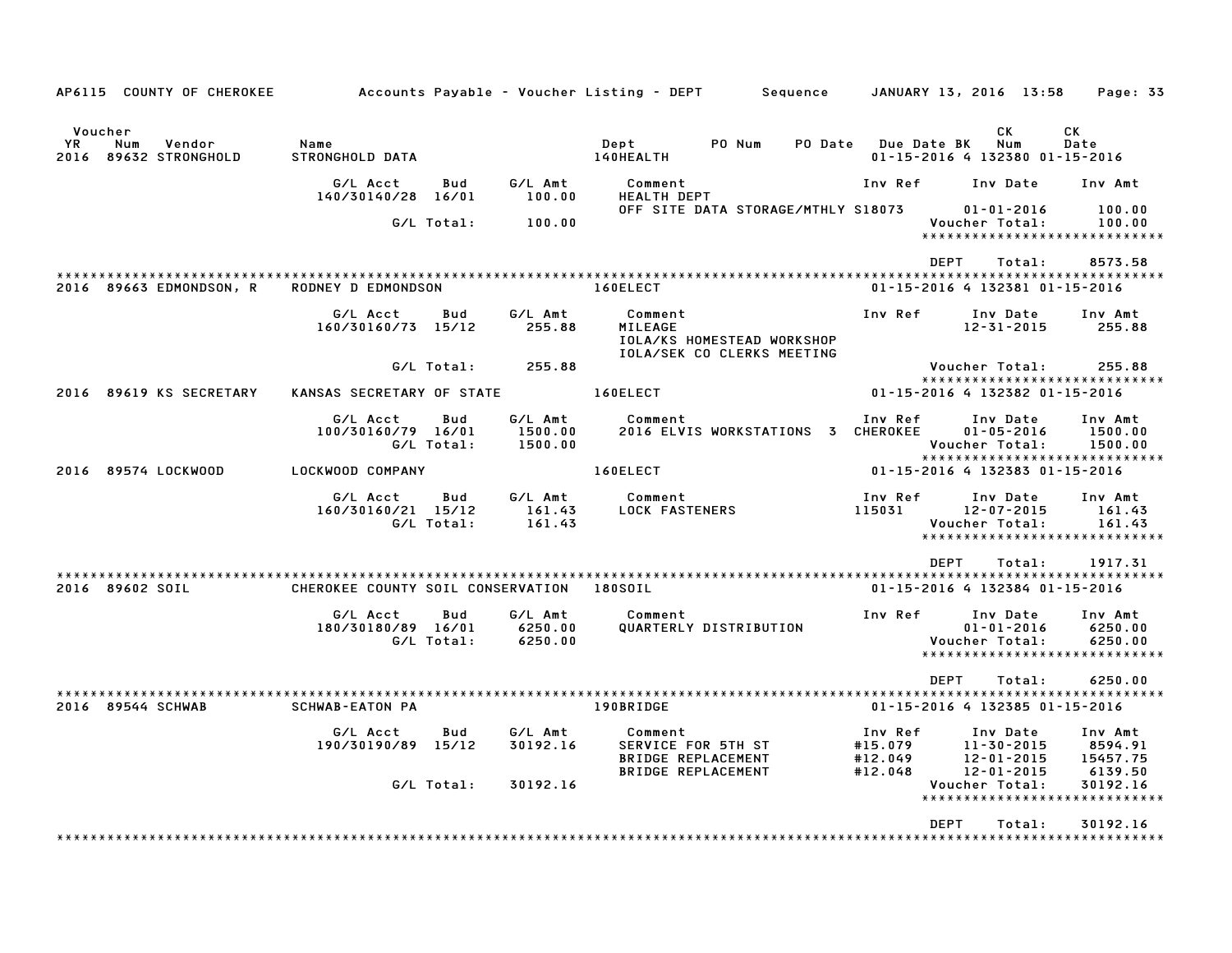AP6115 COUNTY OF CHEROKEE — Accounts Payable - Voucher Listing - DEPT — Sequence — JANUARY 13, 2016 13:58

| Voucher YR | Num | Vendor | Name | Dept | PO Num | PO Date | Due Date | BK | CK Num | CK Date |
|---|---|---|---|---|---|---|---|---|---|---|
| 2016 | 89632 | STRONGHOLD | STRONGHOLD DATA | 140HEALTH | | | 01-15-2016 | 4 | 132380 | 01-15-2016 |

| G/L Acct | Bud | G/L Amt | Comment | Inv Ref | Inv Date | Inv Amt |
|---|---|---|---|---|---|---|
| 140/30140/28 | 16/01 | 100.00 | HEALTH DEPT | | | |
| | | | OFF SITE DATA STORAGE/MTHLY | S18073 | 01-01-2016 | 100.00 |
| | G/L Total: | 100.00 | | | Voucher Total: | 100.00 |

DEPT Total: 8573.58

| Voucher YR | Num | Vendor | Name | Dept | Due Date | BK | CK Num | CK Date |
|---|---|---|---|---|---|---|---|---|
| 2016 | 89663 | EDMONDSON, R | RODNEY D EDMONDSON | 160ELECT | 01-15-2016 | 4 | 132381 | 01-15-2016 |

| G/L Acct | Bud | G/L Amt | Comment | Inv Ref | Inv Date | Inv Amt |
|---|---|---|---|---|---|---|
| 160/30160/73 | 15/12 | 255.88 | MILEAGE | | 12-31-2015 | 255.88 |
| | | | IOLA/KS HOMESTEAD WORKSHOP | | | |
| | | | IOLA/SEK CO CLERKS MEETING | | | |
| | G/L Total: | 255.88 | | | Voucher Total: | 255.88 |

| Voucher YR | Num | Vendor | Name | Dept | Due Date | BK | CK Num | CK Date |
|---|---|---|---|---|---|---|---|---|
| 2016 | 89619 | KS SECRETARY | KANSAS SECRETARY OF STATE | 160ELECT | 01-15-2016 | 4 | 132382 | 01-15-2016 |

| G/L Acct | Bud | G/L Amt | Comment | Inv Ref | Inv Date | Inv Amt |
|---|---|---|---|---|---|---|
| 100/30160/79 | 16/01 | 1500.00 | 2016 ELVIS WORKSTATIONS 3 | CHEROKEE | 01-05-2016 | 1500.00 |
| | G/L Total: | 1500.00 | | | Voucher Total: | 1500.00 |

| Voucher YR | Num | Vendor | Name | Dept | Due Date | BK | CK Num | CK Date |
|---|---|---|---|---|---|---|---|---|
| 2016 | 89574 | LOCKWOOD | LOCKWOOD COMPANY | 160ELECT | 01-15-2016 | 4 | 132383 | 01-15-2016 |

| G/L Acct | Bud | G/L Amt | Comment | Inv Ref | Inv Date | Inv Amt |
|---|---|---|---|---|---|---|
| 160/30160/21 | 15/12 | 161.43 | LOCK FASTENERS | 115031 | 12-07-2015 | 161.43 |
| | G/L Total: | 161.43 | | | Voucher Total: | 161.43 |

DEPT Total: 1917.31

| Voucher YR | Num | Vendor | Name | Dept | Due Date | BK | CK Num | CK Date |
|---|---|---|---|---|---|---|---|---|
| 2016 | 89602 | SOIL | CHEROKEE COUNTY SOIL CONSERVATION | 180SOIL | 01-15-2016 | 4 | 132384 | 01-15-2016 |

| G/L Acct | Bud | G/L Amt | Comment | Inv Ref | Inv Date | Inv Amt |
|---|---|---|---|---|---|---|
| 180/30180/89 | 16/01 | 6250.00 | QUARTERLY DISTRIBUTION | | 01-01-2016 | 6250.00 |
| | G/L Total: | 6250.00 | | | Voucher Total: | 6250.00 |

DEPT Total: 6250.00

| Voucher YR | Num | Vendor | Name | Dept | Due Date | BK | CK Num | CK Date |
|---|---|---|---|---|---|---|---|---|
| 2016 | 89544 | SCHWAB | SCHWAB-EATON PA | 190BRIDGE | 01-15-2016 | 4 | 132385 | 01-15-2016 |

| G/L Acct | Bud | G/L Amt | Comment | Inv Ref | Inv Date | Inv Amt |
|---|---|---|---|---|---|---|
| 190/30190/89 | 15/12 | 30192.16 | SERVICE FOR 5TH ST | #15.079 | 11-30-2015 | 8594.91 |
| | | | BRIDGE REPLACEMENT | #12.049 | 12-01-2015 | 15457.75 |
| | | | BRIDGE REPLACEMENT | #12.048 | 12-01-2015 | 6139.50 |
| | G/L Total: | 30192.16 | | | Voucher Total: | 30192.16 |

DEPT Total: 30192.16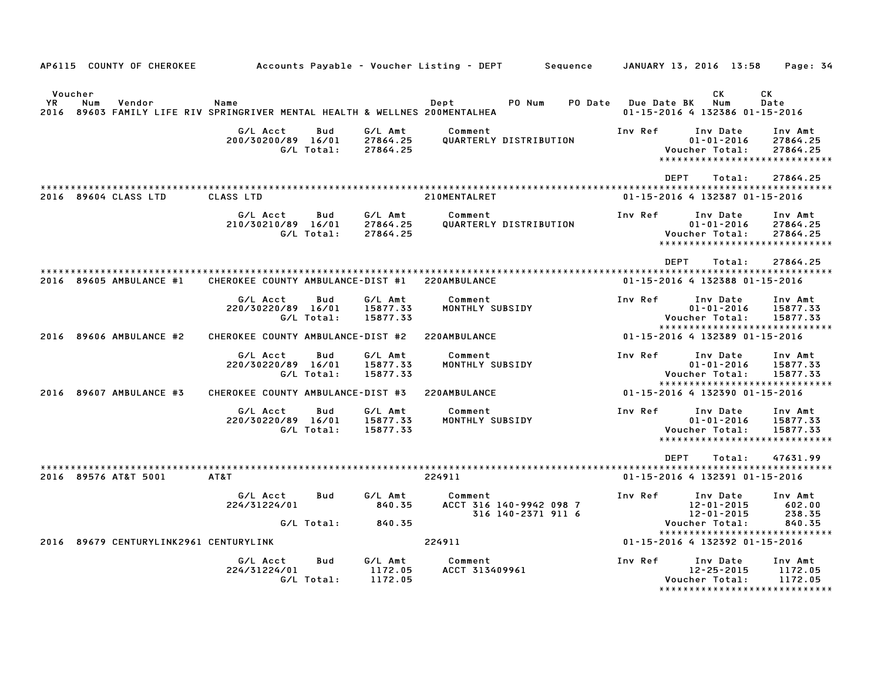AP6115 COUNTY OF CHEROKEE — Accounts Payable - Voucher Listing - DEPT — Sequence — JANUARY 13, 2016 13:58

| Voucher YR | Num | Vendor | Name | Dept | PO Num | PO Date | Due Date | BK | CK Num | CK Date |
|---|---|---|---|---|---|---|---|---|---|---|
| 2016 | 89603 | FAMILY LIFE RIV | SPRINGRIVER MENTAL HEALTH & WELLNES | 200MENTALHEA | | | 01-15-2016 | 4 | 132386 | 01-15-2016 |

| G/L Acct | Bud | G/L Amt | Comment | Inv Ref | Inv Date | Inv Amt |
|---|---|---|---|---|---|---|
| 200/30200/89 | 16/01 | 27864.25 | QUARTERLY DISTRIBUTION | | 01-01-2016 | 27864.25 |
| | G/L Total: | 27864.25 | | | Voucher Total: | 27864.25 |

DEPT Total: 27864.25

| Voucher YR | Num | Vendor | Name | Dept | PO Num | PO Date | Due Date | BK | CK Num | CK Date |
|---|---|---|---|---|---|---|---|---|---|---|
| 2016 | 89604 | CLASS LTD | CLASS LTD | 210MENTALRET | | | 01-15-2016 | 4 | 132387 | 01-15-2016 |

| G/L Acct | Bud | G/L Amt | Comment | Inv Ref | Inv Date | Inv Amt |
|---|---|---|---|---|---|---|
| 210/30210/89 | 16/01 | 27864.25 | QUARTERLY DISTRIBUTION | | 01-01-2016 | 27864.25 |
| | G/L Total: | 27864.25 | | | Voucher Total: | 27864.25 |

DEPT Total: 27864.25

| Voucher YR | Num | Vendor | Name | Dept | PO Num | PO Date | Due Date | BK | CK Num | CK Date |
|---|---|---|---|---|---|---|---|---|---|---|
| 2016 | 89605 | AMBULANCE #1 | CHEROKEE COUNTY AMBULANCE-DIST #1 | 220AMBULANCE | | | 01-15-2016 | 4 | 132388 | 01-15-2016 |

| G/L Acct | Bud | G/L Amt | Comment | Inv Ref | Inv Date | Inv Amt |
|---|---|---|---|---|---|---|
| 220/30220/89 | 16/01 | 15877.33 | MONTHLY SUBSIDY | | 01-01-2016 | 15877.33 |
| | G/L Total: | 15877.33 | | | Voucher Total: | 15877.33 |

| Voucher YR | Num | Vendor | Name | Dept | PO Num | PO Date | Due Date | BK | CK Num | CK Date |
|---|---|---|---|---|---|---|---|---|---|---|
| 2016 | 89606 | AMBULANCE #2 | CHEROKEE COUNTY AMBULANCE-DIST #2 | 220AMBULANCE | | | 01-15-2016 | 4 | 132389 | 01-15-2016 |

| G/L Acct | Bud | G/L Amt | Comment | Inv Ref | Inv Date | Inv Amt |
|---|---|---|---|---|---|---|
| 220/30220/89 | 16/01 | 15877.33 | MONTHLY SUBSIDY | | 01-01-2016 | 15877.33 |
| | G/L Total: | 15877.33 | | | Voucher Total: | 15877.33 |

| Voucher YR | Num | Vendor | Name | Dept | PO Num | PO Date | Due Date | BK | CK Num | CK Date |
|---|---|---|---|---|---|---|---|---|---|---|
| 2016 | 89607 | AMBULANCE #3 | CHEROKEE COUNTY AMBULANCE-DIST #3 | 220AMBULANCE | | | 01-15-2016 | 4 | 132390 | 01-15-2016 |

| G/L Acct | Bud | G/L Amt | Comment | Inv Ref | Inv Date | Inv Amt |
|---|---|---|---|---|---|---|
| 220/30220/89 | 16/01 | 15877.33 | MONTHLY SUBSIDY | | 01-01-2016 | 15877.33 |
| | G/L Total: | 15877.33 | | | Voucher Total: | 15877.33 |

DEPT Total: 47631.99

| Voucher YR | Num | Vendor | Name | Dept | PO Num | PO Date | Due Date | BK | CK Num | CK Date |
|---|---|---|---|---|---|---|---|---|---|---|
| 2016 | 89576 | AT&T 5001 | AT&T | 224911 | | | 01-15-2016 | 4 | 132391 | 01-15-2016 |

| G/L Acct | Bud | G/L Amt | Comment | Inv Ref | Inv Date | Inv Amt |
|---|---|---|---|---|---|---|
| 224/31224/01 | | 840.35 | ACCT 316 140-9942 098 7 | | 12-01-2015 | 602.00 |
| | | | 316 140-2371 911 6 | | 12-01-2015 | 238.35 |
| | G/L Total: | 840.35 | | | Voucher Total: | 840.35 |

| Voucher YR | Num | Vendor | Name | Dept | PO Num | PO Date | Due Date | BK | CK Num | CK Date |
|---|---|---|---|---|---|---|---|---|---|---|
| 2016 | 89679 | CENTURYLINK2961 | CENTURYLINK | 224911 | | | 01-15-2016 | 4 | 132392 | 01-15-2016 |

| G/L Acct | Bud | G/L Amt | Comment | Inv Ref | Inv Date | Inv Amt |
|---|---|---|---|---|---|---|
| 224/31224/01 | | 1172.05 | ACCT 313409961 | | 12-25-2015 | 1172.05 |
| | G/L Total: | 1172.05 | | | Voucher Total: | 1172.05 |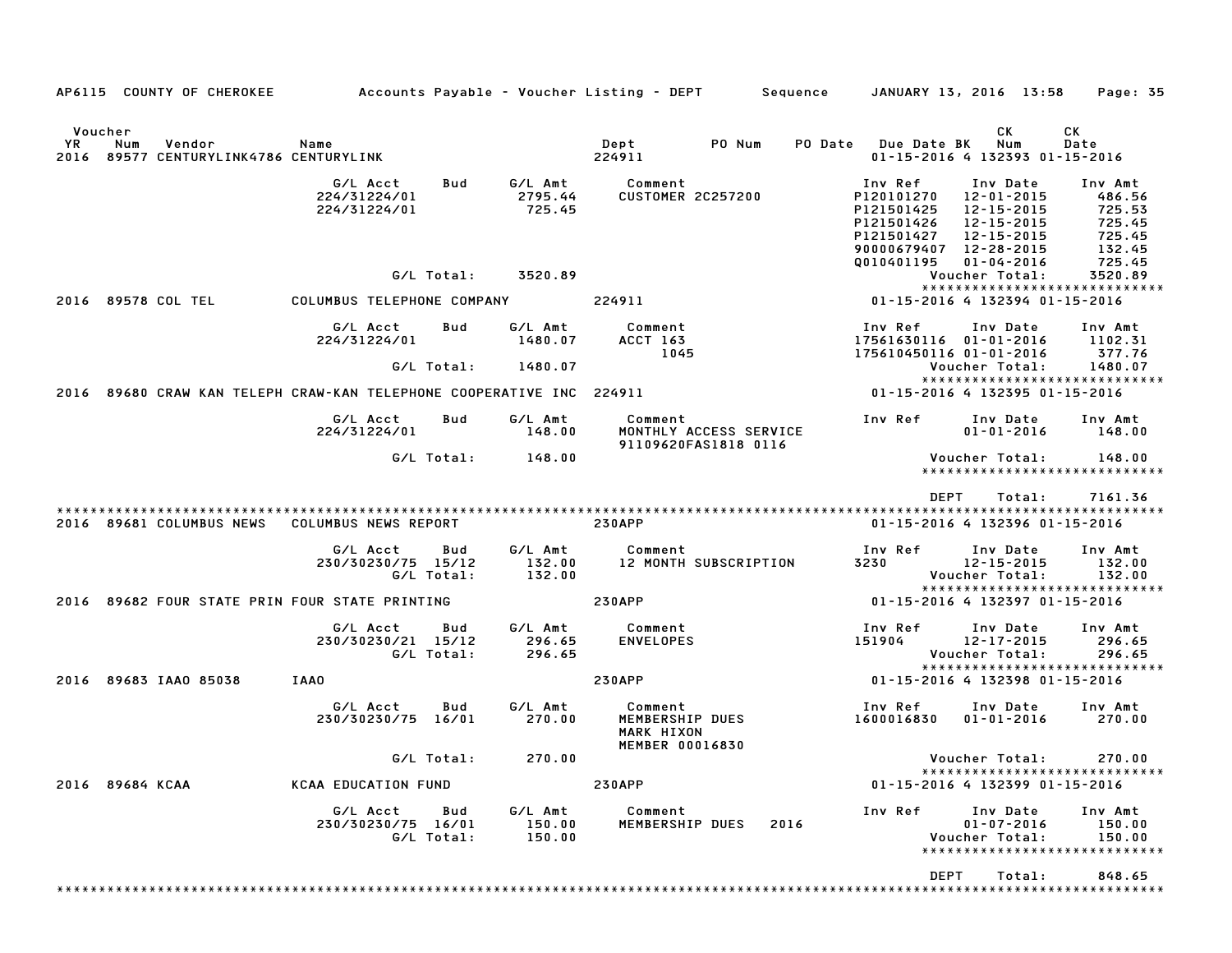AP6115 COUNTY OF CHEROKEE Accounts Payable - Voucher Listing - DEPT Sequence JANUARY 13, 2016 13:58 Page: 35

| Voucher YR | Num | Vendor | Name | Dept | PO Num | PO Date | Due Date | BK | CK Num | CK Date |
|---|---|---|---|---|---|---|---|---|---|---|
| 2016 | 89577 | CENTURYLINK4786 | CENTURYLINK | 224911 | | | 01-15-2016 | 4 | 132393 | 01-15-2016 |

| G/L Acct | Bud | G/L Amt | Comment | Inv Ref | Inv Date | Inv Amt |
|---|---|---|---|---|---|---|
| 224/31224/01 | | 2795.44 | CUSTOMER 2C257200 | P120101270 | 12-01-2015 | 486.56 |
| 224/31224/01 | | 725.45 | | P121501425 | 12-15-2015 | 725.53 |
| | | | | P121501426 | 12-15-2015 | 725.45 |
| | | | | P121501427 | 12-15-2015 | 725.45 |
| | | | | 90000679407 | 12-28-2015 | 132.45 |
| | | | | Q010401195 | 01-04-2016 | 725.45 |
| | G/L Total: | 3520.89 | | | Voucher Total: | 3520.89 |

******************************

| Voucher YR | Num | Vendor | Name | Dept | PO Num | PO Date | Due Date | BK | CK Num | CK Date |
|---|---|---|---|---|---|---|---|---|---|---|
| 2016 | 89578 | COL TEL | COLUMBUS TELEPHONE COMPANY | 224911 | | | 01-15-2016 | 4 | 132394 | 01-15-2016 |

| G/L Acct | Bud | G/L Amt | Comment | Inv Ref | Inv Date | Inv Amt |
|---|---|---|---|---|---|---|
| 224/31224/01 | | 1480.07 | ACCT 163 | 17561630116 | 01-01-2016 | 1102.31 |
| | | | 1045 | 175610450116 | 01-01-2016 | 377.76 |
| | G/L Total: | 1480.07 | | | Voucher Total: | 1480.07 |

******************************

| Voucher YR | Num | Vendor | Name | Dept | PO Num | PO Date | Due Date | BK | CK Num | CK Date |
|---|---|---|---|---|---|---|---|---|---|---|
| 2016 | 89680 | CRAW KAN TELEPH | CRAW-KAN TELEPHONE COOPERATIVE INC | 224911 | | | 01-15-2016 | 4 | 132395 | 01-15-2016 |

| G/L Acct | Bud | G/L Amt | Comment | Inv Ref | Inv Date | Inv Amt |
|---|---|---|---|---|---|---|
| 224/31224/01 | | 148.00 | MONTHLY ACCESS SERVICE | | 01-01-2016 | 148.00 |
| | | | 91109620FAS1818 0116 | | | |
| | G/L Total: | 148.00 | | | Voucher Total: | 148.00 |

******************************

DEPT Total: 7161.36

******************************

| Voucher YR | Num | Vendor | Name | Dept | PO Num | PO Date | Due Date | BK | CK Num | CK Date |
|---|---|---|---|---|---|---|---|---|---|---|
| 2016 | 89681 | COLUMBUS NEWS | COLUMBUS NEWS REPORT | 230APP | | | 01-15-2016 | 4 | 132396 | 01-15-2016 |

| G/L Acct | Bud | G/L Amt | Comment | Inv Ref | Inv Date | Inv Amt |
|---|---|---|---|---|---|---|
| 230/30230/75 | 15/12 | 132.00 | 12 MONTH SUBSCRIPTION | 3230 | 12-15-2015 | 132.00 |
| | G/L Total: | 132.00 | | | Voucher Total: | 132.00 |

******************************

| Voucher YR | Num | Vendor | Name | Dept | PO Num | PO Date | Due Date | BK | CK Num | CK Date |
|---|---|---|---|---|---|---|---|---|---|---|
| 2016 | 89682 | FOUR STATE PRIN | FOUR STATE PRINTING | 230APP | | | 01-15-2016 | 4 | 132397 | 01-15-2016 |

| G/L Acct | Bud | G/L Amt | Comment | Inv Ref | Inv Date | Inv Amt |
|---|---|---|---|---|---|---|
| 230/30230/21 | 15/12 | 296.65 | ENVELOPES | 151904 | 12-17-2015 | 296.65 |
| | G/L Total: | 296.65 | | | Voucher Total: | 296.65 |

******************************

| Voucher YR | Num | Vendor | Name | Dept | PO Num | PO Date | Due Date | BK | CK Num | CK Date |
|---|---|---|---|---|---|---|---|---|---|---|
| 2016 | 89683 | IAAO 85038 | IAAO | 230APP | | | 01-15-2016 | 4 | 132398 | 01-15-2016 |

| G/L Acct | Bud | G/L Amt | Comment | Inv Ref | Inv Date | Inv Amt |
|---|---|---|---|---|---|---|
| 230/30230/75 | 16/01 | 270.00 | MEMBERSHIP DUES | 1600016830 | 01-01-2016 | 270.00 |
| | | | MARK HIXON | | | |
| | | | MEMBER 00016830 | | | |
| | G/L Total: | 270.00 | | | Voucher Total: | 270.00 |

******************************

| Voucher YR | Num | Vendor | Name | Dept | PO Num | PO Date | Due Date | BK | CK Num | CK Date |
|---|---|---|---|---|---|---|---|---|---|---|
| 2016 | 89684 | KCAA | KCAA EDUCATION FUND | 230APP | | | 01-15-2016 | 4 | 132399 | 01-15-2016 |

| G/L Acct | Bud | G/L Amt | Comment | Inv Ref | Inv Date | Inv Amt |
|---|---|---|---|---|---|---|
| 230/30230/75 | 16/01 | 150.00 | MEMBERSHIP DUES 2016 | | 01-07-2016 | 150.00 |
| | G/L Total: | 150.00 | | | Voucher Total: | 150.00 |

******************************

DEPT Total: 848.65

******************************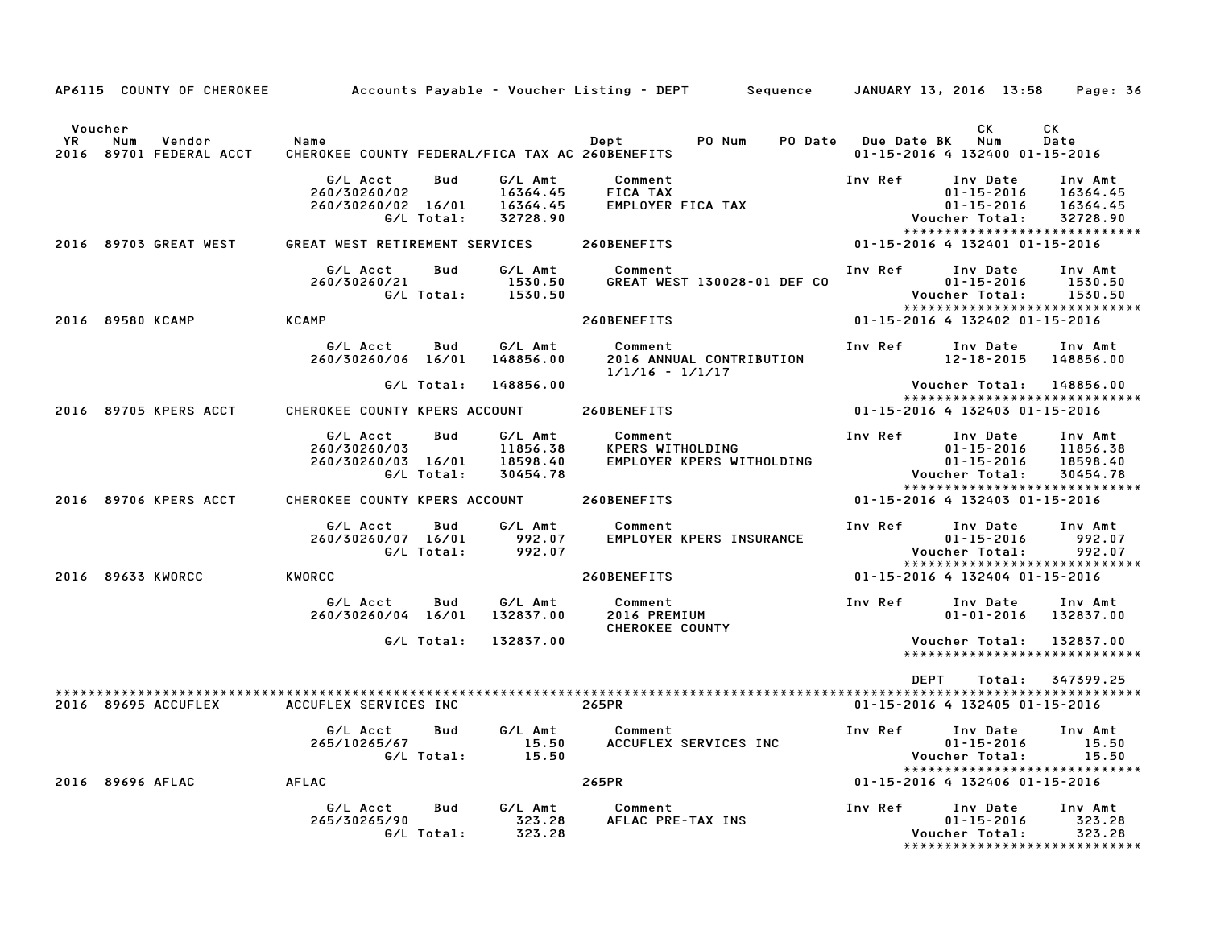AP6115 COUNTY OF CHEROKEE — Accounts Payable - Voucher Listing - DEPT — Sequence — JANUARY 13, 2016 13:58

| Voucher YR | Num | Vendor | Name | Dept | PO Num | PO Date | Due Date | BK | CK Num | CK Date |
|---|---|---|---|---|---|---|---|---|---|---|
| 2016 | 89701 | FEDERAL ACCT | CHEROKEE COUNTY FEDERAL/FICA TAX AC | 260BENEFITS | | | 01-15-2016 | 4 | 132400 | 01-15-2016 |

| G/L Acct | Bud | G/L Amt | Comment | Inv Ref | Inv Date | Inv Amt |
|---|---|---|---|---|---|---|
| 260/30260/02 | | 16364.45 | FICA TAX | | 01-15-2016 | 16364.45 |
| 260/30260/02 | 16/01 | 16364.45 | EMPLOYER FICA TAX | | 01-15-2016 | 16364.45 |
| | G/L Total: | 32728.90 | | | Voucher Total: | 32728.90 |

| Voucher YR | Num | Vendor | Name | Dept | PO Num | PO Date | Due Date | BK | CK Num | CK Date |
|---|---|---|---|---|---|---|---|---|---|---|
| 2016 | 89703 | GREAT WEST | GREAT WEST RETIREMENT SERVICES | 260BENEFITS | | | 01-15-2016 | 4 | 132401 | 01-15-2016 |

| G/L Acct | Bud | G/L Amt | Comment | Inv Ref | Inv Date | Inv Amt |
|---|---|---|---|---|---|---|
| 260/30260/21 | | 1530.50 | GREAT WEST 130028-01 DEF CO | | 01-15-2016 | 1530.50 |
| | G/L Total: | 1530.50 | | | Voucher Total: | 1530.50 |

| Voucher YR | Num | Vendor | Name | Dept | PO Num | PO Date | Due Date | BK | CK Num | CK Date |
|---|---|---|---|---|---|---|---|---|---|---|
| 2016 | 89580 | KCAMP | KCAMP | 260BENEFITS | | | 01-15-2016 | 4 | 132402 | 01-15-2016 |

| G/L Acct | Bud | G/L Amt | Comment | Inv Ref | Inv Date | Inv Amt |
|---|---|---|---|---|---|---|
| 260/30260/06 | 16/01 | 148856.00 | 2016 ANNUAL CONTRIBUTION 1/1/16 - 1/1/17 | | 12-18-2015 | 148856.00 |
| | G/L Total: | 148856.00 | | | Voucher Total: | 148856.00 |

| Voucher YR | Num | Vendor | Name | Dept | PO Num | PO Date | Due Date | BK | CK Num | CK Date |
|---|---|---|---|---|---|---|---|---|---|---|
| 2016 | 89705 | KPERS ACCT | CHEROKEE COUNTY KPERS ACCOUNT | 260BENEFITS | | | 01-15-2016 | 4 | 132403 | 01-15-2016 |

| G/L Acct | Bud | G/L Amt | Comment | Inv Ref | Inv Date | Inv Amt |
|---|---|---|---|---|---|---|
| 260/30260/03 | | 11856.38 | KPERS WITHOLDING | | 01-15-2016 | 11856.38 |
| 260/30260/03 | 16/01 | 18598.40 | EMPLOYER KPERS WITHOLDING | | 01-15-2016 | 18598.40 |
| | G/L Total: | 30454.78 | | | Voucher Total: | 30454.78 |

| Voucher YR | Num | Vendor | Name | Dept | PO Num | PO Date | Due Date | BK | CK Num | CK Date |
|---|---|---|---|---|---|---|---|---|---|---|
| 2016 | 89706 | KPERS ACCT | CHEROKEE COUNTY KPERS ACCOUNT | 260BENEFITS | | | 01-15-2016 | 4 | 132403 | 01-15-2016 |

| G/L Acct | Bud | G/L Amt | Comment | Inv Ref | Inv Date | Inv Amt |
|---|---|---|---|---|---|---|
| 260/30260/07 | 16/01 | 992.07 | EMPLOYER KPERS INSURANCE | | 01-15-2016 | 992.07 |
| | G/L Total: | 992.07 | | | Voucher Total: | 992.07 |

| Voucher YR | Num | Vendor | Name | Dept | PO Num | PO Date | Due Date | BK | CK Num | CK Date |
|---|---|---|---|---|---|---|---|---|---|---|
| 2016 | 89633 | KWORCC | KWORCC | 260BENEFITS | | | 01-15-2016 | 4 | 132404 | 01-15-2016 |

| G/L Acct | Bud | G/L Amt | Comment | Inv Ref | Inv Date | Inv Amt |
|---|---|---|---|---|---|---|
| 260/30260/04 | 16/01 | 132837.00 | 2016 PREMIUM CHEROKEE COUNTY | | 01-01-2016 | 132837.00 |
| | G/L Total: | 132837.00 | | | Voucher Total: | 132837.00 |

DEPT Total: 347399.25

| Voucher YR | Num | Vendor | Name | Dept | PO Num | PO Date | Due Date | BK | CK Num | CK Date |
|---|---|---|---|---|---|---|---|---|---|---|
| 2016 | 89695 | ACCUFLEX | ACCUFLEX SERVICES INC | 265PR | | | 01-15-2016 | 4 | 132405 | 01-15-2016 |

| G/L Acct | Bud | G/L Amt | Comment | Inv Ref | Inv Date | Inv Amt |
|---|---|---|---|---|---|---|
| 265/10265/67 | | 15.50 | ACCUFLEX SERVICES INC | | 01-15-2016 | 15.50 |
| | G/L Total: | 15.50 | | | Voucher Total: | 15.50 |

| Voucher YR | Num | Vendor | Name | Dept | PO Num | PO Date | Due Date | BK | CK Num | CK Date |
|---|---|---|---|---|---|---|---|---|---|---|
| 2016 | 89696 | AFLAC | AFLAC | 265PR | | | 01-15-2016 | 4 | 132406 | 01-15-2016 |

| G/L Acct | Bud | G/L Amt | Comment | Inv Ref | Inv Date | Inv Amt |
|---|---|---|---|---|---|---|
| 265/30265/90 | | 323.28 | AFLAC PRE-TAX INS | | 01-15-2016 | 323.28 |
| | G/L Total: | 323.28 | | | Voucher Total: | 323.28 |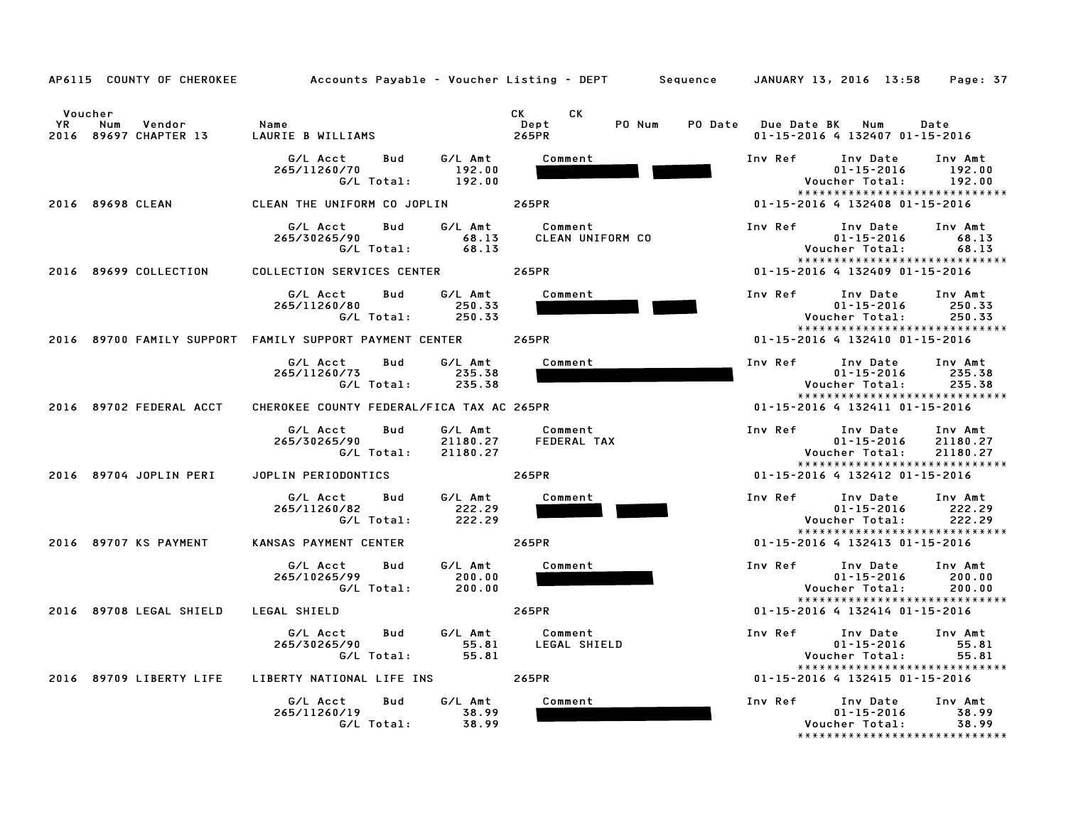AP6115 COUNTY OF CHEROKEE — Accounts Payable - Voucher Listing - DEPT — Sequence — JANUARY 13, 2016 13:58

| Voucher YR | Num | Vendor | Name | CK Dept | CK | PO Num | PO Date | Due Date | BK | Num | Date |
|---|---|---|---|---|---|---|---|---|---|---|---|
| 2016 | 89697 | CHAPTER 13 | LAURIE B WILLIAMS | 265PR | | | | 01-15-2016 | 4 | 132407 | 01-15-2016 |

| G/L Acct | Bud | G/L Amt | Comment | Inv Ref | Inv Date | Inv Amt |
|---|---|---|---|---|---|---|
| 265/11260/70 | | 192.00 | | | 01-15-2016 | 192.00 |
| | G/L Total: | 192.00 | | | Voucher Total: | 192.00 |

| Voucher YR | Num | Vendor | Name | CK Dept | CK | PO Num | PO Date | Due Date | BK | Num | Date |
|---|---|---|---|---|---|---|---|---|---|---|---|
| 2016 | 89698 | CLEAN | CLEAN THE UNIFORM CO JOPLIN | 265PR | | | | 01-15-2016 | 4 | 132408 | 01-15-2016 |

| G/L Acct | Bud | G/L Amt | Comment | Inv Ref | Inv Date | Inv Amt |
|---|---|---|---|---|---|---|
| 265/30265/90 | | 68.13 | CLEAN UNIFORM CO | | 01-15-2016 | 68.13 |
| | G/L Total: | 68.13 | | | Voucher Total: | 68.13 |

| Voucher YR | Num | Vendor | Name | CK Dept | CK | PO Num | PO Date | Due Date | BK | Num | Date |
|---|---|---|---|---|---|---|---|---|---|---|---|
| 2016 | 89699 | COLLECTION | COLLECTION SERVICES CENTER | 265PR | | | | 01-15-2016 | 4 | 132409 | 01-15-2016 |

| G/L Acct | Bud | G/L Amt | Comment | Inv Ref | Inv Date | Inv Amt |
|---|---|---|---|---|---|---|
| 265/11260/80 | | 250.33 | | | 01-15-2016 | 250.33 |
| | G/L Total: | 250.33 | | | Voucher Total: | 250.33 |

| Voucher YR | Num | Vendor | Name | CK Dept | CK | PO Num | PO Date | Due Date | BK | Num | Date |
|---|---|---|---|---|---|---|---|---|---|---|---|
| 2016 | 89700 | FAMILY SUPPORT | FAMILY SUPPORT PAYMENT CENTER | 265PR | | | | 01-15-2016 | 4 | 132410 | 01-15-2016 |

| G/L Acct | Bud | G/L Amt | Comment | Inv Ref | Inv Date | Inv Amt |
|---|---|---|---|---|---|---|
| 265/11260/73 | | 235.38 | | | 01-15-2016 | 235.38 |
| | G/L Total: | 235.38 | | | Voucher Total: | 235.38 |

| Voucher YR | Num | Vendor | Name | CK Dept | CK | PO Num | PO Date | Due Date | BK | Num | Date |
|---|---|---|---|---|---|---|---|---|---|---|---|
| 2016 | 89702 | FEDERAL ACCT | CHEROKEE COUNTY FEDERAL/FICA TAX AC | 265PR | | | | 01-15-2016 | 4 | 132411 | 01-15-2016 |

| G/L Acct | Bud | G/L Amt | Comment | Inv Ref | Inv Date | Inv Amt |
|---|---|---|---|---|---|---|
| 265/30265/90 | | 21180.27 | FEDERAL TAX | | 01-15-2016 | 21180.27 |
| | G/L Total: | 21180.27 | | | Voucher Total: | 21180.27 |

| Voucher YR | Num | Vendor | Name | CK Dept | CK | PO Num | PO Date | Due Date | BK | Num | Date |
|---|---|---|---|---|---|---|---|---|---|---|---|
| 2016 | 89704 | JOPLIN PERI | JOPLIN PERIODONTICS | 265PR | | | | 01-15-2016 | 4 | 132412 | 01-15-2016 |

| G/L Acct | Bud | G/L Amt | Comment | Inv Ref | Inv Date | Inv Amt |
|---|---|---|---|---|---|---|
| 265/11260/82 | | 222.29 | | | 01-15-2016 | 222.29 |
| | G/L Total: | 222.29 | | | Voucher Total: | 222.29 |

| Voucher YR | Num | Vendor | Name | CK Dept | CK | PO Num | PO Date | Due Date | BK | Num | Date |
|---|---|---|---|---|---|---|---|---|---|---|---|
| 2016 | 89707 | KS PAYMENT | KANSAS PAYMENT CENTER | 265PR | | | | 01-15-2016 | 4 | 132413 | 01-15-2016 |

| G/L Acct | Bud | G/L Amt | Comment | Inv Ref | Inv Date | Inv Amt |
|---|---|---|---|---|---|---|
| 265/10265/99 | | 200.00 | | | 01-15-2016 | 200.00 |
| | G/L Total: | 200.00 | | | Voucher Total: | 200.00 |

| Voucher YR | Num | Vendor | Name | CK Dept | CK | PO Num | PO Date | Due Date | BK | Num | Date |
|---|---|---|---|---|---|---|---|---|---|---|---|
| 2016 | 89708 | LEGAL SHIELD | LEGAL SHIELD | 265PR | | | | 01-15-2016 | 4 | 132414 | 01-15-2016 |

| G/L Acct | Bud | G/L Amt | Comment | Inv Ref | Inv Date | Inv Amt |
|---|---|---|---|---|---|---|
| 265/30265/90 | | 55.81 | LEGAL SHIELD | | 01-15-2016 | 55.81 |
| | G/L Total: | 55.81 | | | Voucher Total: | 55.81 |

| Voucher YR | Num | Vendor | Name | CK Dept | CK | PO Num | PO Date | Due Date | BK | Num | Date |
|---|---|---|---|---|---|---|---|---|---|---|---|
| 2016 | 89709 | LIBERTY LIFE | LIBERTY NATIONAL LIFE INS | 265PR | | | | 01-15-2016 | 4 | 132415 | 01-15-2016 |

| G/L Acct | Bud | G/L Amt | Comment | Inv Ref | Inv Date | Inv Amt |
|---|---|---|---|---|---|---|
| 265/11260/19 | | 38.99 | | | 01-15-2016 | 38.99 |
| | G/L Total: | 38.99 | | | Voucher Total: | 38.99 |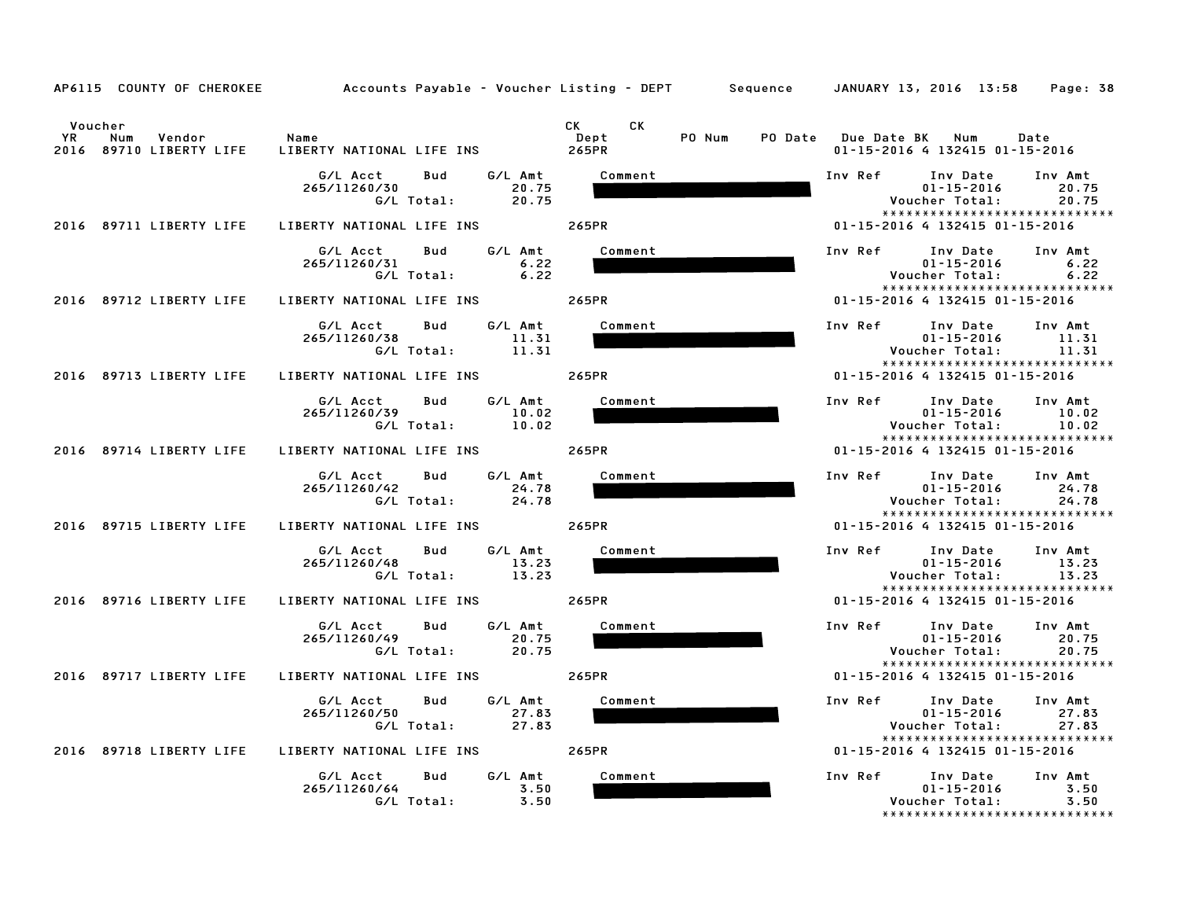AP6115 COUNTY OF CHEROKEE &nbsp;&nbsp;&nbsp;&nbsp; Accounts Payable - Voucher Listing - DEPT &nbsp;&nbsp;&nbsp;&nbsp; Sequence &nbsp;&nbsp;&nbsp;&nbsp; JANUARY 13, 2016 13:58

| Voucher YR | Num | Vendor | Name | CK Dept | CK | PO Num | PO Date | Due Date | BK | Num | Date |
|---|---|---|---|---|---|---|---|---|---|---|---|
| 2016 | 89710 | LIBERTY LIFE | LIBERTY NATIONAL LIFE INS | 265PR | | | | 01-15-2016 | 4 | 132415 | 01-15-2016 |

| G/L Acct | Bud | G/L Amt | Comment | Inv Ref | Inv Date | Inv Amt |
|---|---|---|---|---|---|---|
| 265/11260/30 | | 20.75 | | | 01-15-2016 | 20.75 |
| | G/L Total: | 20.75 | | | Voucher Total: | 20.75 |

| 2016 | 89711 | LIBERTY LIFE | LIBERTY NATIONAL LIFE INS | 265PR | 01-15-2016 | 4 | 132415 | 01-15-2016 |
|---|---|---|---|---|---|---|---|---|

| G/L Acct | Bud | G/L Amt | Comment | Inv Ref | Inv Date | Inv Amt |
|---|---|---|---|---|---|---|
| 265/11260/31 | | 6.22 | | | 01-15-2016 | 6.22 |
| | G/L Total: | 6.22 | | | Voucher Total: | 6.22 |

| 2016 | 89712 | LIBERTY LIFE | LIBERTY NATIONAL LIFE INS | 265PR | 01-15-2016 | 4 | 132415 | 01-15-2016 |
|---|---|---|---|---|---|---|---|---|

| G/L Acct | Bud | G/L Amt | Comment | Inv Ref | Inv Date | Inv Amt |
|---|---|---|---|---|---|---|
| 265/11260/38 | | 11.31 | | | 01-15-2016 | 11.31 |
| | G/L Total: | 11.31 | | | Voucher Total: | 11.31 |

| 2016 | 89713 | LIBERTY LIFE | LIBERTY NATIONAL LIFE INS | 265PR | 01-15-2016 | 4 | 132415 | 01-15-2016 |
|---|---|---|---|---|---|---|---|---|

| G/L Acct | Bud | G/L Amt | Comment | Inv Ref | Inv Date | Inv Amt |
|---|---|---|---|---|---|---|
| 265/11260/39 | | 10.02 | | | 01-15-2016 | 10.02 |
| | G/L Total: | 10.02 | | | Voucher Total: | 10.02 |

| 2016 | 89714 | LIBERTY LIFE | LIBERTY NATIONAL LIFE INS | 265PR | 01-15-2016 | 4 | 132415 | 01-15-2016 |
|---|---|---|---|---|---|---|---|---|

| G/L Acct | Bud | G/L Amt | Comment | Inv Ref | Inv Date | Inv Amt |
|---|---|---|---|---|---|---|
| 265/11260/42 | | 24.78 | | | 01-15-2016 | 24.78 |
| | G/L Total: | 24.78 | | | Voucher Total: | 24.78 |

| 2016 | 89715 | LIBERTY LIFE | LIBERTY NATIONAL LIFE INS | 265PR | 01-15-2016 | 4 | 132415 | 01-15-2016 |
|---|---|---|---|---|---|---|---|---|

| G/L Acct | Bud | G/L Amt | Comment | Inv Ref | Inv Date | Inv Amt |
|---|---|---|---|---|---|---|
| 265/11260/48 | | 13.23 | | | 01-15-2016 | 13.23 |
| | G/L Total: | 13.23 | | | Voucher Total: | 13.23 |

| 2016 | 89716 | LIBERTY LIFE | LIBERTY NATIONAL LIFE INS | 265PR | 01-15-2016 | 4 | 132415 | 01-15-2016 |
|---|---|---|---|---|---|---|---|---|

| G/L Acct | Bud | G/L Amt | Comment | Inv Ref | Inv Date | Inv Amt |
|---|---|---|---|---|---|---|
| 265/11260/49 | | 20.75 | | | 01-15-2016 | 20.75 |
| | G/L Total: | 20.75 | | | Voucher Total: | 20.75 |

| 2016 | 89717 | LIBERTY LIFE | LIBERTY NATIONAL LIFE INS | 265PR | 01-15-2016 | 4 | 132415 | 01-15-2016 |
|---|---|---|---|---|---|---|---|---|

| G/L Acct | Bud | G/L Amt | Comment | Inv Ref | Inv Date | Inv Amt |
|---|---|---|---|---|---|---|
| 265/11260/50 | | 27.83 | | | 01-15-2016 | 27.83 |
| | G/L Total: | 27.83 | | | Voucher Total: | 27.83 |

| 2016 | 89718 | LIBERTY LIFE | LIBERTY NATIONAL LIFE INS | 265PR | 01-15-2016 | 4 | 132415 | 01-15-2016 |
|---|---|---|---|---|---|---|---|---|

| G/L Acct | Bud | G/L Amt | Comment | Inv Ref | Inv Date | Inv Amt |
|---|---|---|---|---|---|---|
| 265/11260/64 | | 3.50 | | | 01-15-2016 | 3.50 |
| | G/L Total: | 3.50 | | | Voucher Total: | 3.50 |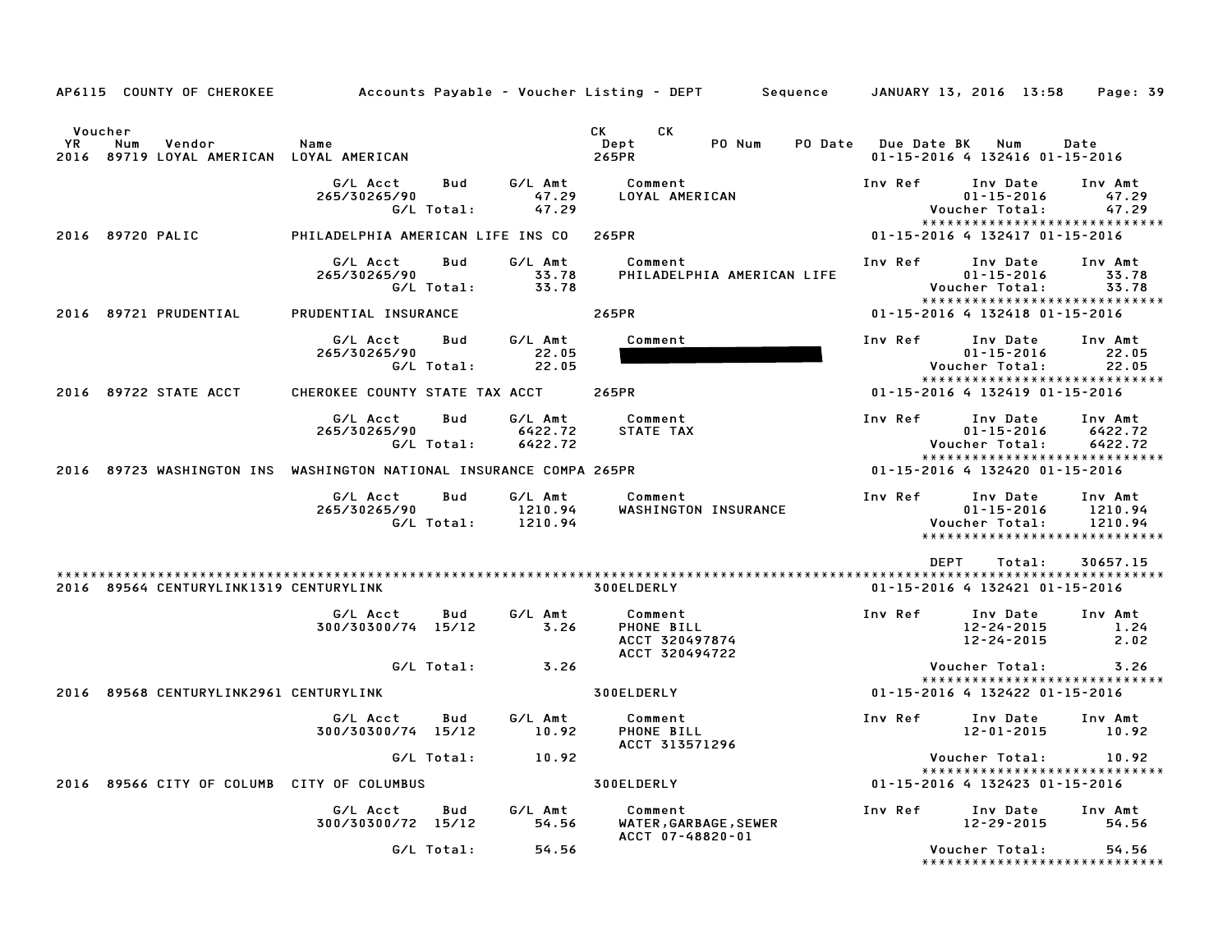AP6115 COUNTY OF CHEROKEE Accounts Payable - Voucher Listing - DEPT Sequence JANUARY 13, 2016 13:58

| Voucher YR | Num | Vendor | Name | CK Dept | CK PO Num | PO Date | Due Date | BK | Num | Date |
|---|---|---|---|---|---|---|---|---|---|---|
| 2016 | 89719 | LOYAL AMERICAN | LOYAL AMERICAN | 265PR | | | 01-15-2016 | 4 | 132416 | 01-15-2016 |

| G/L Acct | Bud | G/L Amt | Comment | Inv Ref | Inv Date | Inv Amt |
|---|---|---|---|---|---|---|
| 265/30265/90 | | 47.29 | LOYAL AMERICAN | | 01-15-2016 | 47.29 |
| | G/L Total: | 47.29 | | | Voucher Total: | 47.29 |

******************************

| YR | Num | Vendor | Name | Dept | Due Date | BK | Num | Date |
|---|---|---|---|---|---|---|---|---|
| 2016 | 89720 | PALIC | PHILADELPHIA AMERICAN LIFE INS CO | 265PR | 01-15-2016 | 4 | 132417 | 01-15-2016 |

| G/L Acct | Bud | G/L Amt | Comment | Inv Ref | Inv Date | Inv Amt |
|---|---|---|---|---|---|---|
| 265/30265/90 | | 33.78 | PHILADELPHIA AMERICAN LIFE | | 01-15-2016 | 33.78 |
| | G/L Total: | 33.78 | | | Voucher Total: | 33.78 |

******************************

| YR | Num | Vendor | Name | Dept | Due Date | BK | Num | Date |
|---|---|---|---|---|---|---|---|---|
| 2016 | 89721 | PRUDENTIAL | PRUDENTIAL INSURANCE | 265PR | 01-15-2016 | 4 | 132418 | 01-15-2016 |

| G/L Acct | Bud | G/L Amt | Comment | Inv Ref | Inv Date | Inv Amt |
|---|---|---|---|---|---|---|
| 265/30265/90 | | 22.05 | [REDACTED] | | 01-15-2016 | 22.05 |
| | G/L Total: | 22.05 | | | Voucher Total: | 22.05 |

******************************

| YR | Num | Vendor | Name | Dept | Due Date | BK | Num | Date |
|---|---|---|---|---|---|---|---|---|
| 2016 | 89722 | STATE ACCT | CHEROKEE COUNTY STATE TAX ACCT | 265PR | 01-15-2016 | 4 | 132419 | 01-15-2016 |

| G/L Acct | Bud | G/L Amt | Comment | Inv Ref | Inv Date | Inv Amt |
|---|---|---|---|---|---|---|
| 265/30265/90 | | 6422.72 | STATE TAX | | 01-15-2016 | 6422.72 |
| | G/L Total: | 6422.72 | | | Voucher Total: | 6422.72 |

******************************

| YR | Num | Vendor | Name | Dept | Due Date | BK | Num | Date |
|---|---|---|---|---|---|---|---|---|
| 2016 | 89723 | WASHINGTON INS | WASHINGTON NATIONAL INSURANCE COMPA | 265PR | 01-15-2016 | 4 | 132420 | 01-15-2016 |

| G/L Acct | Bud | G/L Amt | Comment | Inv Ref | Inv Date | Inv Amt |
|---|---|---|---|---|---|---|
| 265/30265/90 | | 1210.94 | WASHINGTON INSURANCE | | 01-15-2016 | 1210.94 |
| | G/L Total: | 1210.94 | | | Voucher Total: | 1210.94 |

******************************

DEPT Total: 30657.15

******************************

| YR | Num | Vendor | Name | Dept | Due Date | BK | Num | Date |
|---|---|---|---|---|---|---|---|---|
| 2016 | 89564 | CENTURYLINK1319 | CENTURYLINK | 300ELDERLY | 01-15-2016 | 4 | 132421 | 01-15-2016 |

| G/L Acct | Bud | G/L Amt | Comment | Inv Ref | Inv Date | Inv Amt |
|---|---|---|---|---|---|---|
| 300/30300/74 | 15/12 | 3.26 | PHONE BILL | | 12-24-2015 | 1.24 |
| | | | ACCT 320497874 | | 12-24-2015 | 2.02 |
| | | | ACCT 320494722 | | | |
| | G/L Total: | 3.26 | | | Voucher Total: | 3.26 |

******************************

| YR | Num | Vendor | Name | Dept | Due Date | BK | Num | Date |
|---|---|---|---|---|---|---|---|---|
| 2016 | 89568 | CENTURYLINK2961 | CENTURYLINK | 300ELDERLY | 01-15-2016 | 4 | 132422 | 01-15-2016 |

| G/L Acct | Bud | G/L Amt | Comment | Inv Ref | Inv Date | Inv Amt |
|---|---|---|---|---|---|---|
| 300/30300/74 | 15/12 | 10.92 | PHONE BILL | | 12-01-2015 | 10.92 |
| | | | ACCT 313571296 | | | |
| | G/L Total: | 10.92 | | | Voucher Total: | 10.92 |

******************************

| YR | Num | Vendor | Name | Dept | Due Date | BK | Num | Date |
|---|---|---|---|---|---|---|---|---|
| 2016 | 89566 | CITY OF COLUMB | CITY OF COLUMBUS | 300ELDERLY | 01-15-2016 | 4 | 132423 | 01-15-2016 |

| G/L Acct | Bud | G/L Amt | Comment | Inv Ref | Inv Date | Inv Amt |
|---|---|---|---|---|---|---|
| 300/30300/72 | 15/12 | 54.56 | WATER,GARBAGE,SEWER | | 12-29-2015 | 54.56 |
| | | | ACCT 07-48820-01 | | | |
| | G/L Total: | 54.56 | | | Voucher Total: | 54.56 |

******************************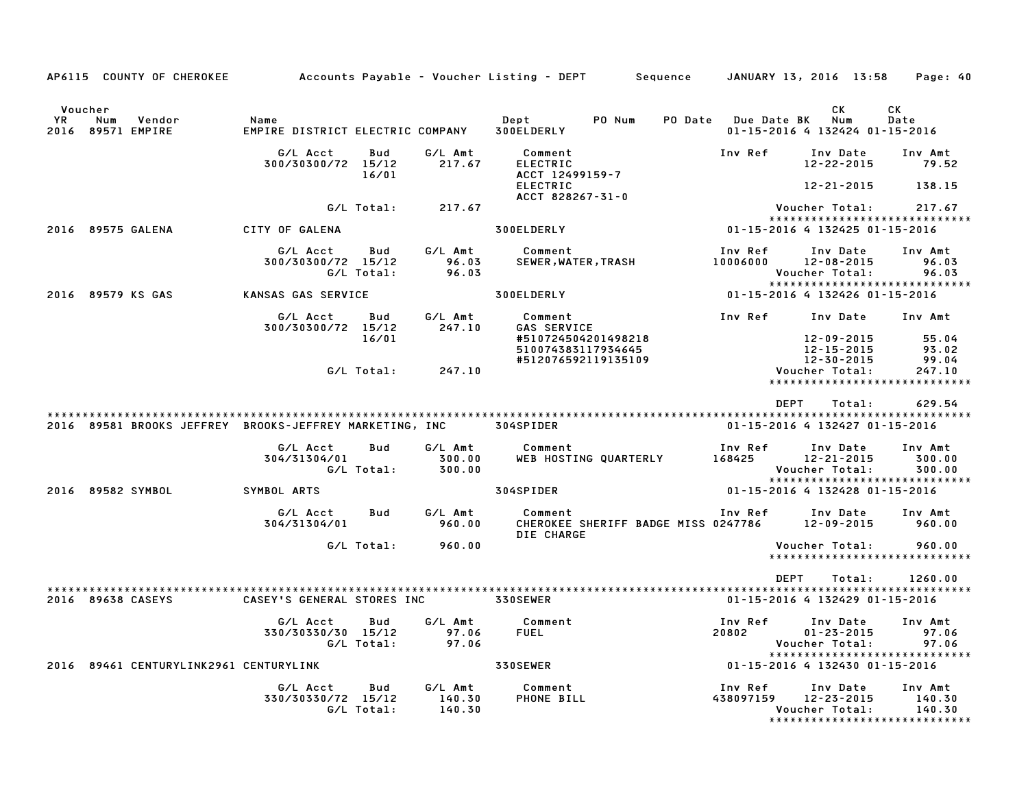AP6115 COUNTY OF CHEROKEE — Accounts Payable - Voucher Listing - DEPT — Sequence — JANUARY 13, 2016 13:58

| Voucher YR | Num | Vendor | Name | Dept | PO Num | PO Date | Due Date | BK | CK Num | CK Date |
|---|---|---|---|---|---|---|---|---|---|---|
| 2016 | 89571 | EMPIRE | EMPIRE DISTRICT ELECTRIC COMPANY | 300ELDERLY | | | 01-15-2016 | 4 | 132424 | 01-15-2016 |

| G/L Acct | Bud | G/L Amt | Comment | Inv Ref | Inv Date | Inv Amt |
|---|---|---|---|---|---|---|
| 300/30300/72 | 15/12 | 217.67 | ELECTRIC | | 12-22-2015 | 79.52 |
| | 16/01 | | ACCT 12499159-7 | | | |
| | | | ELECTRIC | | 12-21-2015 | 138.15 |
| | | | ACCT 828267-31-0 | | | |
| | G/L Total: | 217.67 | | | Voucher Total: | 217.67 |

| Voucher YR | Num | Vendor | Name | Dept | PO Num | PO Date | Due Date | BK | CK Num | CK Date |
|---|---|---|---|---|---|---|---|---|---|---|
| 2016 | 89575 | GALENA | CITY OF GALENA | 300ELDERLY | | | 01-15-2016 | 4 | 132425 | 01-15-2016 |

| G/L Acct | Bud | G/L Amt | Comment | Inv Ref | Inv Date | Inv Amt |
|---|---|---|---|---|---|---|
| 300/30300/72 | 15/12 | 96.03 | SEWER,WATER,TRASH | 10006000 | 12-08-2015 | 96.03 |
| | G/L Total: | 96.03 | | | Voucher Total: | 96.03 |

| Voucher YR | Num | Vendor | Name | Dept | PO Num | PO Date | Due Date | BK | CK Num | CK Date |
|---|---|---|---|---|---|---|---|---|---|---|
| 2016 | 89579 | KS GAS | KANSAS GAS SERVICE | 300ELDERLY | | | 01-15-2016 | 4 | 132426 | 01-15-2016 |

| G/L Acct | Bud | G/L Amt | Comment | Inv Ref | Inv Date | Inv Amt |
|---|---|---|---|---|---|---|
| 300/30300/72 | 15/12 | 247.10 | GAS SERVICE | | | |
| | 16/01 | | #510724504201498218 | | 12-09-2015 | 55.04 |
| | | | 510074383117934645 | | 12-15-2015 | 93.02 |
| | | | #512076592119135109 | | 12-30-2015 | 99.04 |
| | G/L Total: | 247.10 | | | Voucher Total: | 247.10 |

DEPT Total: 629.54

| Voucher YR | Num | Vendor | Name | Dept | PO Num | PO Date | Due Date | BK | CK Num | CK Date |
|---|---|---|---|---|---|---|---|---|---|---|
| 2016 | 89581 | BROOKS JEFFREY | BROOKS-JEFFREY MARKETING, INC | 304SPIDER | | | 01-15-2016 | 4 | 132427 | 01-15-2016 |

| G/L Acct | Bud | G/L Amt | Comment | Inv Ref | Inv Date | Inv Amt |
|---|---|---|---|---|---|---|
| 304/31304/01 | | 300.00 | WEB HOSTING QUARTERLY | 168425 | 12-21-2015 | 300.00 |
| | G/L Total: | 300.00 | | | Voucher Total: | 300.00 |

| Voucher YR | Num | Vendor | Name | Dept | PO Num | PO Date | Due Date | BK | CK Num | CK Date |
|---|---|---|---|---|---|---|---|---|---|---|
| 2016 | 89582 | SYMBOL | SYMBOL ARTS | 304SPIDER | | | 01-15-2016 | 4 | 132428 | 01-15-2016 |

| G/L Acct | Bud | G/L Amt | Comment | Inv Ref | Inv Date | Inv Amt |
|---|---|---|---|---|---|---|
| 304/31304/01 | | 960.00 | CHEROKEE SHERIFF BADGE MISS | 0247786 | 12-09-2015 | 960.00 |
| | | | DIE CHARGE | | | |
| | G/L Total: | 960.00 | | | Voucher Total: | 960.00 |

DEPT Total: 1260.00

| Voucher YR | Num | Vendor | Name | Dept | PO Num | PO Date | Due Date | BK | CK Num | CK Date |
|---|---|---|---|---|---|---|---|---|---|---|
| 2016 | 89638 | CASEYS | CASEY'S GENERAL STORES INC | 330SEWER | | | 01-15-2016 | 4 | 132429 | 01-15-2016 |

| G/L Acct | Bud | G/L Amt | Comment | Inv Ref | Inv Date | Inv Amt |
|---|---|---|---|---|---|---|
| 330/30330/30 | 15/12 | 97.06 | FUEL | 20802 | 01-23-2015 | 97.06 |
| | G/L Total: | 97.06 | | | Voucher Total: | 97.06 |

| Voucher YR | Num | Vendor | Name | Dept | PO Num | PO Date | Due Date | BK | CK Num | CK Date |
|---|---|---|---|---|---|---|---|---|---|---|
| 2016 | 89461 | CENTURYLINK2961 | CENTURYLINK | 330SEWER | | | 01-15-2016 | 4 | 132430 | 01-15-2016 |

| G/L Acct | Bud | G/L Amt | Comment | Inv Ref | Inv Date | Inv Amt |
|---|---|---|---|---|---|---|
| 330/30330/72 | 15/12 | 140.30 | PHONE BILL | 438097159 | 12-23-2015 | 140.30 |
| | G/L Total: | 140.30 | | | Voucher Total: | 140.30 |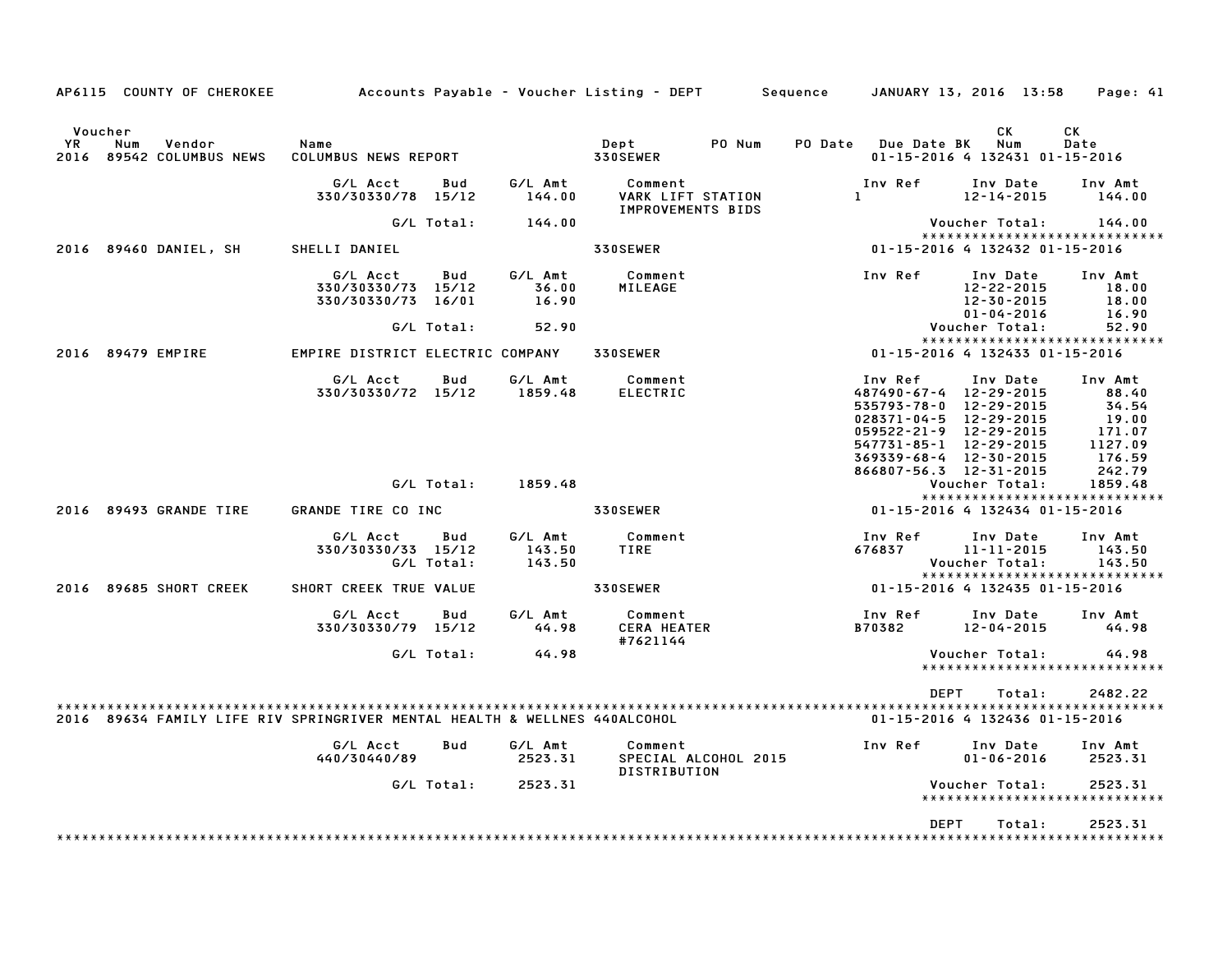AP6115 COUNTY OF CHEROKEE — Accounts Payable - Voucher Listing - DEPT — Sequence — JANUARY 13, 2016 13:58 — Page: 41

| Voucher YR | Num | Vendor | Name | Dept | PO Num | PO Date | Due Date | BK | CK Num | CK Date |
|---|---|---|---|---|---|---|---|---|---|---|
| 2016 | 89542 | COLUMBUS NEWS | COLUMBUS NEWS REPORT | 330SEWER | | | 01-15-2016 | 4 | 132431 | 01-15-2016 |

| G/L Acct | Bud | G/L Amt | Comment | Inv Ref | Inv Date | Inv Amt |
|---|---|---|---|---|---|---|
| 330/30330/78 | 15/12 | 144.00 | VARK LIFT STATION IMPROVEMENTS BIDS | 1 | 12-14-2015 | 144.00 |
| | G/L Total: | 144.00 | | | Voucher Total: | 144.00 |

| Voucher YR | Num | Vendor | Name | Dept | Due Date | BK | CK Num | CK Date |
|---|---|---|---|---|---|---|---|---|
| 2016 | 89460 | DANIEL, SH | SHELLI DANIEL | 330SEWER | 01-15-2016 | 4 | 132432 | 01-15-2016 |

| G/L Acct | Bud | G/L Amt | Comment | Inv Ref | Inv Date | Inv Amt |
|---|---|---|---|---|---|---|
| 330/30330/73 | 15/12 | 36.00 | MILEAGE | | 12-22-2015 | 18.00 |
| 330/30330/73 | 16/01 | 16.90 | | | 12-30-2015 | 18.00 |
| | | | | | 01-04-2016 | 16.90 |
| | G/L Total: | 52.90 | | | Voucher Total: | 52.90 |

| Voucher YR | Num | Vendor | Name | Dept | Due Date | BK | CK Num | CK Date |
|---|---|---|---|---|---|---|---|---|
| 2016 | 89479 | EMPIRE | EMPIRE DISTRICT ELECTRIC COMPANY | 330SEWER | 01-15-2016 | 4 | 132433 | 01-15-2016 |

| G/L Acct | Bud | G/L Amt | Comment | Inv Ref | Inv Date | Inv Amt |
|---|---|---|---|---|---|---|
| 330/30330/72 | 15/12 | 1859.48 | ELECTRIC | 487490-67-4 | 12-29-2015 | 88.40 |
| | | | | 535793-78-0 | 12-29-2015 | 34.54 |
| | | | | 028371-04-5 | 12-29-2015 | 19.00 |
| | | | | 059522-21-9 | 12-29-2015 | 171.07 |
| | | | | 547731-85-1 | 12-29-2015 | 1127.09 |
| | | | | 369339-68-4 | 12-30-2015 | 176.59 |
| | | | | 866807-56.3 | 12-31-2015 | 242.79 |
| | G/L Total: | 1859.48 | | | Voucher Total: | 1859.48 |

| Voucher YR | Num | Vendor | Name | Dept | Due Date | BK | CK Num | CK Date |
|---|---|---|---|---|---|---|---|---|
| 2016 | 89493 | GRANDE TIRE | GRANDE TIRE CO INC | 330SEWER | 01-15-2016 | 4 | 132434 | 01-15-2016 |

| G/L Acct | Bud | G/L Amt | Comment | Inv Ref | Inv Date | Inv Amt |
|---|---|---|---|---|---|---|
| 330/30330/33 | 15/12 | 143.50 | TIRE | 676837 | 11-11-2015 | 143.50 |
| | G/L Total: | 143.50 | | | Voucher Total: | 143.50 |

| Voucher YR | Num | Vendor | Name | Dept | Due Date | BK | CK Num | CK Date |
|---|---|---|---|---|---|---|---|---|
| 2016 | 89685 | SHORT CREEK | SHORT CREEK TRUE VALUE | 330SEWER | 01-15-2016 | 4 | 132435 | 01-15-2016 |

| G/L Acct | Bud | G/L Amt | Comment | Inv Ref | Inv Date | Inv Amt |
|---|---|---|---|---|---|---|
| 330/30330/79 | 15/12 | 44.98 | CERA HEATER #7621144 | B70382 | 12-04-2015 | 44.98 |
| | G/L Total: | 44.98 | | | Voucher Total: | 44.98 |

DEPT Total: 2482.22

| Voucher YR | Num | Vendor | Name | Dept | Due Date | BK | CK Num | CK Date |
|---|---|---|---|---|---|---|---|---|
| 2016 | 89634 | FAMILY LIFE RIV | SPRINGRIVER MENTAL HEALTH & WELLNES | 440ALCOHOL | 01-15-2016 | 4 | 132436 | 01-15-2016 |

| G/L Acct | Bud | G/L Amt | Comment | Inv Ref | Inv Date | Inv Amt |
|---|---|---|---|---|---|---|
| 440/30440/89 | | 2523.31 | SPECIAL ALCOHOL 2015 DISTRIBUTION | | 01-06-2016 | 2523.31 |
| | G/L Total: | 2523.31 | | | Voucher Total: | 2523.31 |

DEPT Total: 2523.31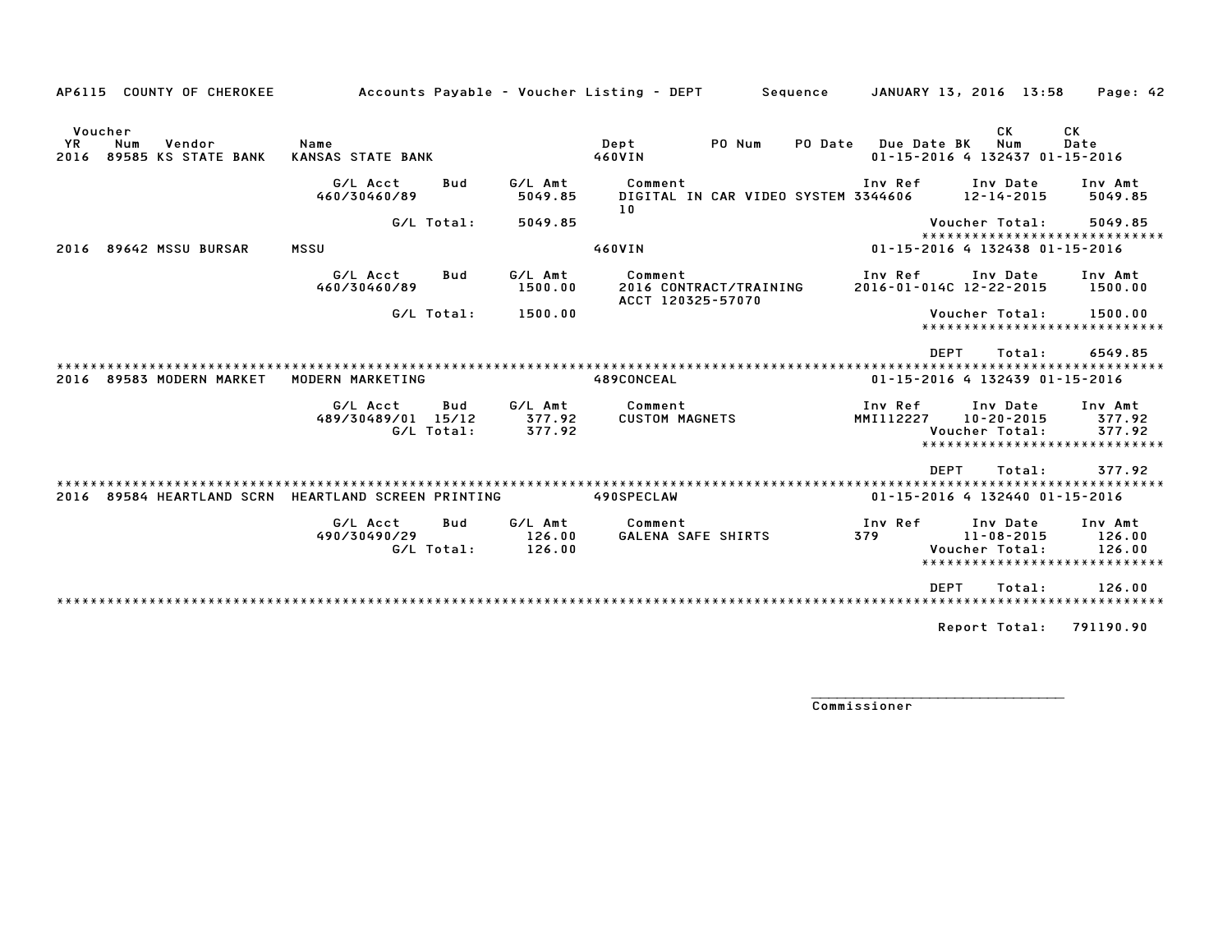AP6115 COUNTY OF CHEROKEE Accounts Payable - Voucher Listing - DEPT Sequence JANUARY 13, 2016 13:58 Page: 42

| Voucher YR | Num | Vendor | Name | Dept | PO Num | PO Date | Due Date | BK | CK Num | CK Date |
|---|---|---|---|---|---|---|---|---|---|---|
| 2016 | 89585 | KS STATE BANK | KANSAS STATE BANK | 460VIN | | | 01-15-2016 | 4 | 132437 | 01-15-2016 |

| G/L Acct | Bud | G/L Amt | Comment | Inv Ref | Inv Date | Inv Amt |
|---|---|---|---|---|---|---|
| 460/30460/89 | | 5049.85 | DIGITAL IN CAR VIDEO SYSTEM 10 | 3344606 | 12-14-2015 | 5049.85 |
| | G/L Total: | 5049.85 | | | Voucher Total: | 5049.85 |

*****************************

| Voucher YR | Num | Vendor | Name | Dept | PO Num | PO Date | Due Date | BK | CK Num | CK Date |
|---|---|---|---|---|---|---|---|---|---|---|
| 2016 | 89642 | MSSU BURSAR | MSSU | 460VIN | | | 01-15-2016 | 4 | 132438 | 01-15-2016 |

| G/L Acct | Bud | G/L Amt | Comment | Inv Ref | Inv Date | Inv Amt |
|---|---|---|---|---|---|---|
| 460/30460/89 | | 1500.00 | 2016 CONTRACT/TRAINING ACCT 120325-57070 | 2016-01-014C | 12-22-2015 | 1500.00 |
| | G/L Total: | 1500.00 | | | Voucher Total: | 1500.00 |

*****************************

DEPT Total: 6549.85

*****************************

| Voucher YR | Num | Vendor | Name | Dept | PO Num | PO Date | Due Date | BK | CK Num | CK Date |
|---|---|---|---|---|---|---|---|---|---|---|
| 2016 | 89583 | MODERN MARKET | MODERN MARKETING | 489CONCEAL | | | 01-15-2016 | 4 | 132439 | 01-15-2016 |

| G/L Acct | Bud | G/L Amt | Comment | Inv Ref | Inv Date | Inv Amt |
|---|---|---|---|---|---|---|
| 489/30489/01 | 15/12 | 377.92 | CUSTOM MAGNETS | MMI112227 | 10-20-2015 | 377.92 |
| | G/L Total: | 377.92 | | | Voucher Total: | 377.92 |

*****************************

DEPT Total: 377.92

*****************************

| Voucher YR | Num | Vendor | Name | Dept | PO Num | PO Date | Due Date | BK | CK Num | CK Date |
|---|---|---|---|---|---|---|---|---|---|---|
| 2016 | 89584 | HEARTLAND SCRN | HEARTLAND SCREEN PRINTING | 490SPECLAW | | | 01-15-2016 | 4 | 132440 | 01-15-2016 |

| G/L Acct | Bud | G/L Amt | Comment | Inv Ref | Inv Date | Inv Amt |
|---|---|---|---|---|---|---|
| 490/30490/29 | | 126.00 | GALENA SAFE SHIRTS | 379 | 11-08-2015 | 126.00 |
| | G/L Total: | 126.00 | | | Voucher Total: | 126.00 |

*****************************

DEPT Total: 126.00

*****************************

Report Total: 791190.90

_______________________________
Commissioner